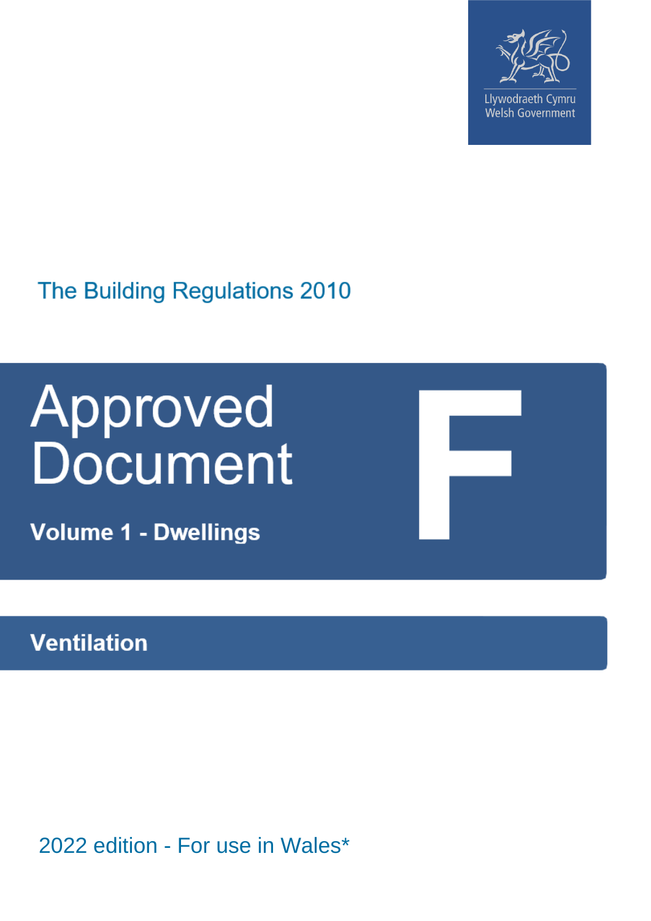Llywodraeth Cymru
Welsh Government

The Building Regulations 2010

# Approved Document F

## Volume 1 - Dwellings

## Ventilation

2022 edition - For use in Wales*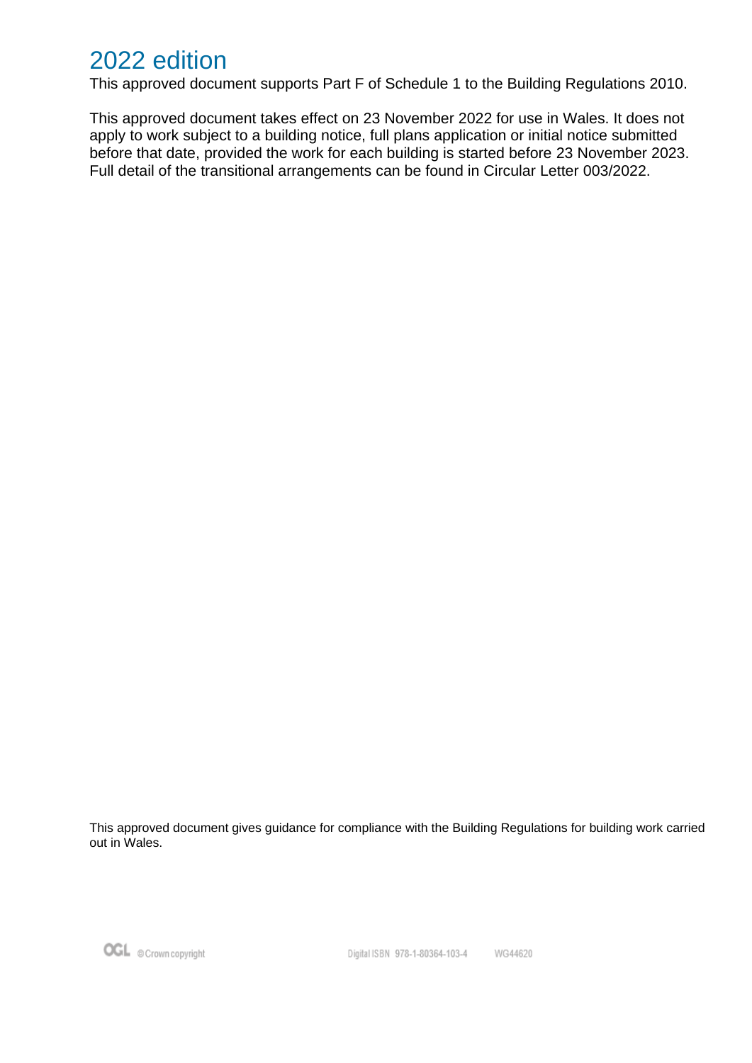# 2022 edition

This approved document supports Part F of Schedule 1 to the Building Regulations 2010.

This approved document takes effect on 23 November 2022 for use in Wales. It does not apply to work subject to a building notice, full plans application or initial notice submitted before that date, provided the work for each building is started before 23 November 2023. Full detail of the transitional arrangements can be found in Circular Letter 003/2022.

This approved document gives guidance for compliance with the Building Regulations for building work carried out in Wales.

OGL © Crown copyright Digital ISBN 978-1-80364-103-4 WG44620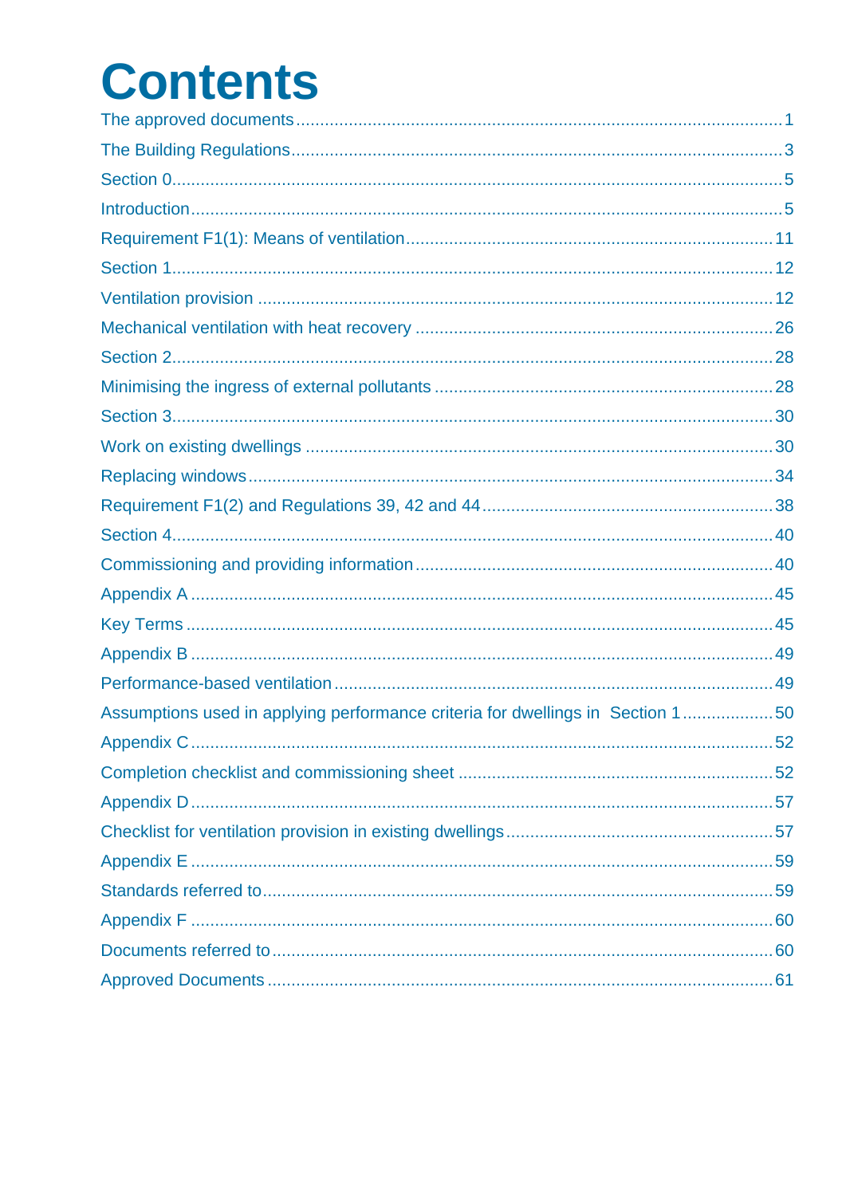# Contents

The approved documents ........................................................................................................1

The Building Regulations.......................................................................................................3

Section 0...............................................................................................................................5

Introduction...........................................................................................................................5

Requirement F1(1): Means of ventilation.............................................................................11

Section 1.............................................................................................................................12

Ventilation provision ...........................................................................................................12

Mechanical ventilation with heat recovery ..........................................................................26

Section 2.............................................................................................................................28

Minimising the ingress of external pollutants ......................................................................28

Section 3.............................................................................................................................30

Work on existing dwellings .................................................................................................30

Replacing windows.............................................................................................................34

Requirement F1(2) and Regulations 39, 42 and 44............................................................38

Section 4.............................................................................................................................40

Commissioning and providing information..........................................................................40

Appendix A .........................................................................................................................45

Key Terms ..........................................................................................................................45

Appendix B .........................................................................................................................49

Performance-based ventilation............................................................................................49

Assumptions used in applying performance criteria for dwellings in Section 1...................50

Appendix C .........................................................................................................................52

Completion checklist and commissioning sheet .................................................................52

Appendix D .........................................................................................................................57

Checklist for ventilation provision in existing dwellings.......................................................57

Appendix E .........................................................................................................................59

Standards referred to..........................................................................................................59

Appendix F .........................................................................................................................60

Documents referred to........................................................................................................60

Approved Documents .........................................................................................................61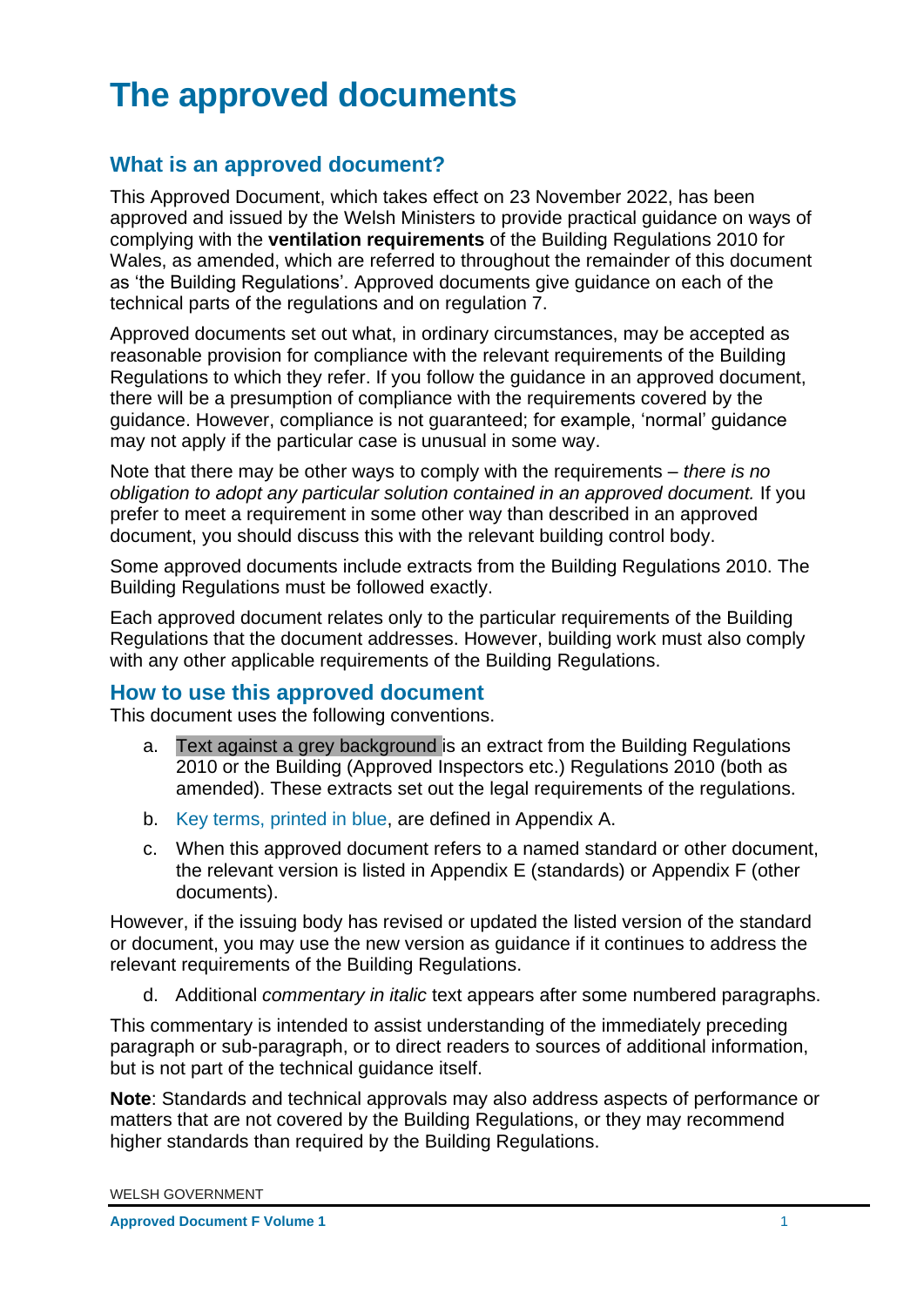# The approved documents

## What is an approved document?

This Approved Document, which takes effect on 23 November 2022, has been approved and issued by the Welsh Ministers to provide practical guidance on ways of complying with the **ventilation requirements** of the Building Regulations 2010 for Wales, as amended, which are referred to throughout the remainder of this document as 'the Building Regulations'. Approved documents give guidance on each of the technical parts of the regulations and on regulation 7.

Approved documents set out what, in ordinary circumstances, may be accepted as reasonable provision for compliance with the relevant requirements of the Building Regulations to which they refer. If you follow the guidance in an approved document, there will be a presumption of compliance with the requirements covered by the guidance. However, compliance is not guaranteed; for example, 'normal' guidance may not apply if the particular case is unusual in some way.

Note that there may be other ways to comply with the requirements – *there is no obligation to adopt any particular solution contained in an approved document.* If you prefer to meet a requirement in some other way than described in an approved document, you should discuss this with the relevant building control body.

Some approved documents include extracts from the Building Regulations 2010. The Building Regulations must be followed exactly.

Each approved document relates only to the particular requirements of the Building Regulations that the document addresses. However, building work must also comply with any other applicable requirements of the Building Regulations.

## How to use this approved document

This document uses the following conventions.

a. Text against a grey background is an extract from the Building Regulations 2010 or the Building (Approved Inspectors etc.) Regulations 2010 (both as amended). These extracts set out the legal requirements of the regulations.

b. Key terms, printed in blue, are defined in Appendix A.

c. When this approved document refers to a named standard or other document, the relevant version is listed in Appendix E (standards) or Appendix F (other documents).

However, if the issuing body has revised or updated the listed version of the standard or document, you may use the new version as guidance if it continues to address the relevant requirements of the Building Regulations.

d. Additional *commentary in italic* text appears after some numbered paragraphs.

This commentary is intended to assist understanding of the immediately preceding paragraph or sub-paragraph, or to direct readers to sources of additional information, but is not part of the technical guidance itself.

**Note**: Standards and technical approvals may also address aspects of performance or matters that are not covered by the Building Regulations, or they may recommend higher standards than required by the Building Regulations.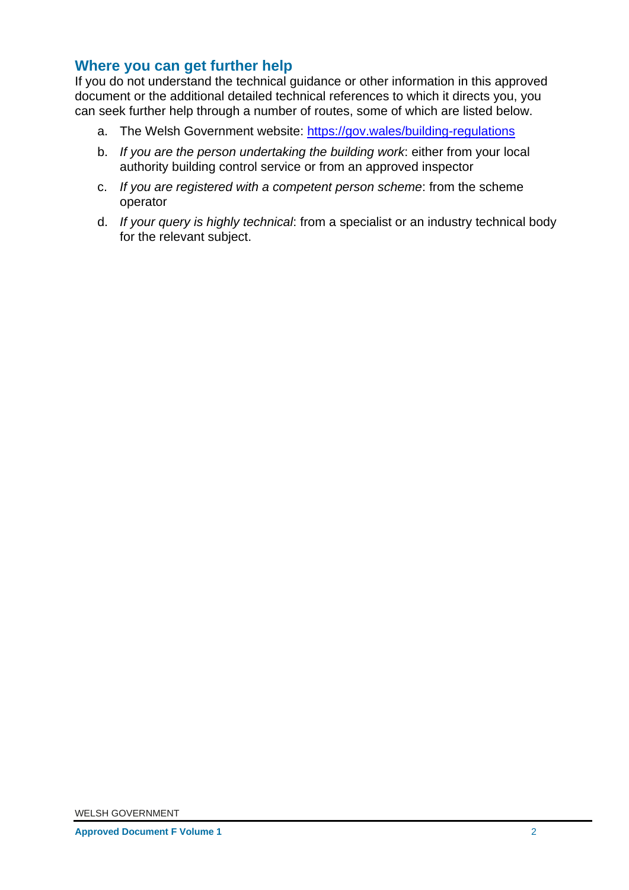## Where you can get further help

If you do not understand the technical guidance or other information in this approved document or the additional detailed technical references to which it directs you, you can seek further help through a number of routes, some of which are listed below.

a. The Welsh Government website: https://gov.wales/building-regulations

b. *If you are the person undertaking the building work*: either from your local authority building control service or from an approved inspector

c. *If you are registered with a competent person scheme*: from the scheme operator

d. *If your query is highly technical*: from a specialist or an industry technical body for the relevant subject.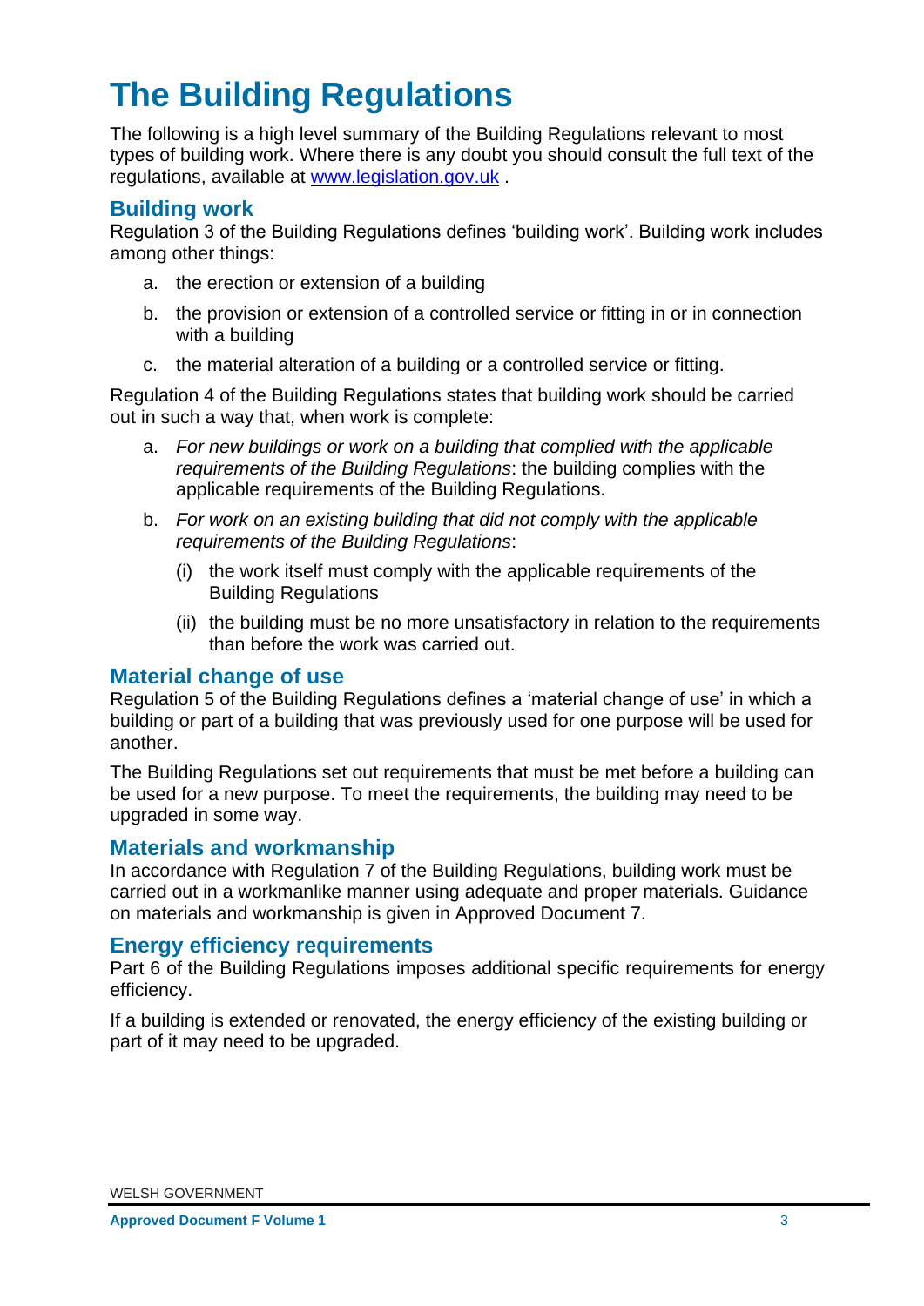# The Building Regulations

The following is a high level summary of the Building Regulations relevant to most types of building work. Where there is any doubt you should consult the full text of the regulations, available at www.legislation.gov.uk .

## Building work

Regulation 3 of the Building Regulations defines 'building work'. Building work includes among other things:

a. the erection or extension of a building

b. the provision or extension of a controlled service or fitting in or in connection with a building

c. the material alteration of a building or a controlled service or fitting.

Regulation 4 of the Building Regulations states that building work should be carried out in such a way that, when work is complete:

a. *For new buildings or work on a building that complied with the applicable requirements of the Building Regulations*: the building complies with the applicable requirements of the Building Regulations.

b. *For work on an existing building that did not comply with the applicable requirements of the Building Regulations*:

   (i) the work itself must comply with the applicable requirements of the Building Regulations

   (ii) the building must be no more unsatisfactory in relation to the requirements than before the work was carried out.

## Material change of use

Regulation 5 of the Building Regulations defines a 'material change of use' in which a building or part of a building that was previously used for one purpose will be used for another.

The Building Regulations set out requirements that must be met before a building can be used for a new purpose. To meet the requirements, the building may need to be upgraded in some way.

## Materials and workmanship

In accordance with Regulation 7 of the Building Regulations, building work must be carried out in a workmanlike manner using adequate and proper materials. Guidance on materials and workmanship is given in Approved Document 7.

## Energy efficiency requirements

Part 6 of the Building Regulations imposes additional specific requirements for energy efficiency.

If a building is extended or renovated, the energy efficiency of the existing building or part of it may need to be upgraded.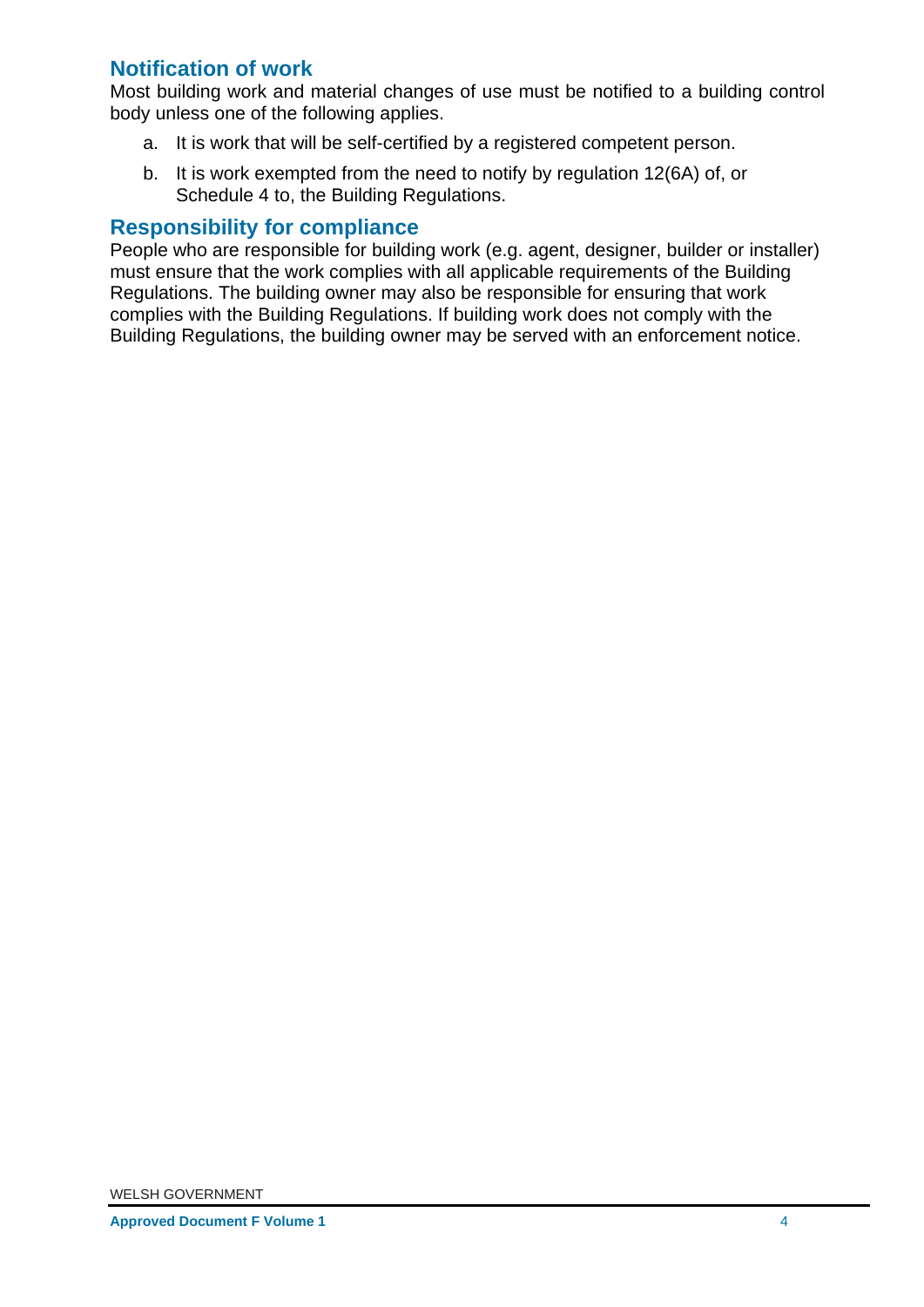## Notification of work

Most building work and material changes of use must be notified to a building control body unless one of the following applies.

a. It is work that will be self-certified by a registered competent person.

b. It is work exempted from the need to notify by regulation 12(6A) of, or Schedule 4 to, the Building Regulations.

## Responsibility for compliance

People who are responsible for building work (e.g. agent, designer, builder or installer) must ensure that the work complies with all applicable requirements of the Building Regulations. The building owner may also be responsible for ensuring that work complies with the Building Regulations. If building work does not comply with the Building Regulations, the building owner may be served with an enforcement notice.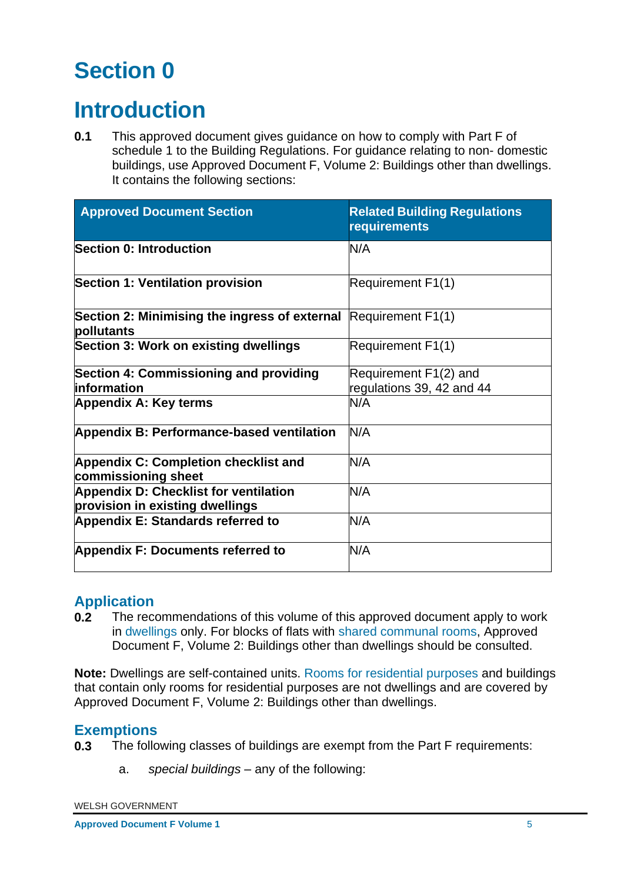# Section 0

# Introduction

**0.1** This approved document gives guidance on how to comply with Part F of schedule 1 to the Building Regulations. For guidance relating to non- domestic buildings, use Approved Document F, Volume 2: Buildings other than dwellings. It contains the following sections:

| Approved Document Section | Related Building Regulations requirements |
|---|---|
| **Section 0: Introduction** | N/A |
| **Section 1: Ventilation provision** | Requirement F1(1) |
| **Section 2: Minimising the ingress of external pollutants** | Requirement F1(1) |
| **Section 3: Work on existing dwellings** | Requirement F1(1) |
| **Section 4: Commissioning and providing information** | Requirement F1(2) and regulations 39, 42 and 44 |
| **Appendix A: Key terms** | N/A |
| **Appendix B: Performance-based ventilation** | N/A |
| **Appendix C: Completion checklist and commissioning sheet** | N/A |
| **Appendix D: Checklist for ventilation provision in existing dwellings** | N/A |
| **Appendix E: Standards referred to** | N/A |
| **Appendix F: Documents referred to** | N/A |

## Application

**0.2** The recommendations of this volume of this approved document apply to work in dwellings only. For blocks of flats with shared communal rooms, Approved Document F, Volume 2: Buildings other than dwellings should be consulted.

**Note:** Dwellings are self-contained units. Rooms for residential purposes and buildings that contain only rooms for residential purposes are not dwellings and are covered by Approved Document F, Volume 2: Buildings other than dwellings.

## Exemptions

**0.3** The following classes of buildings are exempt from the Part F requirements:

a. *special buildings* – any of the following: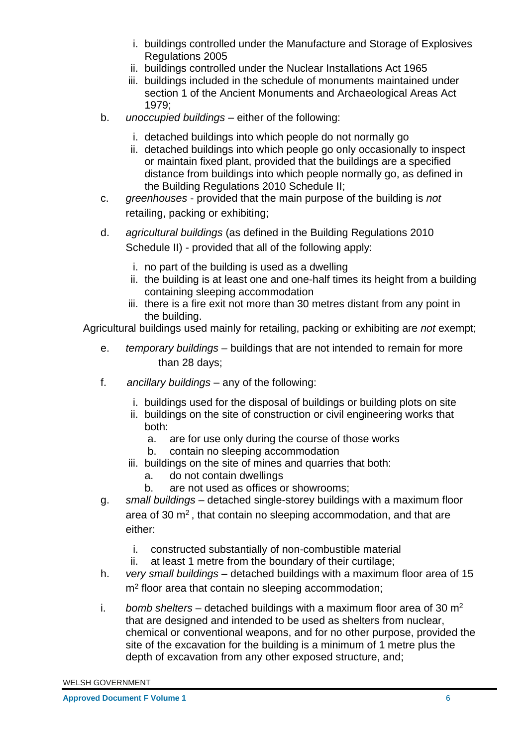i. buildings controlled under the Manufacture and Storage of Explosives Regulations 2005
   ii. buildings controlled under the Nuclear Installations Act 1965
   iii. buildings included in the schedule of monuments maintained under section 1 of the Ancient Monuments and Archaeological Areas Act 1979;

b. *unoccupied buildings* – either of the following:

   i. detached buildings into which people do not normally go
   ii. detached buildings into which people go only occasionally to inspect or maintain fixed plant, provided that the buildings are a specified distance from buildings into which people normally go, as defined in the Building Regulations 2010 Schedule II;

c. *greenhouses* - provided that the main purpose of the building is *not* retailing, packing or exhibiting;

d. *agricultural buildings* (as defined in the Building Regulations 2010 Schedule II) - provided that all of the following apply:

   i. no part of the building is used as a dwelling
   ii. the building is at least one and one-half times its height from a building containing sleeping accommodation
   iii. there is a fire exit not more than 30 metres distant from any point in the building.

Agricultural buildings used mainly for retailing, packing or exhibiting are *not* exempt;

e. *temporary buildings* – buildings that are not intended to remain for more than 28 days;

f. *ancillary buildings* – any of the following:

   i. buildings used for the disposal of buildings or building plots on site
   ii. buildings on the site of construction or civil engineering works that both:
      a. are for use only during the course of those works
      b. contain no sleeping accommodation
   iii. buildings on the site of mines and quarries that both:
      a. do not contain dwellings
      b. are not used as offices or showrooms;

g. *small buildings* – detached single-storey buildings with a maximum floor area of 30 $m^2$, that contain no sleeping accommodation, and that are either:

   i. constructed substantially of non-combustible material
   ii. at least 1 metre from the boundary of their curtilage;

h. *very small buildings* – detached buildings with a maximum floor area of 15 $m^2$ floor area that contain no sleeping accommodation;

i. *bomb shelters* – detached buildings with a maximum floor area of 30 $m^2$ that are designed and intended to be used as shelters from nuclear, chemical or conventional weapons, and for no other purpose, provided the site of the excavation for the building is a minimum of 1 metre plus the depth of excavation from any other exposed structure, and;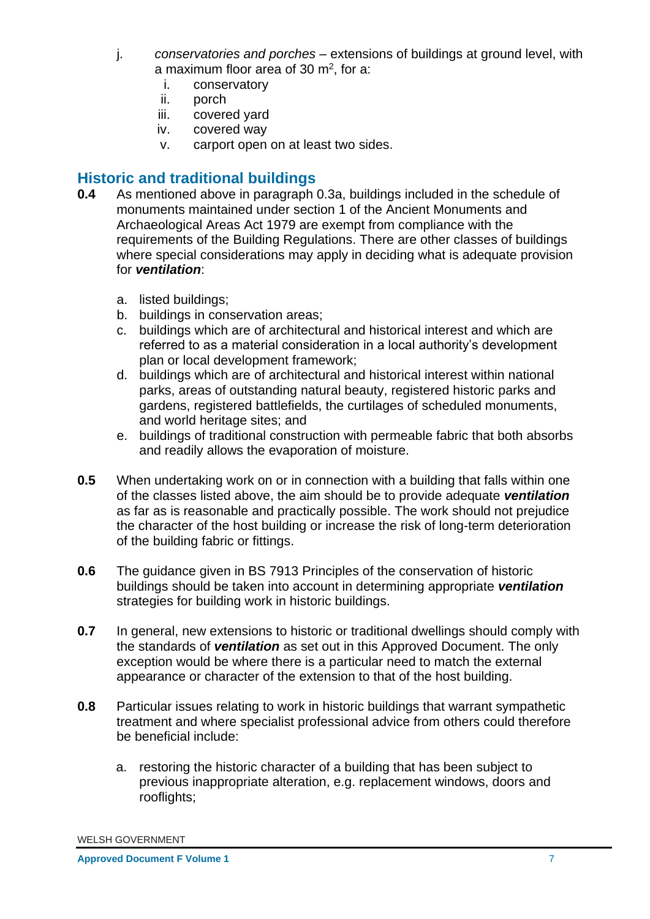j. *conservatories and porches* – extensions of buildings at ground level, with a maximum floor area of 30 $m^2$, for a:
   i. conservatory
   ii. porch
   iii. covered yard
   iv. covered way
   v. carport open on at least two sides.

## Historic and traditional buildings

**0.4** As mentioned above in paragraph 0.3a, buildings included in the schedule of monuments maintained under section 1 of the Ancient Monuments and Archaeological Areas Act 1979 are exempt from compliance with the requirements of the Building Regulations. There are other classes of buildings where special considerations may apply in deciding what is adequate provision for ***ventilation***:

a. listed buildings;
b. buildings in conservation areas;
c. buildings which are of architectural and historical interest and which are referred to as a material consideration in a local authority's development plan or local development framework;
d. buildings which are of architectural and historical interest within national parks, areas of outstanding natural beauty, registered historic parks and gardens, registered battlefields, the curtilages of scheduled monuments, and world heritage sites; and
e. buildings of traditional construction with permeable fabric that both absorbs and readily allows the evaporation of moisture.

**0.5** When undertaking work on or in connection with a building that falls within one of the classes listed above, the aim should be to provide adequate ***ventilation*** as far as is reasonable and practically possible. The work should not prejudice the character of the host building or increase the risk of long-term deterioration of the building fabric or fittings.

**0.6** The guidance given in BS 7913 Principles of the conservation of historic buildings should be taken into account in determining appropriate ***ventilation*** strategies for building work in historic buildings.

**0.7** In general, new extensions to historic or traditional dwellings should comply with the standards of ***ventilation*** as set out in this Approved Document. The only exception would be where there is a particular need to match the external appearance or character of the extension to that of the host building.

**0.8** Particular issues relating to work in historic buildings that warrant sympathetic treatment and where specialist professional advice from others could therefore be beneficial include:

a. restoring the historic character of a building that has been subject to previous inappropriate alteration, e.g. replacement windows, doors and rooflights;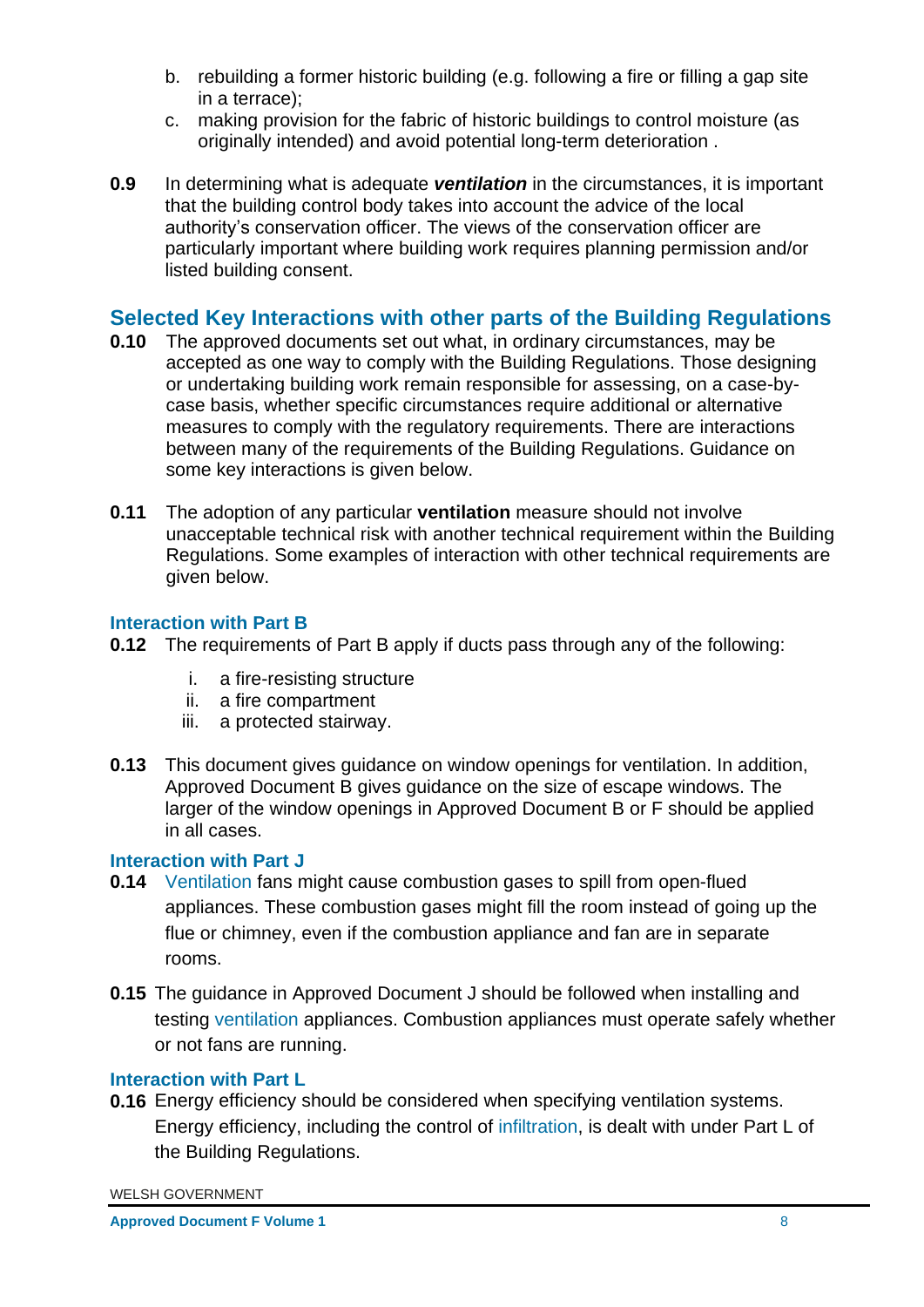b. rebuilding a former historic building (e.g. following a fire or filling a gap site in a terrace);
c. making provision for the fabric of historic buildings to control moisture (as originally intended) and avoid potential long-term deterioration .

**0.9** In determining what is adequate ***ventilation*** in the circumstances, it is important that the building control body takes into account the advice of the local authority's conservation officer. The views of the conservation officer are particularly important where building work requires planning permission and/or listed building consent.

## Selected Key Interactions with other parts of the Building Regulations

**0.10** The approved documents set out what, in ordinary circumstances, may be accepted as one way to comply with the Building Regulations. Those designing or undertaking building work remain responsible for assessing, on a case-by-case basis, whether specific circumstances require additional or alternative measures to comply with the regulatory requirements. There are interactions between many of the requirements of the Building Regulations. Guidance on some key interactions is given below.

**0.11** The adoption of any particular **ventilation** measure should not involve unacceptable technical risk with another technical requirement within the Building Regulations. Some examples of interaction with other technical requirements are given below.

### Interaction with Part B

**0.12** The requirements of Part B apply if ducts pass through any of the following:

i. a fire-resisting structure
ii. a fire compartment
iii. a protected stairway.

**0.13** This document gives guidance on window openings for ventilation. In addition, Approved Document B gives guidance on the size of escape windows. The larger of the window openings in Approved Document B or F should be applied in all cases.

### Interaction with Part J

**0.14** Ventilation fans might cause combustion gases to spill from open-flued appliances. These combustion gases might fill the room instead of going up the flue or chimney, even if the combustion appliance and fan are in separate rooms.

**0.15** The guidance in Approved Document J should be followed when installing and testing ventilation appliances. Combustion appliances must operate safely whether or not fans are running.

### Interaction with Part L

**0.16** Energy efficiency should be considered when specifying ventilation systems. Energy efficiency, including the control of infiltration, is dealt with under Part L of the Building Regulations.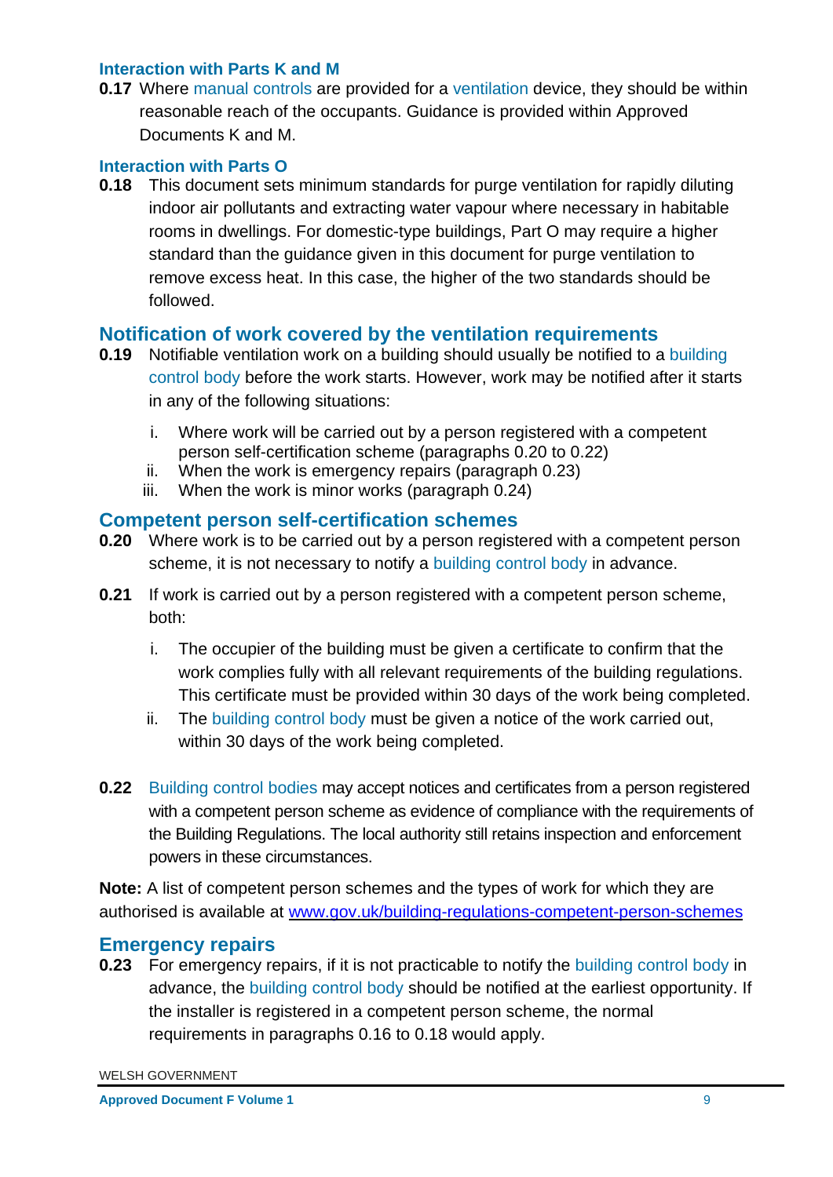### Interaction with Parts K and M

**0.17** Where manual controls are provided for a ventilation device, they should be within reasonable reach of the occupants. Guidance is provided within Approved Documents K and M.

### Interaction with Parts O

**0.18** This document sets minimum standards for purge ventilation for rapidly diluting indoor air pollutants and extracting water vapour where necessary in habitable rooms in dwellings. For domestic-type buildings, Part O may require a higher standard than the guidance given in this document for purge ventilation to remove excess heat. In this case, the higher of the two standards should be followed.

## Notification of work covered by the ventilation requirements

**0.19** Notifiable ventilation work on a building should usually be notified to a building control body before the work starts. However, work may be notified after it starts in any of the following situations:

i. Where work will be carried out by a person registered with a competent person self-certification scheme (paragraphs 0.20 to 0.22)
ii. When the work is emergency repairs (paragraph 0.23)
iii. When the work is minor works (paragraph 0.24)

## Competent person self-certification schemes

**0.20** Where work is to be carried out by a person registered with a competent person scheme, it is not necessary to notify a building control body in advance.

**0.21** If work is carried out by a person registered with a competent person scheme, both:

i. The occupier of the building must be given a certificate to confirm that the work complies fully with all relevant requirements of the building regulations. This certificate must be provided within 30 days of the work being completed.
ii. The building control body must be given a notice of the work carried out, within 30 days of the work being completed.

**0.22** Building control bodies may accept notices and certificates from a person registered with a competent person scheme as evidence of compliance with the requirements of the Building Regulations. The local authority still retains inspection and enforcement powers in these circumstances.

**Note:** A list of competent person schemes and the types of work for which they are authorised is available at www.gov.uk/building-regulations-competent-person-schemes

## Emergency repairs

**0.23** For emergency repairs, if it is not practicable to notify the building control body in advance, the building control body should be notified at the earliest opportunity. If the installer is registered in a competent person scheme, the normal requirements in paragraphs 0.16 to 0.18 would apply.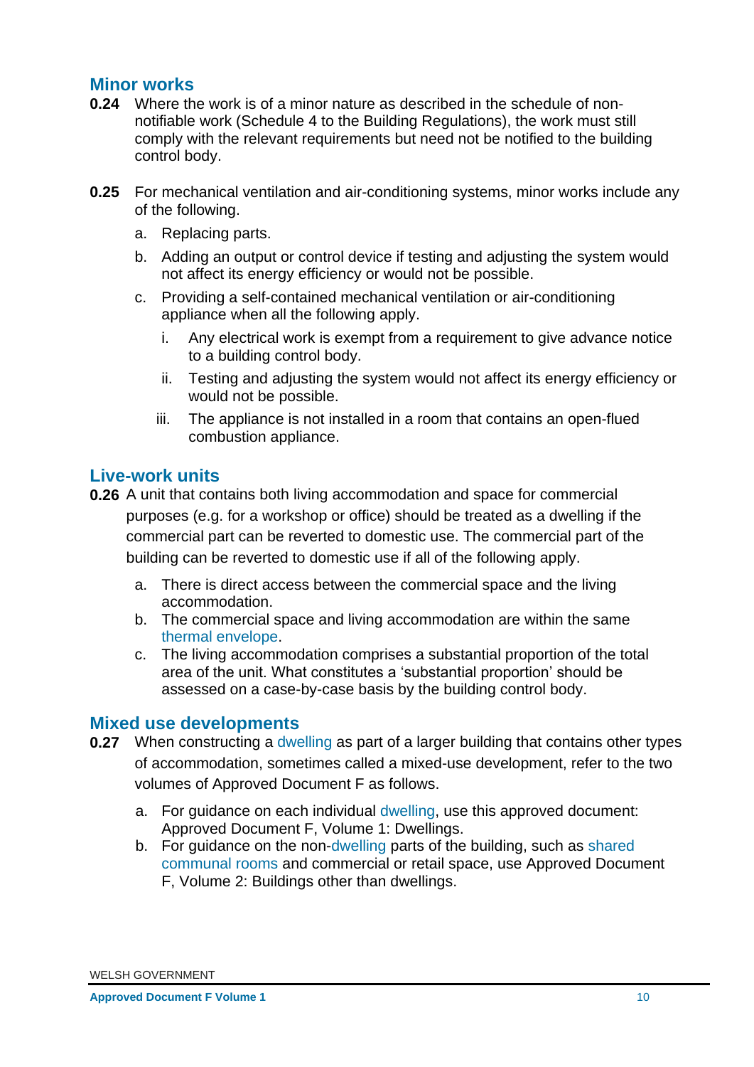## Minor works

**0.24** Where the work is of a minor nature as described in the schedule of non-notifiable work (Schedule 4 to the Building Regulations), the work must still comply with the relevant requirements but need not be notified to the building control body.

**0.25** For mechanical ventilation and air-conditioning systems, minor works include any of the following.

a. Replacing parts.

b. Adding an output or control device if testing and adjusting the system would not affect its energy efficiency or would not be possible.

c. Providing a self-contained mechanical ventilation or air-conditioning appliance when all the following apply.

   i. Any electrical work is exempt from a requirement to give advance notice to a building control body.

   ii. Testing and adjusting the system would not affect its energy efficiency or would not be possible.

   iii. The appliance is not installed in a room that contains an open-flued combustion appliance.

## Live-work units

**0.26** A unit that contains both living accommodation and space for commercial purposes (e.g. for a workshop or office) should be treated as a dwelling if the commercial part can be reverted to domestic use. The commercial part of the building can be reverted to domestic use if all of the following apply.

a. There is direct access between the commercial space and the living accommodation.

b. The commercial space and living accommodation are within the same thermal envelope.

c. The living accommodation comprises a substantial proportion of the total area of the unit. What constitutes a 'substantial proportion' should be assessed on a case-by-case basis by the building control body.

## Mixed use developments

**0.27** When constructing a dwelling as part of a larger building that contains other types of accommodation, sometimes called a mixed-use development, refer to the two volumes of Approved Document F as follows.

a. For guidance on each individual dwelling, use this approved document: Approved Document F, Volume 1: Dwellings.

b. For guidance on the non-dwelling parts of the building, such as shared communal rooms and commercial or retail space, use Approved Document F, Volume 2: Buildings other than dwellings.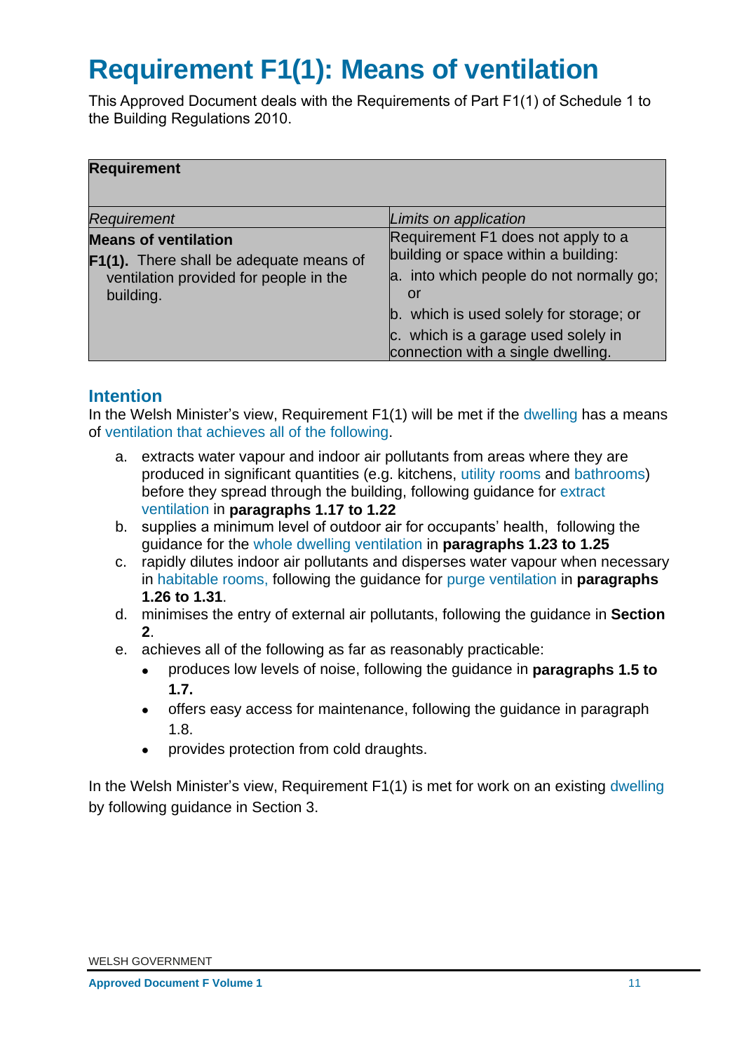# Requirement F1(1): Means of ventilation

This Approved Document deals with the Requirements of Part F1(1) of Schedule 1 to the Building Regulations 2010.

| Requirement | |
|---|---|
| *Requirement* | *Limits on application* |
| **Means of ventilation**<br>**F1(1).** There shall be adequate means of ventilation provided for people in the building. | Requirement F1 does not apply to a building or space within a building:<br>a. into which people do not normally go; or<br>b. which is used solely for storage; or<br>c. which is a garage used solely in connection with a single dwelling. |

## Intention

In the Welsh Minister's view, Requirement F1(1) will be met if the dwelling has a means of ventilation that achieves all of the following.

a. extracts water vapour and indoor air pollutants from areas where they are produced in significant quantities (e.g. kitchens, utility rooms and bathrooms) before they spread through the building, following guidance for extract ventilation in **paragraphs 1.17 to 1.22**
b. supplies a minimum level of outdoor air for occupants' health, following the guidance for the whole dwelling ventilation in **paragraphs 1.23 to 1.25**
c. rapidly dilutes indoor air pollutants and disperses water vapour when necessary in habitable rooms, following the guidance for purge ventilation in **paragraphs 1.26 to 1.31**.
d. minimises the entry of external air pollutants, following the guidance in **Section 2**.
e. achieves all of the following as far as reasonably practicable:
   - produces low levels of noise, following the guidance in **paragraphs 1.5 to 1.7.**
   - offers easy access for maintenance, following the guidance in paragraph 1.8.
   - provides protection from cold draughts.

In the Welsh Minister's view, Requirement F1(1) is met for work on an existing dwelling by following guidance in Section 3.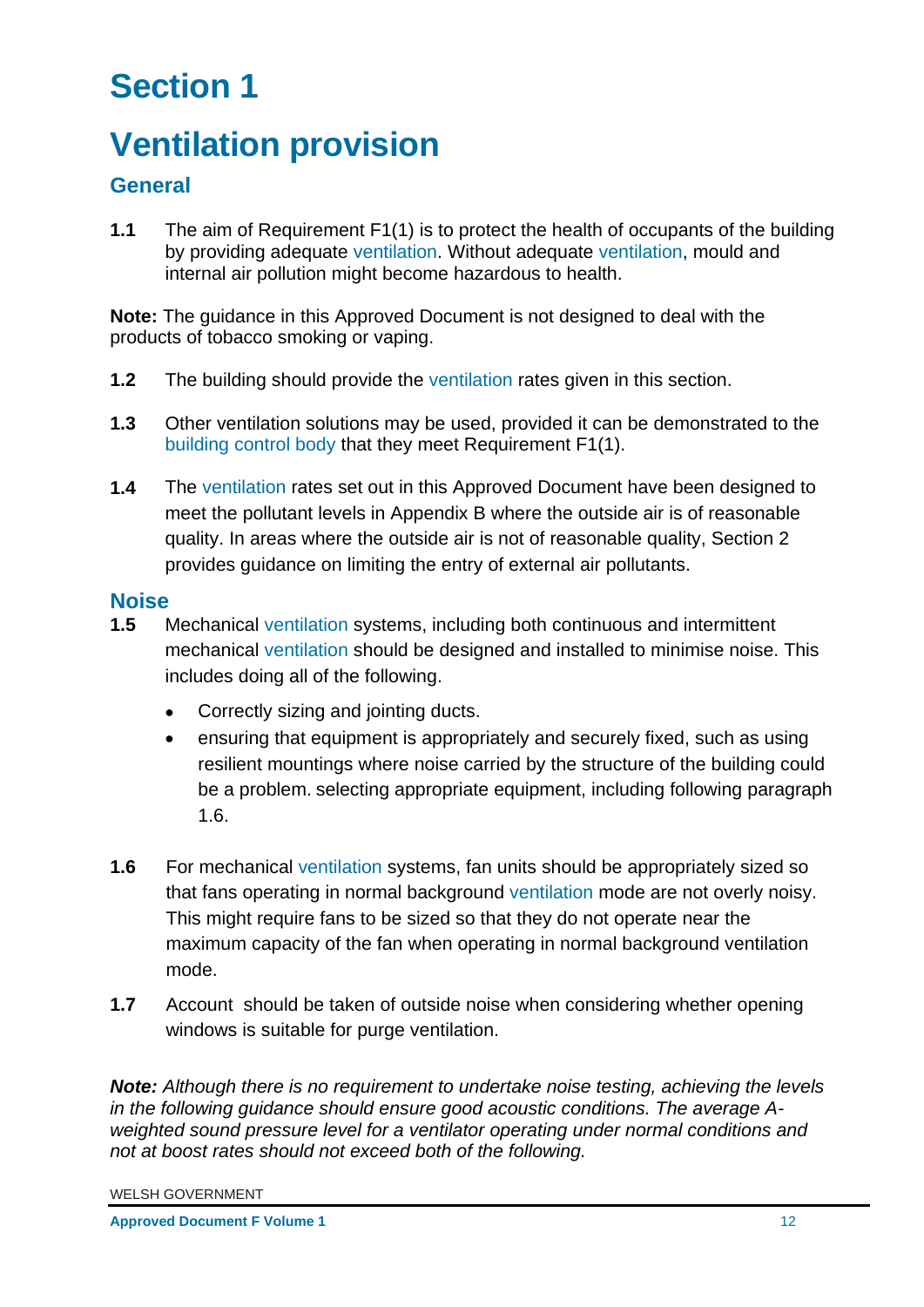# Section 1

# Ventilation provision

## General

**1.1** The aim of Requirement F1(1) is to protect the health of occupants of the building by providing adequate ventilation. Without adequate ventilation, mould and internal air pollution might become hazardous to health.

**Note:** The guidance in this Approved Document is not designed to deal with the products of tobacco smoking or vaping.

**1.2** The building should provide the ventilation rates given in this section.

**1.3** Other ventilation solutions may be used, provided it can be demonstrated to the building control body that they meet Requirement F1(1).

**1.4** The ventilation rates set out in this Approved Document have been designed to meet the pollutant levels in Appendix B where the outside air is of reasonable quality. In areas where the outside air is not of reasonable quality, Section 2 provides guidance on limiting the entry of external air pollutants.

## Noise

**1.5** Mechanical ventilation systems, including both continuous and intermittent mechanical ventilation should be designed and installed to minimise noise. This includes doing all of the following.

- Correctly sizing and jointing ducts.
- ensuring that equipment is appropriately and securely fixed, such as using resilient mountings where noise carried by the structure of the building could be a problem. selecting appropriate equipment, including following paragraph 1.6.

**1.6** For mechanical ventilation systems, fan units should be appropriately sized so that fans operating in normal background ventilation mode are not overly noisy. This might require fans to be sized so that they do not operate near the maximum capacity of the fan when operating in normal background ventilation mode.

**1.7** Account should be taken of outside noise when considering whether opening windows is suitable for purge ventilation.

***Note:*** *Although there is no requirement to undertake noise testing, achieving the levels in the following guidance should ensure good acoustic conditions. The average A-weighted sound pressure level for a ventilator operating under normal conditions and not at boost rates should not exceed both of the following.*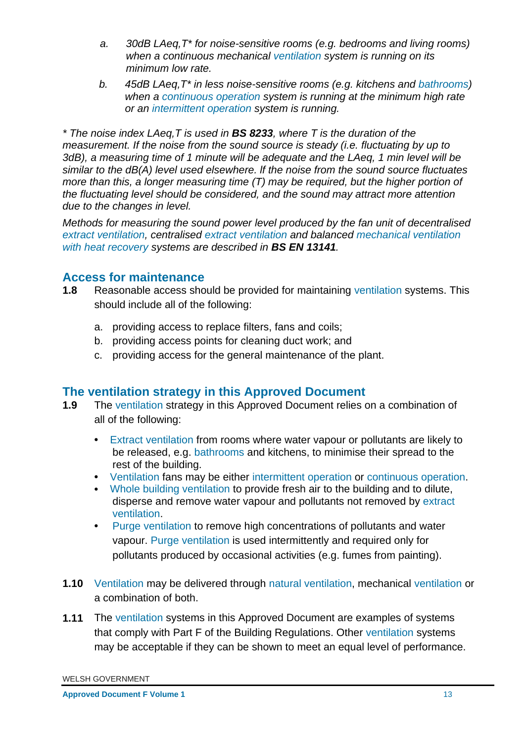*a. 30dB LAeq,T* for noise-sensitive rooms (e.g. bedrooms and living rooms) when a continuous mechanical ventilation system is running on its minimum low rate.*

*b. 45dB LAeq,T* in less noise-sensitive rooms (e.g. kitchens and bathrooms) when a continuous operation system is running at the minimum high rate or an intermittent operation system is running.*

** The noise index LAeq,T is used in **BS 8233**, where T is the duration of the measurement. If the noise from the sound source is steady (i.e. fluctuating by up to 3dB), a measuring time of 1 minute will be adequate and the LAeq, 1 min level will be similar to the dB(A) level used elsewhere. If the noise from the sound source fluctuates more than this, a longer measuring time (T) may be required, but the higher portion of the fluctuating level should be considered, and the sound may attract more attention due to the changes in level.*

*Methods for measuring the sound power level produced by the fan unit of decentralised extract ventilation, centralised extract ventilation and balanced mechanical ventilation with heat recovery systems are described in **BS EN 13141**.*

## Access for maintenance

**1.8** Reasonable access should be provided for maintaining ventilation systems. This should include all of the following:

a. providing access to replace filters, fans and coils;
b. providing access points for cleaning duct work; and
c. providing access for the general maintenance of the plant.

## The ventilation strategy in this Approved Document

**1.9** The ventilation strategy in this Approved Document relies on a combination of all of the following:

- Extract ventilation from rooms where water vapour or pollutants are likely to be released, e.g. bathrooms and kitchens, to minimise their spread to the rest of the building.
- Ventilation fans may be either intermittent operation or continuous operation.
- Whole building ventilation to provide fresh air to the building and to dilute, disperse and remove water vapour and pollutants not removed by extract ventilation.
- Purge ventilation to remove high concentrations of pollutants and water vapour. Purge ventilation is used intermittently and required only for pollutants produced by occasional activities (e.g. fumes from painting).

**1.10** Ventilation may be delivered through natural ventilation, mechanical ventilation or a combination of both.

**1.11** The ventilation systems in this Approved Document are examples of systems that comply with Part F of the Building Regulations. Other ventilation systems may be acceptable if they can be shown to meet an equal level of performance.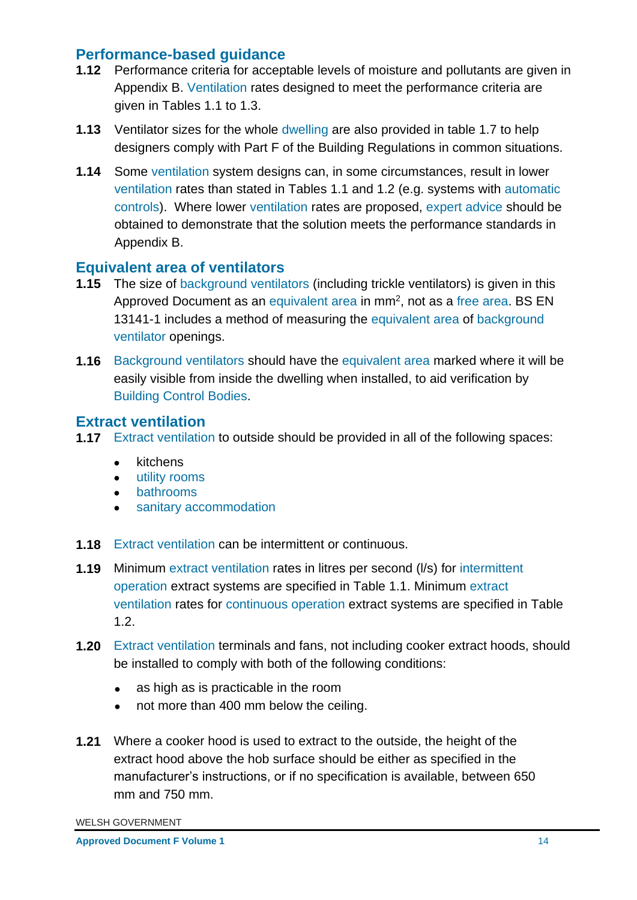## Performance-based guidance

**1.12** Performance criteria for acceptable levels of moisture and pollutants are given in Appendix B. Ventilation rates designed to meet the performance criteria are given in Tables 1.1 to 1.3.

**1.13** Ventilator sizes for the whole dwelling are also provided in table 1.7 to help designers comply with Part F of the Building Regulations in common situations.

**1.14** Some ventilation system designs can, in some circumstances, result in lower ventilation rates than stated in Tables 1.1 and 1.2 (e.g. systems with automatic controls). Where lower ventilation rates are proposed, expert advice should be obtained to demonstrate that the solution meets the performance standards in Appendix B.

## Equivalent area of ventilators

**1.15** The size of background ventilators (including trickle ventilators) is given in this Approved Document as an equivalent area in $mm^2$, not as a free area. BS EN 13141-1 includes a method of measuring the equivalent area of background ventilator openings.

**1.16** Background ventilators should have the equivalent area marked where it will be easily visible from inside the dwelling when installed, to aid verification by Building Control Bodies.

## Extract ventilation

**1.17** Extract ventilation to outside should be provided in all of the following spaces:

- kitchens
- utility rooms
- bathrooms
- sanitary accommodation

**1.18** Extract ventilation can be intermittent or continuous.

**1.19** Minimum extract ventilation rates in litres per second (l/s) for intermittent operation extract systems are specified in Table 1.1. Minimum extract ventilation rates for continuous operation extract systems are specified in Table 1.2.

**1.20** Extract ventilation terminals and fans, not including cooker extract hoods, should be installed to comply with both of the following conditions:

- as high as is practicable in the room
- not more than 400 mm below the ceiling.

**1.21** Where a cooker hood is used to extract to the outside, the height of the extract hood above the hob surface should be either as specified in the manufacturer's instructions, or if no specification is available, between 650 mm and 750 mm.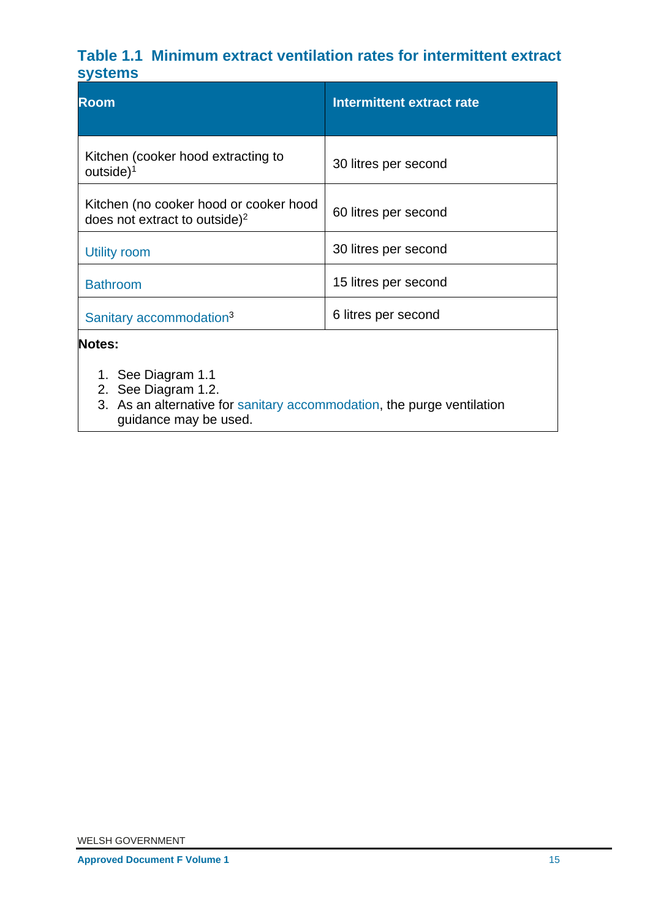### Table 1.1 Minimum extract ventilation rates for intermittent extract systems

| Room | Intermittent extract rate |
| --- | --- |
| Kitchen (cooker hood extracting to outside)[1] | 30 litres per second |
| Kitchen (no cooker hood or cooker hood does not extract to outside)[2] | 60 litres per second |
| Utility room | 30 litres per second |
| Bathroom | 15 litres per second |
| Sanitary accommodation[3] | 6 litres per second |

**Notes:**

1. See Diagram 1.1
2. See Diagram 1.2.
3. As an alternative for sanitary accommodation, the purge ventilation guidance may be used.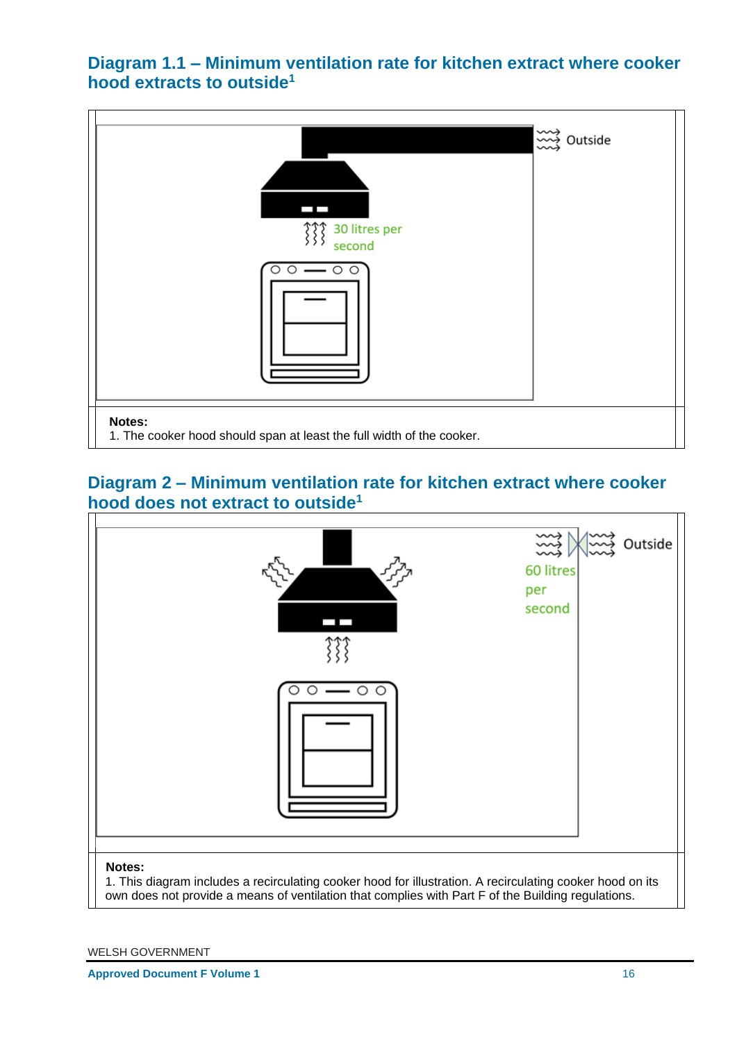## Diagram 1.1 – Minimum ventilation rate for kitchen extract where cooker hood extracts to outside[1]

Outside

30 litres per second

**Notes:**
1. The cooker hood should span at least the full width of the cooker.

## Diagram 2 – Minimum ventilation rate for kitchen extract where cooker hood does not extract to outside[1]

Outside

60 litres per second

**Notes:**
1. This diagram includes a recirculating cooker hood for illustration. A recirculating cooker hood on its own does not provide a means of ventilation that complies with Part F of the Building regulations.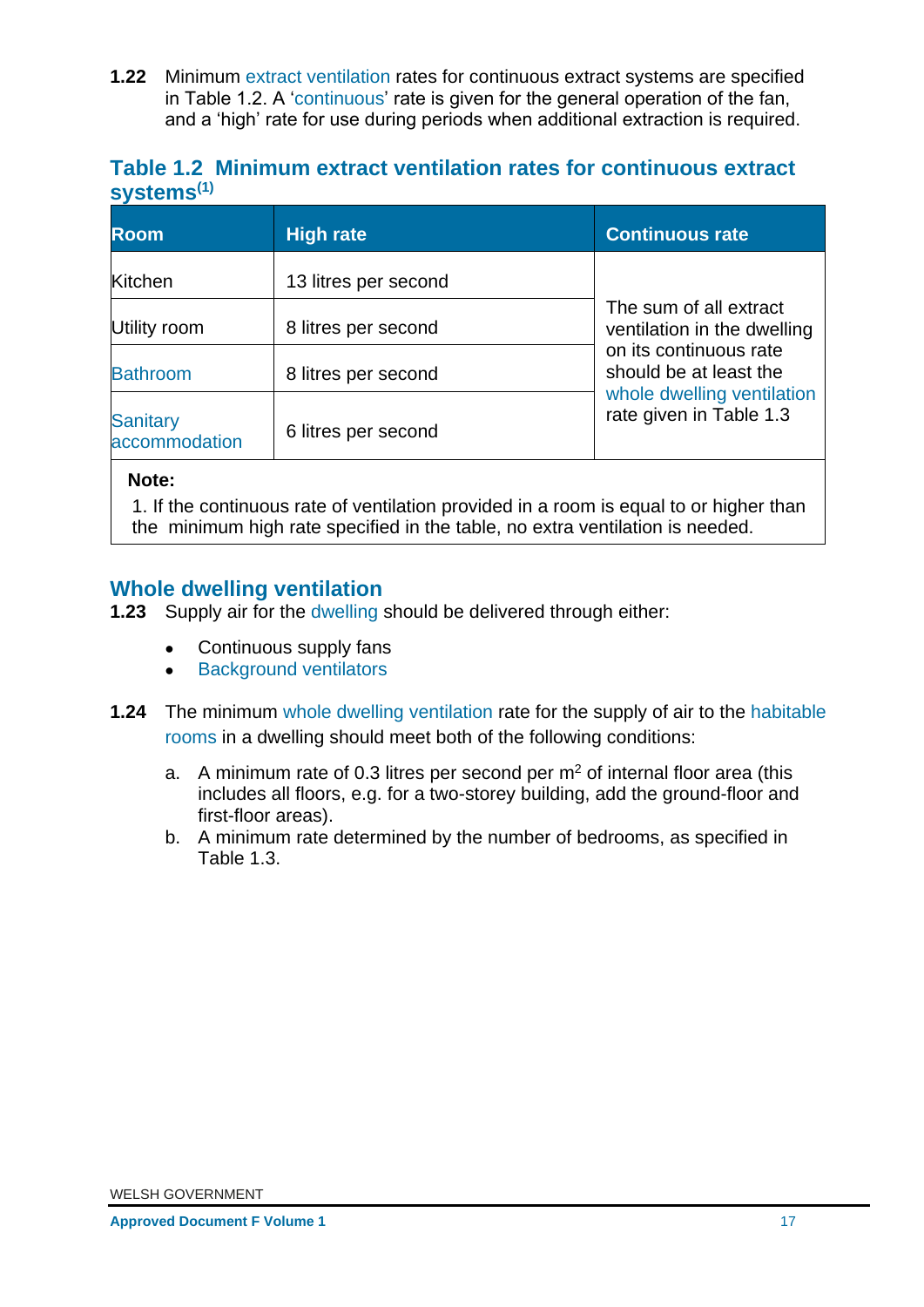**1.22** Minimum extract ventilation rates for continuous extract systems are specified in Table 1.2. A 'continuous' rate is given for the general operation of the fan, and a 'high' rate for use during periods when additional extraction is required.

### Table 1.2 Minimum extract ventilation rates for continuous extract systems[1]

| Room | High rate | Continuous rate |
|---|---|---|
| Kitchen | 13 litres per second | The sum of all extract ventilation in the dwelling on its continuous rate should be at least the whole dwelling ventilation rate given in Table 1.3 |
| Utility room | 8 litres per second | |
| Bathroom | 8 litres per second | |
| Sanitary accommodation | 6 litres per second | |

**Note:**

1. If the continuous rate of ventilation provided in a room is equal to or higher than the minimum high rate specified in the table, no extra ventilation is needed.

## Whole dwelling ventilation

**1.23** Supply air for the dwelling should be delivered through either:

- Continuous supply fans
- Background ventilators

**1.24** The minimum whole dwelling ventilation rate for the supply of air to the habitable rooms in a dwelling should meet both of the following conditions:

a. A minimum rate of 0.3 litres per second per $m^2$ of internal floor area (this includes all floors, e.g. for a two-storey building, add the ground-floor and first-floor areas).

b. A minimum rate determined by the number of bedrooms, as specified in Table 1.3.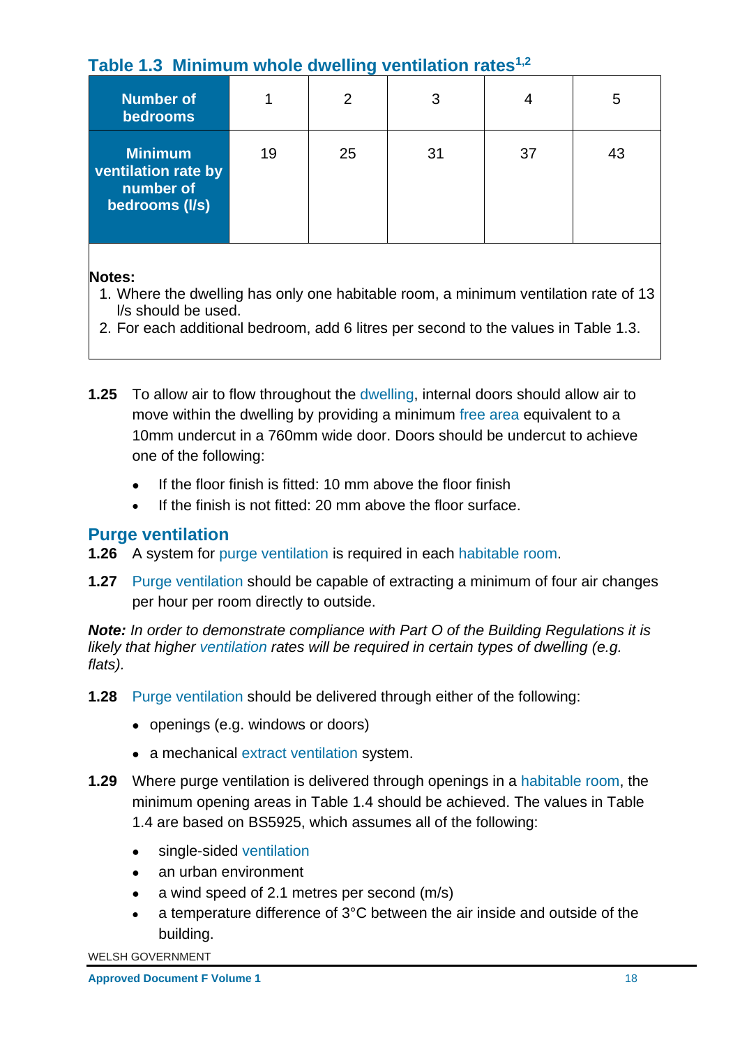### Table 1.3 Minimum whole dwelling ventilation rates[1,2]

| Number of bedrooms | 1 | 2 | 3 | 4 | 5 |
|---|---|---|---|---|---|
| Minimum ventilation rate by number of bedrooms (l/s) | 19 | 25 | 31 | 37 | 43 |

**Notes:**

1. Where the dwelling has only one habitable room, a minimum ventilation rate of 13 l/s should be used.
2. For each additional bedroom, add 6 litres per second to the values in Table 1.3.

**1.25** To allow air to flow throughout the dwelling, internal doors should allow air to move within the dwelling by providing a minimum free area equivalent to a 10mm undercut in a 760mm wide door. Doors should be undercut to achieve one of the following:

- If the floor finish is fitted: 10 mm above the floor finish
- If the finish is not fitted: 20 mm above the floor surface.

## Purge ventilation

**1.26** A system for purge ventilation is required in each habitable room.

**1.27** Purge ventilation should be capable of extracting a minimum of four air changes per hour per room directly to outside.

***Note:*** *In order to demonstrate compliance with Part O of the Building Regulations it is likely that higher ventilation rates will be required in certain types of dwelling (e.g. flats).*

**1.28** Purge ventilation should be delivered through either of the following:

- openings (e.g. windows or doors)
- a mechanical extract ventilation system.

**1.29** Where purge ventilation is delivered through openings in a habitable room, the minimum opening areas in Table 1.4 should be achieved. The values in Table 1.4 are based on BS5925, which assumes all of the following:

- single-sided ventilation
- an urban environment
- a wind speed of 2.1 metres per second (m/s)
- a temperature difference of 3°C between the air inside and outside of the building.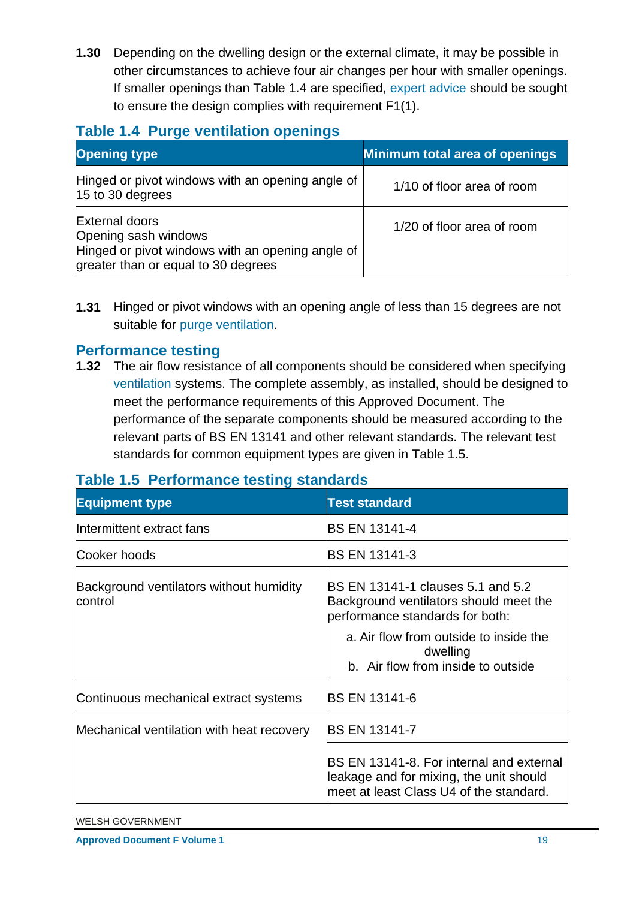**1.30** Depending on the dwelling design or the external climate, it may be possible in other circumstances to achieve four air changes per hour with smaller openings. If smaller openings than Table 1.4 are specified, expert advice should be sought to ensure the design complies with requirement F1(1).

### Table 1.4 Purge ventilation openings

| Opening type | Minimum total area of openings |
|---|---|
| Hinged or pivot windows with an opening angle of 15 to 30 degrees | 1/10 of floor area of room |
| External doors<br>Opening sash windows<br>Hinged or pivot windows with an opening angle of greater than or equal to 30 degrees | 1/20 of floor area of room |

**1.31** Hinged or pivot windows with an opening angle of less than 15 degrees are not suitable for purge ventilation.

## Performance testing

**1.32** The air flow resistance of all components should be considered when specifying ventilation systems. The complete assembly, as installed, should be designed to meet the performance requirements of this Approved Document. The performance of the separate components should be measured according to the relevant parts of BS EN 13141 and other relevant standards. The relevant test standards for common equipment types are given in Table 1.5.

### Table 1.5 Performance testing standards

| Equipment type | Test standard |
|---|---|
| Intermittent extract fans | BS EN 13141-4 |
| Cooker hoods | BS EN 13141-3 |
| Background ventilators without humidity control | BS EN 13141-1 clauses 5.1 and 5.2<br>Background ventilators should meet the performance standards for both:<br>a. Air flow from outside to inside the dwelling<br>b. Air flow from inside to outside |
| Continuous mechanical extract systems | BS EN 13141-6 |
| Mechanical ventilation with heat recovery | BS EN 13141-7 |
| | BS EN 13141-8. For internal and external leakage and for mixing, the unit should meet at least Class U4 of the standard. |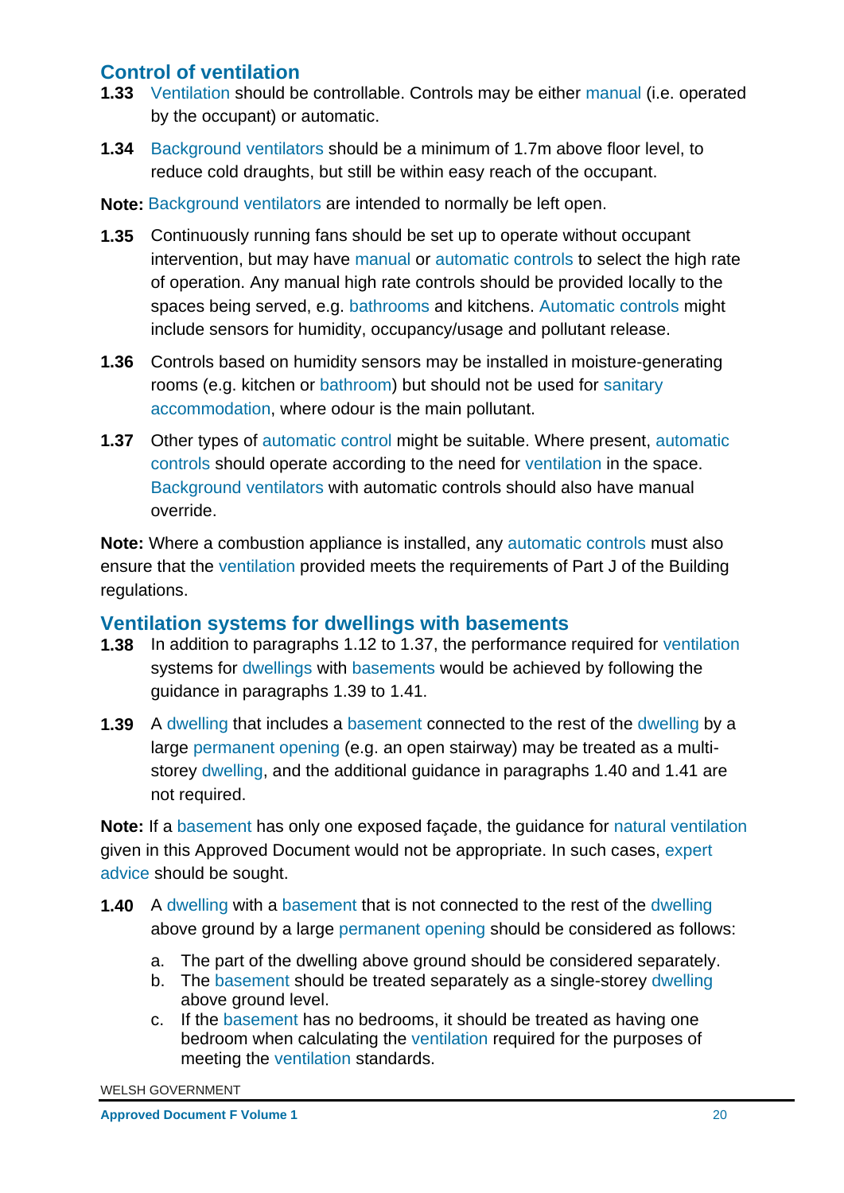## Control of ventilation

**1.33** Ventilation should be controllable. Controls may be either manual (i.e. operated by the occupant) or automatic.

**1.34** Background ventilators should be a minimum of 1.7m above floor level, to reduce cold draughts, but still be within easy reach of the occupant.

**Note:** Background ventilators are intended to normally be left open.

**1.35** Continuously running fans should be set up to operate without occupant intervention, but may have manual or automatic controls to select the high rate of operation. Any manual high rate controls should be provided locally to the spaces being served, e.g. bathrooms and kitchens. Automatic controls might include sensors for humidity, occupancy/usage and pollutant release.

**1.36** Controls based on humidity sensors may be installed in moisture-generating rooms (e.g. kitchen or bathroom) but should not be used for sanitary accommodation, where odour is the main pollutant.

**1.37** Other types of automatic control might be suitable. Where present, automatic controls should operate according to the need for ventilation in the space. Background ventilators with automatic controls should also have manual override.

**Note:** Where a combustion appliance is installed, any automatic controls must also ensure that the ventilation provided meets the requirements of Part J of the Building regulations.

## Ventilation systems for dwellings with basements

**1.38** In addition to paragraphs 1.12 to 1.37, the performance required for ventilation systems for dwellings with basements would be achieved by following the guidance in paragraphs 1.39 to 1.41.

**1.39** A dwelling that includes a basement connected to the rest of the dwelling by a large permanent opening (e.g. an open stairway) may be treated as a multi-storey dwelling, and the additional guidance in paragraphs 1.40 and 1.41 are not required.

**Note:** If a basement has only one exposed façade, the guidance for natural ventilation given in this Approved Document would not be appropriate. In such cases, expert advice should be sought.

**1.40** A dwelling with a basement that is not connected to the rest of the dwelling above ground by a large permanent opening should be considered as follows:

a. The part of the dwelling above ground should be considered separately.
b. The basement should be treated separately as a single-storey dwelling above ground level.
c. If the basement has no bedrooms, it should be treated as having one bedroom when calculating the ventilation required for the purposes of meeting the ventilation standards.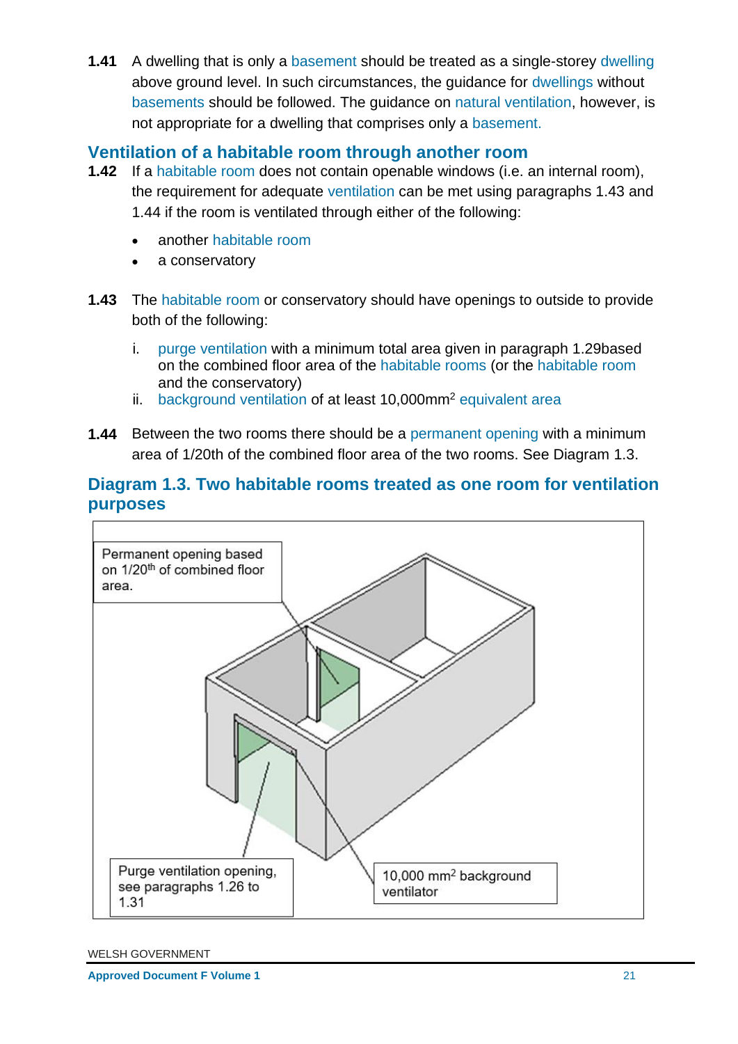**1.41** A dwelling that is only a basement should be treated as a single-storey dwelling above ground level. In such circumstances, the guidance for dwellings without basements should be followed. The guidance on natural ventilation, however, is not appropriate for a dwelling that comprises only a basement.

## Ventilation of a habitable room through another room

**1.42** If a habitable room does not contain openable windows (i.e. an internal room), the requirement for adequate ventilation can be met using paragraphs 1.43 and 1.44 if the room is ventilated through either of the following:

- another habitable room
- a conservatory

**1.43** The habitable room or conservatory should have openings to outside to provide both of the following:

i. purge ventilation with a minimum total area given in paragraph 1.29based on the combined floor area of the habitable rooms (or the habitable room and the conservatory)
ii. background ventilation of at least 10,000mm$^2$ equivalent area

**1.44** Between the two rooms there should be a permanent opening with a minimum area of 1/20th of the combined floor area of the two rooms. See Diagram 1.3.

## Diagram 1.3. Two habitable rooms treated as one room for ventilation purposes

Permanent opening based on 1/20th of combined floor area.

Purge ventilation opening, see paragraphs 1.26 to 1.31

10,000 mm$^2$ background ventilator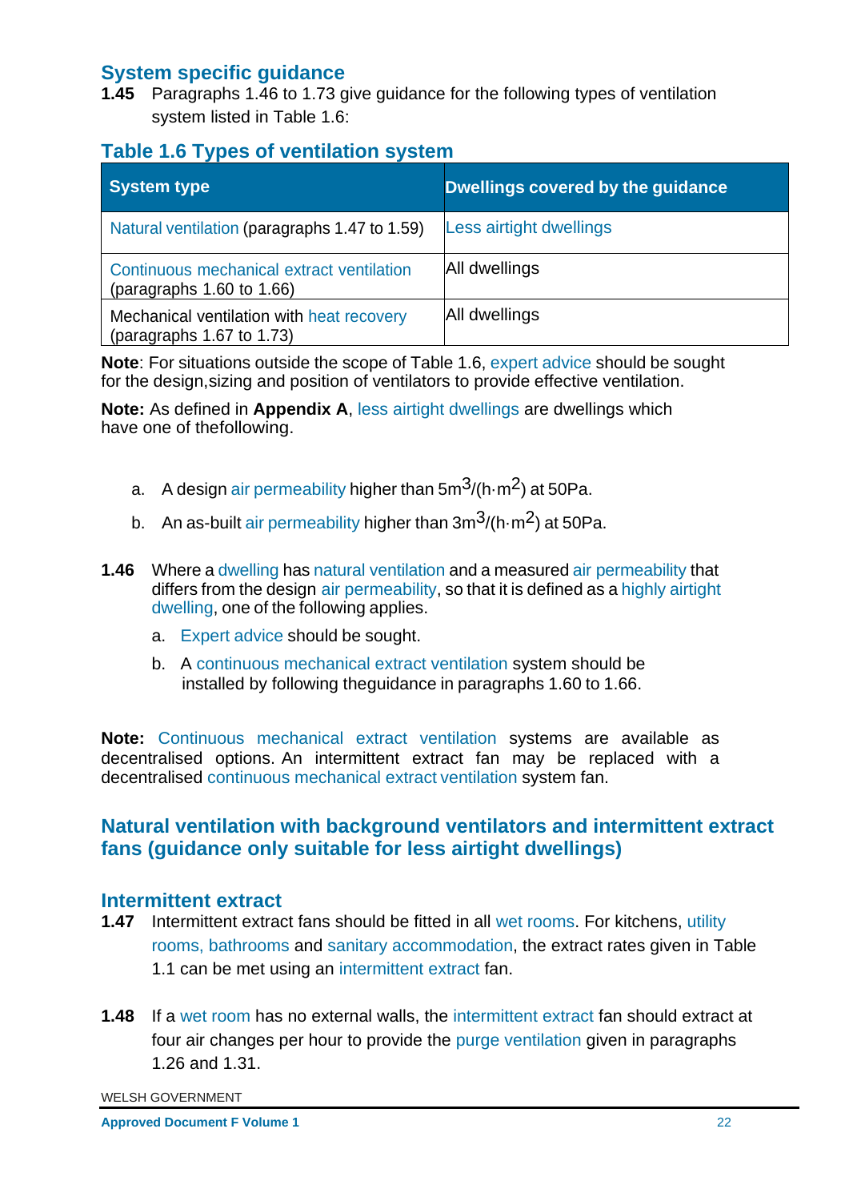## System specific guidance

**1.45** Paragraphs 1.46 to 1.73 give guidance for the following types of ventilation system listed in Table 1.6:

### Table 1.6 Types of ventilation system

| System type | Dwellings covered by the guidance |
|---|---|
| Natural ventilation (paragraphs 1.47 to 1.59) | Less airtight dwellings |
| Continuous mechanical extract ventilation (paragraphs 1.60 to 1.66) | All dwellings |
| Mechanical ventilation with heat recovery (paragraphs 1.67 to 1.73) | All dwellings |

**Note**: For situations outside the scope of Table 1.6, expert advice should be sought for the design,sizing and position of ventilators to provide effective ventilation.

**Note:** As defined in **Appendix A**, less airtight dwellings are dwellings which have one of thefollowing.

a. A design air permeability higher than $5m^3/(h{\cdot}m^2)$ at 50Pa.

b. An as-built air permeability higher than $3m^3/(h{\cdot}m^2)$ at 50Pa.

**1.46** Where a dwelling has natural ventilation and a measured air permeability that differs from the design air permeability, so that it is defined as a highly airtight dwelling, one of the following applies.

a. Expert advice should be sought.

b. A continuous mechanical extract ventilation system should be installed by following theguidance in paragraphs 1.60 to 1.66.

**Note:** Continuous mechanical extract ventilation systems are available as decentralised options. An intermittent extract fan may be replaced with a decentralised continuous mechanical extract ventilation system fan.

## Natural ventilation with background ventilators and intermittent extract fans (guidance only suitable for less airtight dwellings)

### Intermittent extract

**1.47** Intermittent extract fans should be fitted in all wet rooms. For kitchens, utility rooms, bathrooms and sanitary accommodation, the extract rates given in Table 1.1 can be met using an intermittent extract fan.

**1.48** If a wet room has no external walls, the intermittent extract fan should extract at four air changes per hour to provide the purge ventilation given in paragraphs 1.26 and 1.31.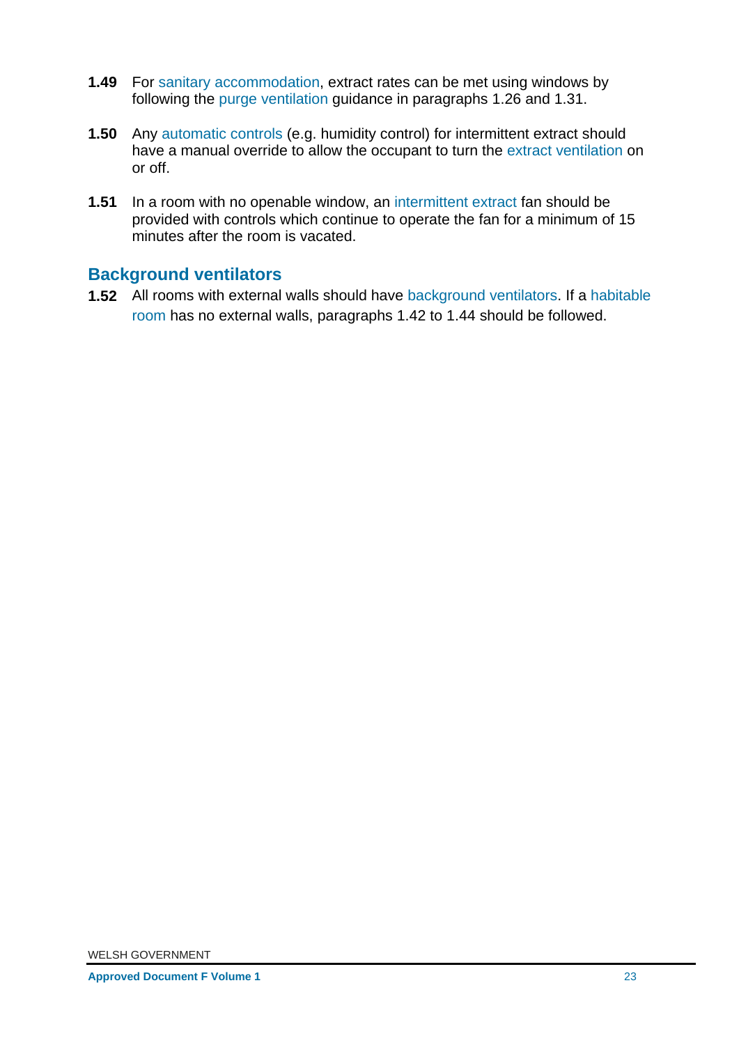**1.49** For sanitary accommodation, extract rates can be met using windows by following the purge ventilation guidance in paragraphs 1.26 and 1.31.

**1.50** Any automatic controls (e.g. humidity control) for intermittent extract should have a manual override to allow the occupant to turn the extract ventilation on or off.

**1.51** In a room with no openable window, an intermittent extract fan should be provided with controls which continue to operate the fan for a minimum of 15 minutes after the room is vacated.

## Background ventilators

**1.52** All rooms with external walls should have background ventilators. If a habitable room has no external walls, paragraphs 1.42 to 1.44 should be followed.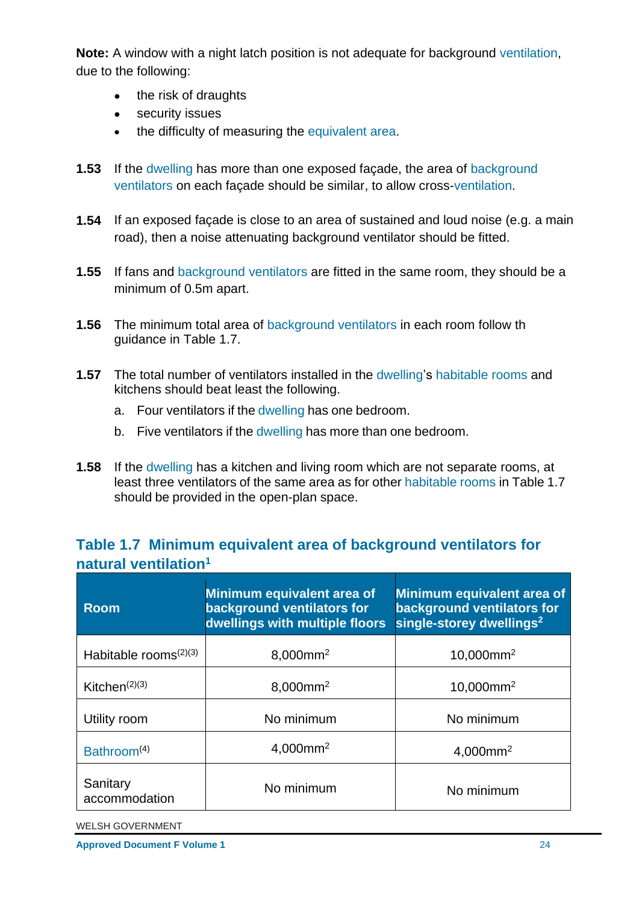**Note:** A window with a night latch position is not adequate for background ventilation, due to the following:

- the risk of draughts
- security issues
- the difficulty of measuring the equivalent area.

**1.53** If the dwelling has more than one exposed façade, the area of background ventilators on each façade should be similar, to allow cross-ventilation.

**1.54** If an exposed façade is close to an area of sustained and loud noise (e.g. a main road), then a noise attenuating background ventilator should be fitted.

**1.55** If fans and background ventilators are fitted in the same room, they should be a minimum of 0.5m apart.

**1.56** The minimum total area of background ventilators in each room follow th guidance in Table 1.7.

**1.57** The total number of ventilators installed in the dwelling's habitable rooms and kitchens should beat least the following.

a. Four ventilators if the dwelling has one bedroom.

b. Five ventilators if the dwelling has more than one bedroom.

**1.58** If the dwelling has a kitchen and living room which are not separate rooms, at least three ventilators of the same area as for other habitable rooms in Table 1.7 should be provided in the open-plan space.

## Table 1.7 Minimum equivalent area of background ventilators for natural ventilation[1]

| Room | Minimum equivalent area of background ventilators for dwellings with multiple floors | Minimum equivalent area of background ventilators for single-storey dwellings[2] |
|---|---|---|
| Habitable rooms[(2)(3)] | 8,000mm² | 10,000mm² |
| Kitchen[(2)(3)] | 8,000mm² | 10,000mm² |
| Utility room | No minimum | No minimum |
| Bathroom[(4)] | 4,000mm² | 4,000mm² |
| Sanitary accommodation | No minimum | No minimum |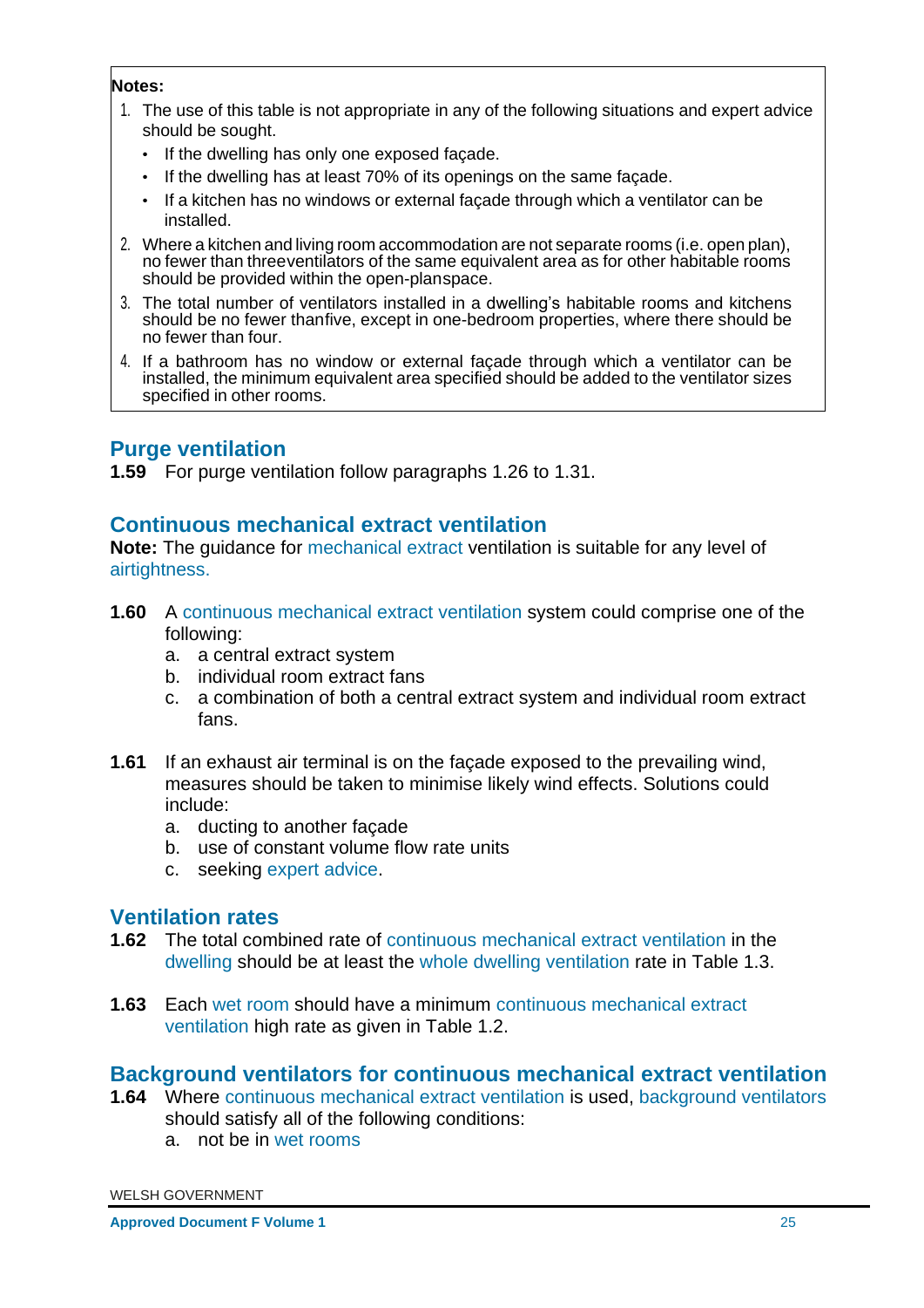**Notes:**

1. The use of this table is not appropriate in any of the following situations and expert advice should be sought.
   - If the dwelling has only one exposed façade.
   - If the dwelling has at least 70% of its openings on the same façade.
   - If a kitchen has no windows or external façade through which a ventilator can be installed.
2. Where a kitchen and living room accommodation are not separate rooms (i.e. open plan), no fewer than threeventilators of the same equivalent area as for other habitable rooms should be provided within the open-planspace.
3. The total number of ventilators installed in a dwelling's habitable rooms and kitchens should be no fewer thanfive, except in one-bedroom properties, where there should be no fewer than four.
4. If a bathroom has no window or external façade through which a ventilator can be installed, the minimum equivalent area specified should be added to the ventilator sizes specified in other rooms.

## Purge ventilation

**1.59** For purge ventilation follow paragraphs 1.26 to 1.31.

## Continuous mechanical extract ventilation

**Note:** The guidance for mechanical extract ventilation is suitable for any level of airtightness.

**1.60** A continuous mechanical extract ventilation system could comprise one of the following:

a. a central extract system
b. individual room extract fans
c. a combination of both a central extract system and individual room extract fans.

**1.61** If an exhaust air terminal is on the façade exposed to the prevailing wind, measures should be taken to minimise likely wind effects. Solutions could include:

a. ducting to another façade
b. use of constant volume flow rate units
c. seeking expert advice.

## Ventilation rates

**1.62** The total combined rate of continuous mechanical extract ventilation in the dwelling should be at least the whole dwelling ventilation rate in Table 1.3.

**1.63** Each wet room should have a minimum continuous mechanical extract ventilation high rate as given in Table 1.2.

## Background ventilators for continuous mechanical extract ventilation

**1.64** Where continuous mechanical extract ventilation is used, background ventilators should satisfy all of the following conditions:

a. not be in wet rooms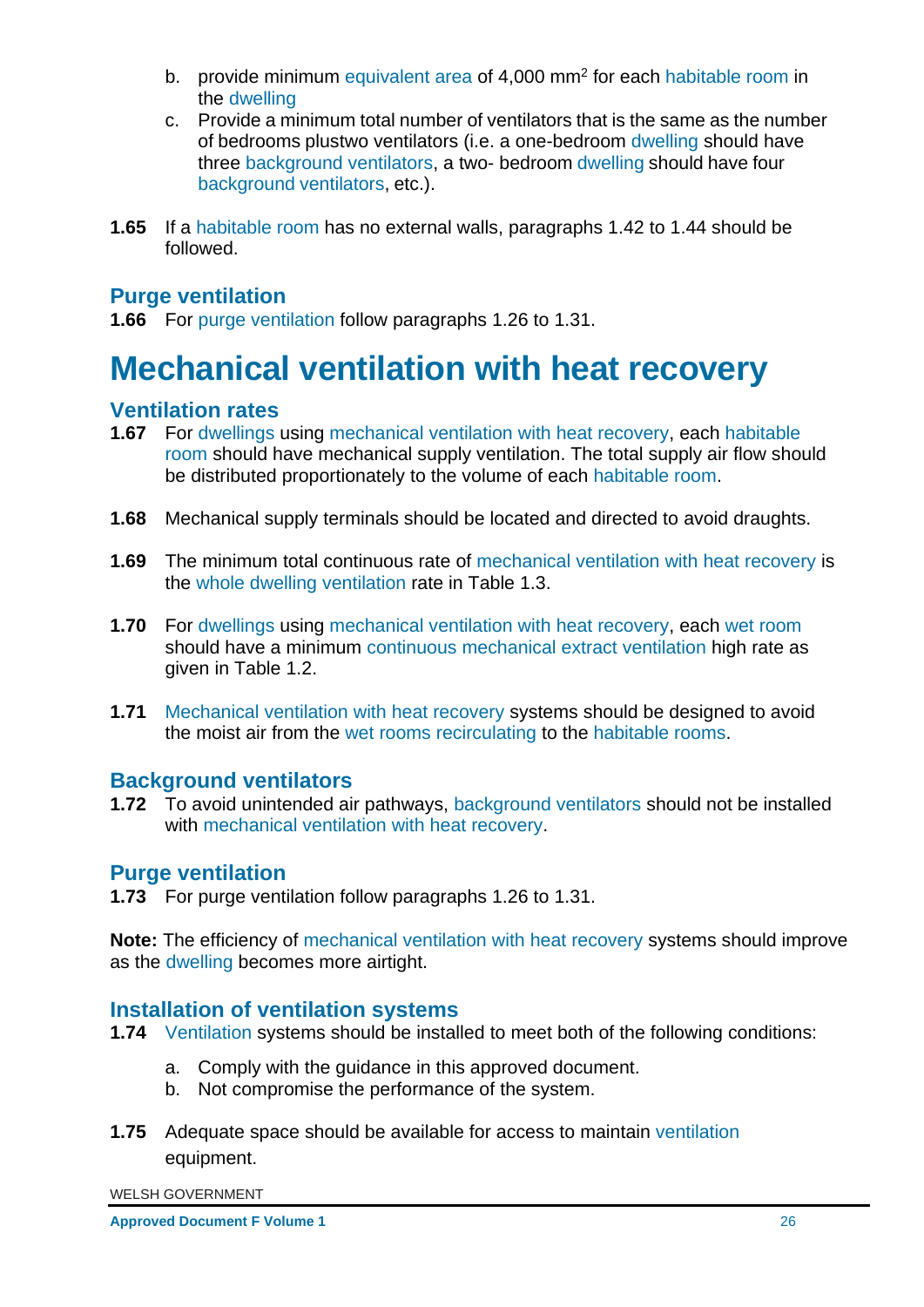b. provide minimum equivalent area of 4,000 mm$^2$ for each habitable room in the dwelling
c. Provide a minimum total number of ventilators that is the same as the number of bedrooms plustwo ventilators (i.e. a one-bedroom dwelling should have three background ventilators, a two- bedroom dwelling should have four background ventilators, etc.).

**1.65** If a habitable room has no external walls, paragraphs 1.42 to 1.44 should be followed.

### Purge ventilation

**1.66** For purge ventilation follow paragraphs 1.26 to 1.31.

## Mechanical ventilation with heat recovery

### Ventilation rates

**1.67** For dwellings using mechanical ventilation with heat recovery, each habitable room should have mechanical supply ventilation. The total supply air flow should be distributed proportionately to the volume of each habitable room.

**1.68** Mechanical supply terminals should be located and directed to avoid draughts.

**1.69** The minimum total continuous rate of mechanical ventilation with heat recovery is the whole dwelling ventilation rate in Table 1.3.

**1.70** For dwellings using mechanical ventilation with heat recovery, each wet room should have a minimum continuous mechanical extract ventilation high rate as given in Table 1.2.

**1.71** Mechanical ventilation with heat recovery systems should be designed to avoid the moist air from the wet rooms recirculating to the habitable rooms.

### Background ventilators

**1.72** To avoid unintended air pathways, background ventilators should not be installed with mechanical ventilation with heat recovery.

### Purge ventilation

**1.73** For purge ventilation follow paragraphs 1.26 to 1.31.

**Note:** The efficiency of mechanical ventilation with heat recovery systems should improve as the dwelling becomes more airtight.

### Installation of ventilation systems

**1.74** Ventilation systems should be installed to meet both of the following conditions:

a. Comply with the guidance in this approved document.
b. Not compromise the performance of the system.

**1.75** Adequate space should be available for access to maintain ventilation equipment.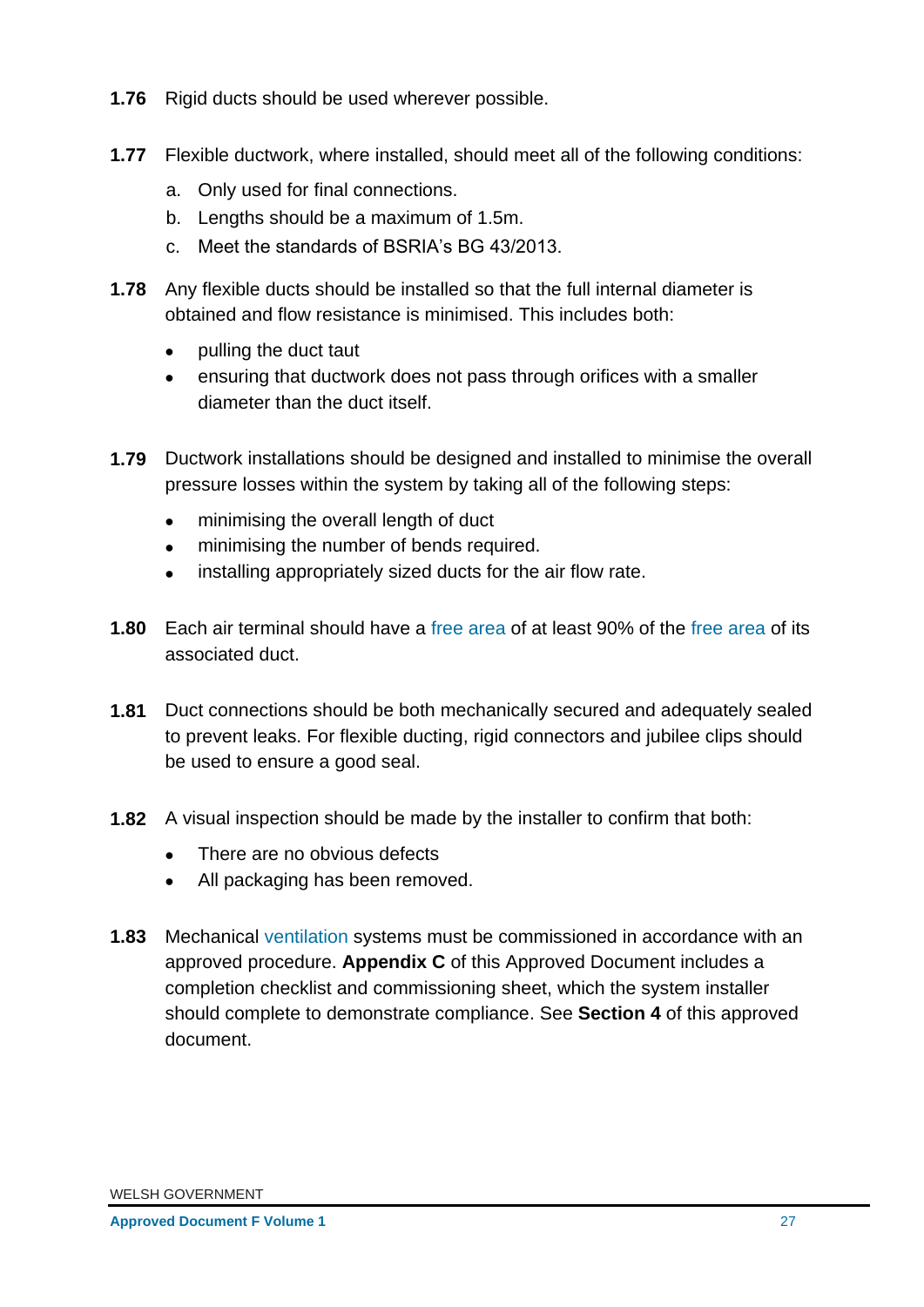**1.76** Rigid ducts should be used wherever possible.

**1.77** Flexible ductwork, where installed, should meet all of the following conditions:

a. Only used for final connections.
b. Lengths should be a maximum of 1.5m.
c. Meet the standards of BSRIA's BG 43/2013.

**1.78** Any flexible ducts should be installed so that the full internal diameter is obtained and flow resistance is minimised. This includes both:

- pulling the duct taut
- ensuring that ductwork does not pass through orifices with a smaller diameter than the duct itself.

**1.79** Ductwork installations should be designed and installed to minimise the overall pressure losses within the system by taking all of the following steps:

- minimising the overall length of duct
- minimising the number of bends required.
- installing appropriately sized ducts for the air flow rate.

**1.80** Each air terminal should have a free area of at least 90% of the free area of its associated duct.

**1.81** Duct connections should be both mechanically secured and adequately sealed to prevent leaks. For flexible ducting, rigid connectors and jubilee clips should be used to ensure a good seal.

**1.82** A visual inspection should be made by the installer to confirm that both:

- There are no obvious defects
- All packaging has been removed.

**1.83** Mechanical ventilation systems must be commissioned in accordance with an approved procedure. **Appendix C** of this Approved Document includes a completion checklist and commissioning sheet, which the system installer should complete to demonstrate compliance. See **Section 4** of this approved document.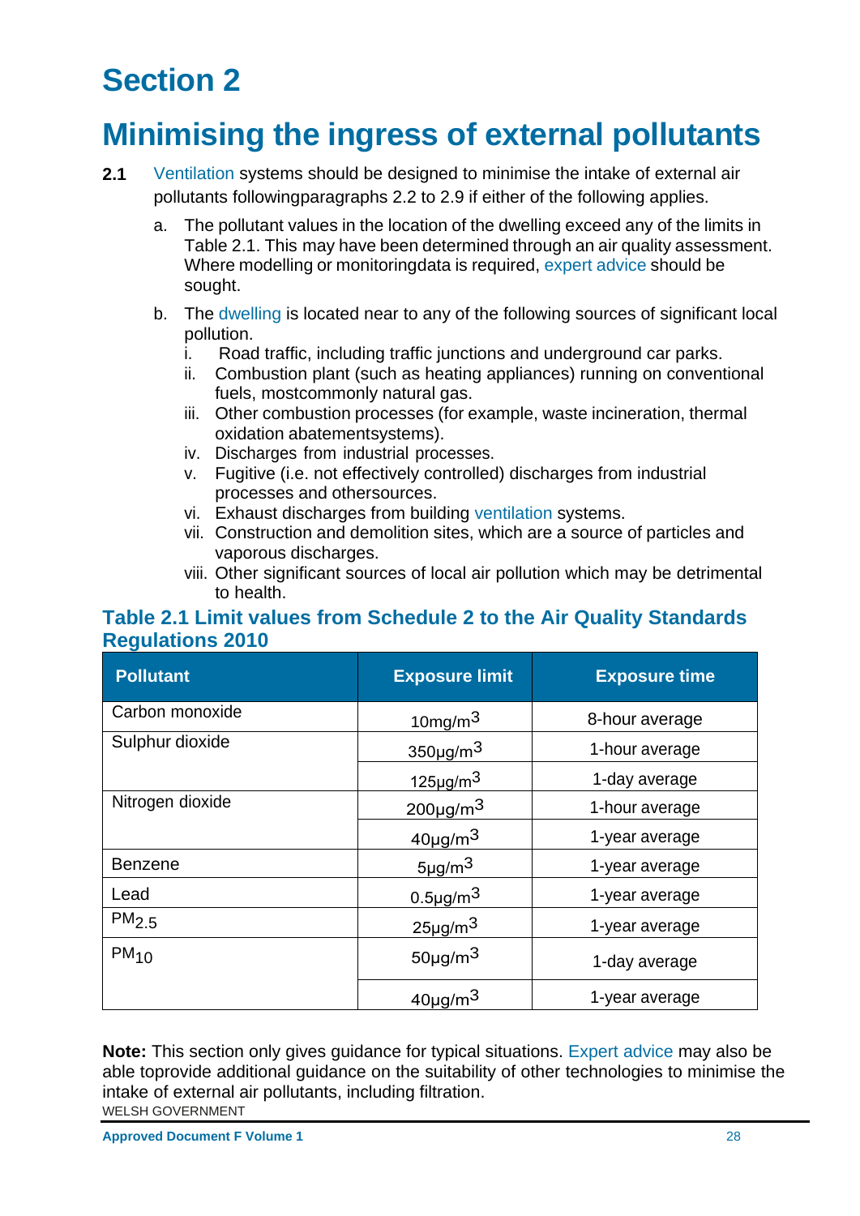# Section 2

# Minimising the ingress of external pollutants

**2.1** Ventilation systems should be designed to minimise the intake of external air pollutants followingparagraphs 2.2 to 2.9 if either of the following applies.

a. The pollutant values in the location of the dwelling exceed any of the limits in Table 2.1. This may have been determined through an air quality assessment. Where modelling or monitoringdata is required, expert advice should be sought.

b. The dwelling is located near to any of the following sources of significant local pollution.
   i. Road traffic, including traffic junctions and underground car parks.
   ii. Combustion plant (such as heating appliances) running on conventional fuels, mostcommonly natural gas.
   iii. Other combustion processes (for example, waste incineration, thermal oxidation abatementsystems).
   iv. Discharges from industrial processes.
   v. Fugitive (i.e. not effectively controlled) discharges from industrial processes and othersources.
   vi. Exhaust discharges from building ventilation systems.
   vii. Construction and demolition sites, which are a source of particles and vaporous discharges.
   viii. Other significant sources of local air pollution which may be detrimental to health.

### Table 2.1 Limit values from Schedule 2 to the Air Quality Standards Regulations 2010

| Pollutant | Exposure limit | Exposure time |
|---|---|---|
| Carbon monoxide | 10mg/m$^3$ | 8-hour average |
| Sulphur dioxide | 350μg/m$^3$ | 1-hour average |
| | 125μg/m$^3$ | 1-day average |
| Nitrogen dioxide | 200μg/m$^3$ | 1-hour average |
| | 40μg/m$^3$ | 1-year average |
| Benzene | 5μg/m$^3$ | 1-year average |
| Lead | 0.5μg/m$^3$ | 1-year average |
| $PM_{2.5}$ | 25μg/m$^3$ | 1-year average |
| $PM_{10}$ | 50μg/m$^3$ | 1-day average |
| | 40μg/m$^3$ | 1-year average |

**Note:** This section only gives guidance for typical situations. Expert advice may also be able toprovide additional guidance on the suitability of other technologies to minimise the intake of external air pollutants, including filtration.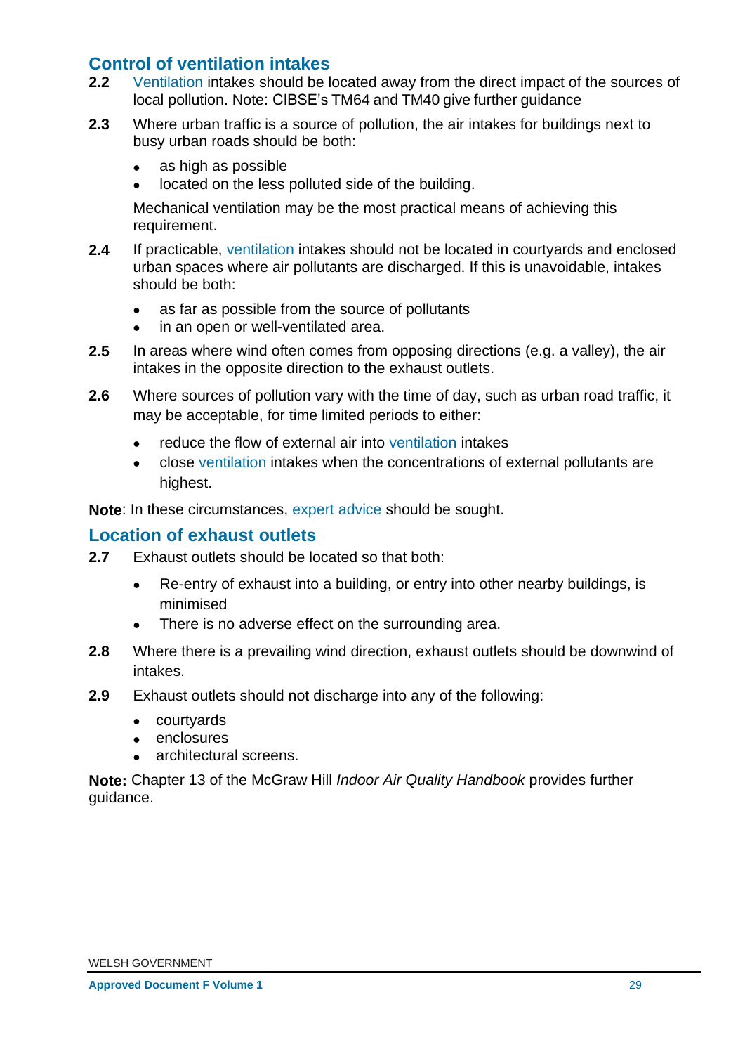## Control of ventilation intakes

**2.2** Ventilation intakes should be located away from the direct impact of the sources of local pollution. Note: CIBSE's TM64 and TM40 give further guidance

**2.3** Where urban traffic is a source of pollution, the air intakes for buildings next to busy urban roads should be both:

- as high as possible
- located on the less polluted side of the building.

Mechanical ventilation may be the most practical means of achieving this requirement.

**2.4** If practicable, ventilation intakes should not be located in courtyards and enclosed urban spaces where air pollutants are discharged. If this is unavoidable, intakes should be both:

- as far as possible from the source of pollutants
- in an open or well-ventilated area.

**2.5** In areas where wind often comes from opposing directions (e.g. a valley), the air intakes in the opposite direction to the exhaust outlets.

**2.6** Where sources of pollution vary with the time of day, such as urban road traffic, it may be acceptable, for time limited periods to either:

- reduce the flow of external air into ventilation intakes
- close ventilation intakes when the concentrations of external pollutants are highest.

**Note**: In these circumstances, expert advice should be sought.

## Location of exhaust outlets

**2.7** Exhaust outlets should be located so that both:

- Re-entry of exhaust into a building, or entry into other nearby buildings, is minimised
- There is no adverse effect on the surrounding area.

**2.8** Where there is a prevailing wind direction, exhaust outlets should be downwind of intakes.

**2.9** Exhaust outlets should not discharge into any of the following:

- courtyards
- enclosures
- architectural screens.

**Note:** Chapter 13 of the McGraw Hill *Indoor Air Quality Handbook* provides further guidance.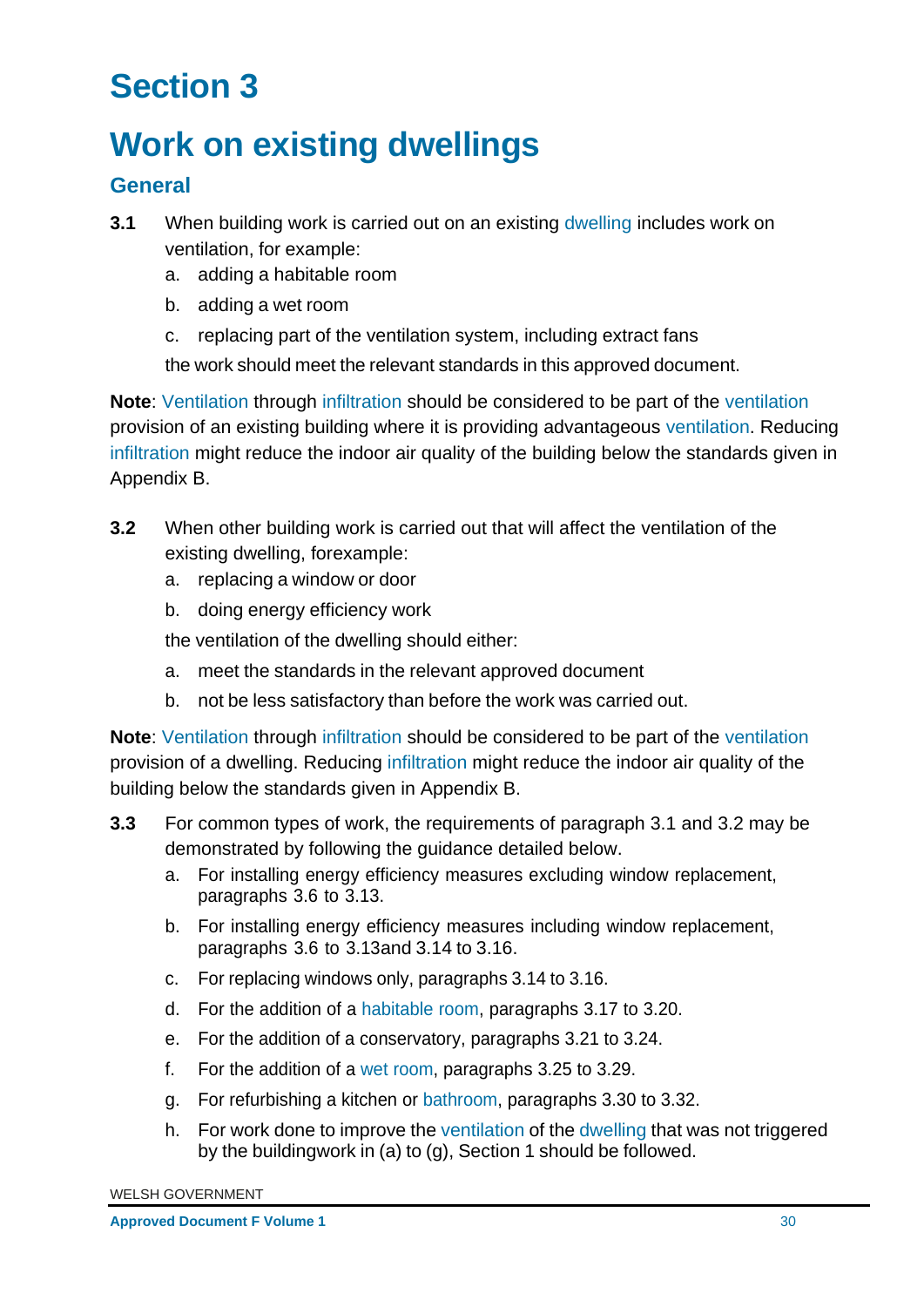# Section 3

# Work on existing dwellings

## General

**3.1** When building work is carried out on an existing dwelling includes work on ventilation, for example:

a. adding a habitable room

b. adding a wet room

c. replacing part of the ventilation system, including extract fans

the work should meet the relevant standards in this approved document.

**Note**: Ventilation through infiltration should be considered to be part of the ventilation provision of an existing building where it is providing advantageous ventilation. Reducing infiltration might reduce the indoor air quality of the building below the standards given in Appendix B.

**3.2** When other building work is carried out that will affect the ventilation of the existing dwelling, forexample:

a. replacing a window or door

b. doing energy efficiency work

the ventilation of the dwelling should either:

a. meet the standards in the relevant approved document

b. not be less satisfactory than before the work was carried out.

**Note**: Ventilation through infiltration should be considered to be part of the ventilation provision of a dwelling. Reducing infiltration might reduce the indoor air quality of the building below the standards given in Appendix B.

**3.3** For common types of work, the requirements of paragraph 3.1 and 3.2 may be demonstrated by following the guidance detailed below.

a. For installing energy efficiency measures excluding window replacement, paragraphs 3.6 to 3.13.

b. For installing energy efficiency measures including window replacement, paragraphs 3.6 to 3.13and 3.14 to 3.16.

c. For replacing windows only, paragraphs 3.14 to 3.16.

d. For the addition of a habitable room, paragraphs 3.17 to 3.20.

e. For the addition of a conservatory, paragraphs 3.21 to 3.24.

f. For the addition of a wet room, paragraphs 3.25 to 3.29.

g. For refurbishing a kitchen or bathroom, paragraphs 3.30 to 3.32.

h. For work done to improve the ventilation of the dwelling that was not triggered by the buildingwork in (a) to (g), Section 1 should be followed.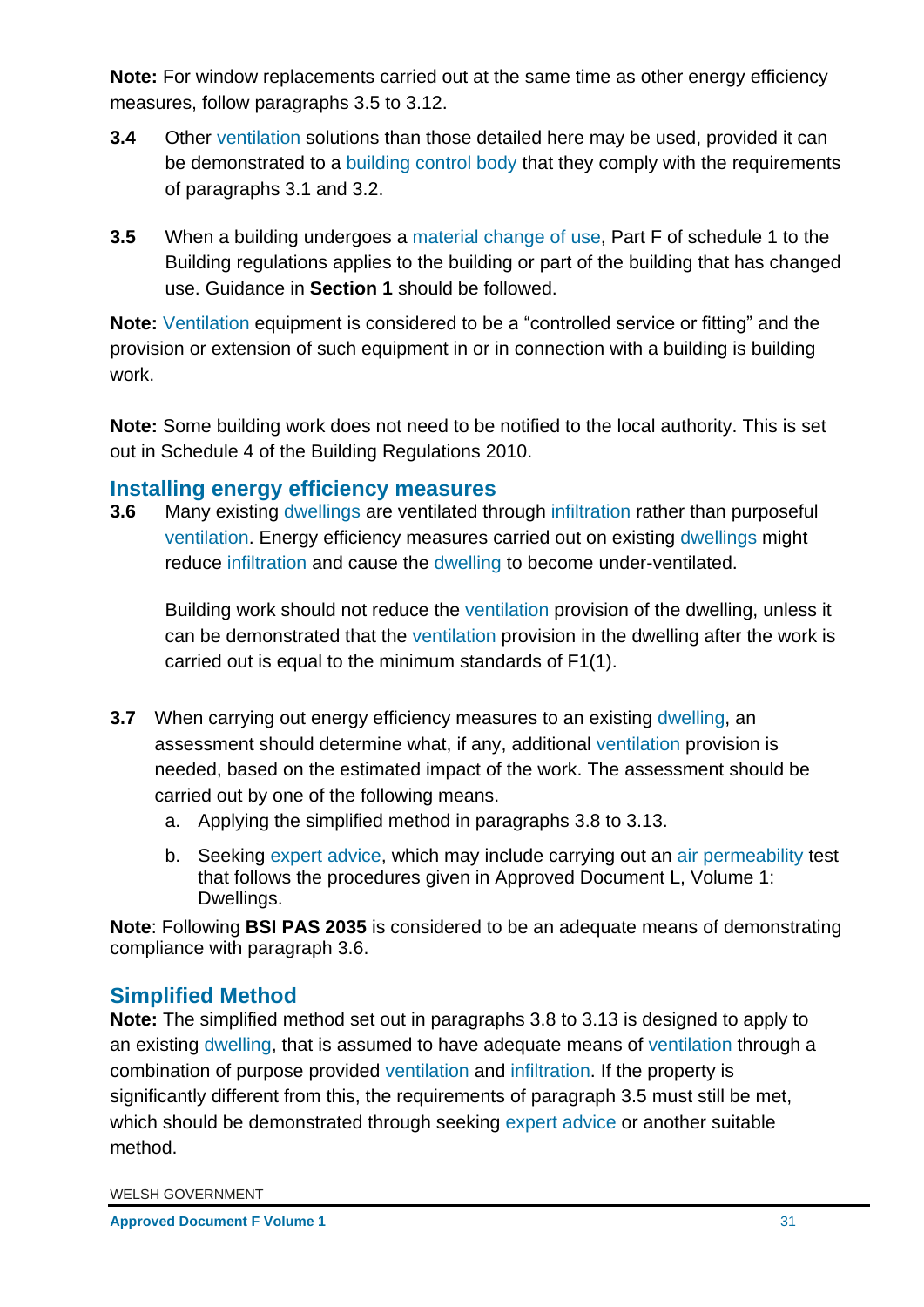**Note:** For window replacements carried out at the same time as other energy efficiency measures, follow paragraphs 3.5 to 3.12.

**3.4** Other ventilation solutions than those detailed here may be used, provided it can be demonstrated to a building control body that they comply with the requirements of paragraphs 3.1 and 3.2.

**3.5** When a building undergoes a material change of use, Part F of schedule 1 to the Building regulations applies to the building or part of the building that has changed use. Guidance in **Section 1** should be followed.

**Note:** Ventilation equipment is considered to be a "controlled service or fitting" and the provision or extension of such equipment in or in connection with a building is building work.

**Note:** Some building work does not need to be notified to the local authority. This is set out in Schedule 4 of the Building Regulations 2010.

## Installing energy efficiency measures

**3.6** Many existing dwellings are ventilated through infiltration rather than purposeful ventilation. Energy efficiency measures carried out on existing dwellings might reduce infiltration and cause the dwelling to become under-ventilated.

Building work should not reduce the ventilation provision of the dwelling, unless it can be demonstrated that the ventilation provision in the dwelling after the work is carried out is equal to the minimum standards of F1(1).

**3.7** When carrying out energy efficiency measures to an existing dwelling, an assessment should determine what, if any, additional ventilation provision is needed, based on the estimated impact of the work. The assessment should be carried out by one of the following means.

a. Applying the simplified method in paragraphs 3.8 to 3.13.

b. Seeking expert advice, which may include carrying out an air permeability test that follows the procedures given in Approved Document L, Volume 1: Dwellings.

**Note**: Following **BSI PAS 2035** is considered to be an adequate means of demonstrating compliance with paragraph 3.6.

## Simplified Method

**Note:** The simplified method set out in paragraphs 3.8 to 3.13 is designed to apply to an existing dwelling, that is assumed to have adequate means of ventilation through a combination of purpose provided ventilation and infiltration. If the property is significantly different from this, the requirements of paragraph 3.5 must still be met, which should be demonstrated through seeking expert advice or another suitable method.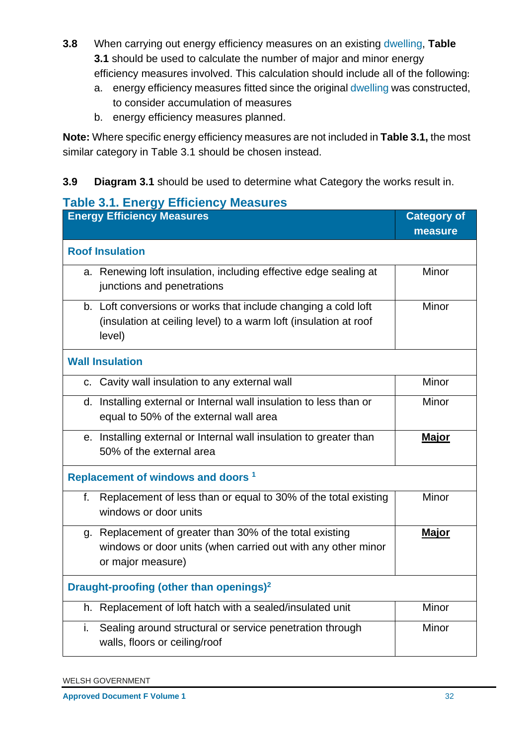**3.8** When carrying out energy efficiency measures on an existing dwelling, **Table 3.1** should be used to calculate the number of major and minor energy efficiency measures involved. This calculation should include all of the following:

a. energy efficiency measures fitted since the original dwelling was constructed, to consider accumulation of measures

b. energy efficiency measures planned.

**Note:** Where specific energy efficiency measures are not included in **Table 3.1,** the most similar category in Table 3.1 should be chosen instead.

**3.9** **Diagram 3.1** should be used to determine what Category the works result in.

## Table 3.1. Energy Efficiency Measures

| Energy Efficiency Measures | Category of measure |
|---|---|
| **Roof Insulation** | |
| a. Renewing loft insulation, including effective edge sealing at junctions and penetrations | Minor |
| b. Loft conversions or works that include changing a cold loft (insulation at ceiling level) to a warm loft (insulation at roof level) | Minor |
| **Wall Insulation** | |
| c. Cavity wall insulation to any external wall | Minor |
| d. Installing external or Internal wall insulation to less than or equal to 50% of the external wall area | Minor |
| e. Installing external or Internal wall insulation to greater than 50% of the external area | **Major** |
| **Replacement of windows and doors [1]** | |
| f. Replacement of less than or equal to 30% of the total existing windows or door units | Minor |
| g. Replacement of greater than 30% of the total existing windows or door units (when carried out with any other minor or major measure) | **Major** |
| **Draught-proofing (other than openings)[2]** | |
| h. Replacement of loft hatch with a sealed/insulated unit | Minor |
| i. Sealing around structural or service penetration through walls, floors or ceiling/roof | Minor |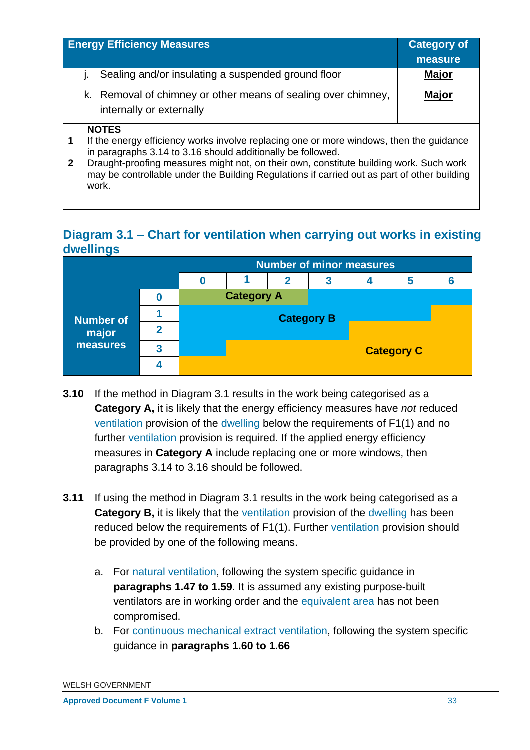| Energy Efficiency Measures | Category of measure |
|---|---|
| j. Sealing and/or insulating a suspended ground floor | **Major** |
| k. Removal of chimney or other means of sealing over chimney, internally or externally | **Major** |

**NOTES**

1. If the energy efficiency works involve replacing one or more windows, then the guidance in paragraphs 3.14 to 3.16 should additionally be followed.
2. Draught-proofing measures might not, on their own, constitute building work. Such work may be controllable under the Building Regulations if carried out as part of other building work.

## Diagram 3.1 – Chart for ventilation when carrying out works in existing dwellings

| | | Number of minor measures | | | | | | |
|---|---|---|---|---|---|---|---|---|
| | | **0** | **1** | **2** | **3** | **4** | **5** | **6** |
| **Number of major measures** | **0** | Category A | Category A | Category A | Category B | Category B | Category B | Category B |
| | **1** | Category B | Category B | Category B | Category B | Category B | Category B | Category C |
| | **2** | Category B | Category B | Category B | Category B | Category C | Category C | Category C |
| | **3** | Category B | Category C | Category C | Category C | Category C | Category C | Category C |
| | **4** | Category C | Category C | Category C | Category C | Category C | Category C | Category C |

**3.10** If the method in Diagram 3.1 results in the work being categorised as a **Category A,** it is likely that the energy efficiency measures have *not* reduced ventilation provision of the dwelling below the requirements of F1(1) and no further ventilation provision is required. If the applied energy efficiency measures in **Category A** include replacing one or more windows, then paragraphs 3.14 to 3.16 should be followed.

**3.11** If using the method in Diagram 3.1 results in the work being categorised as a **Category B,** it is likely that the ventilation provision of the dwelling has been reduced below the requirements of F1(1). Further ventilation provision should be provided by one of the following means.

a. For natural ventilation, following the system specific guidance in **paragraphs 1.47 to 1.59**. It is assumed any existing purpose-built ventilators are in working order and the equivalent area has not been compromised.

b. For continuous mechanical extract ventilation, following the system specific guidance in **paragraphs 1.60 to 1.66**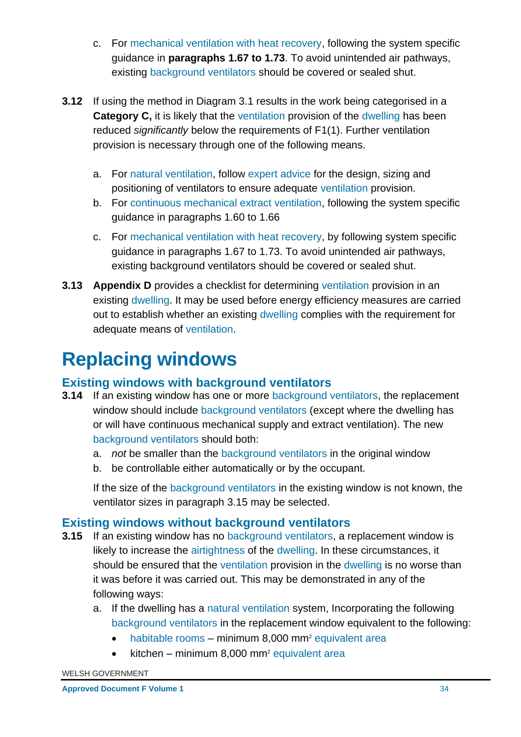c. For mechanical ventilation with heat recovery, following the system specific guidance in **paragraphs 1.67 to 1.73**. To avoid unintended air pathways, existing background ventilators should be covered or sealed shut.

**3.12** If using the method in Diagram 3.1 results in the work being categorised in a **Category C,** it is likely that the ventilation provision of the dwelling has been reduced *significantly* below the requirements of F1(1). Further ventilation provision is necessary through one of the following means.

a. For natural ventilation, follow expert advice for the design, sizing and positioning of ventilators to ensure adequate ventilation provision.
b. For continuous mechanical extract ventilation, following the system specific guidance in paragraphs 1.60 to 1.66
c. For mechanical ventilation with heat recovery, by following system specific guidance in paragraphs 1.67 to 1.73. To avoid unintended air pathways, existing background ventilators should be covered or sealed shut.

**3.13** **Appendix D** provides a checklist for determining ventilation provision in an existing dwelling. It may be used before energy efficiency measures are carried out to establish whether an existing dwelling complies with the requirement for adequate means of ventilation.

# Replacing windows

## Existing windows with background ventilators

**3.14** If an existing window has one or more background ventilators, the replacement window should include background ventilators (except where the dwelling has or will have continuous mechanical supply and extract ventilation). The new background ventilators should both:

a. *not* be smaller than the background ventilators in the original window
b. be controllable either automatically or by the occupant.

If the size of the background ventilators in the existing window is not known, the ventilator sizes in paragraph 3.15 may be selected.

## Existing windows without background ventilators

**3.15** If an existing window has no background ventilators, a replacement window is likely to increase the airtightness of the dwelling. In these circumstances, it should be ensured that the ventilation provision in the dwelling is no worse than it was before it was carried out. This may be demonstrated in any of the following ways:

a. If the dwelling has a natural ventilation system, Incorporating the following background ventilators in the replacement window equivalent to the following:
   - habitable rooms – minimum 8,000 mm$^2$ equivalent area
   - kitchen – minimum 8,000 mm$^2$ equivalent area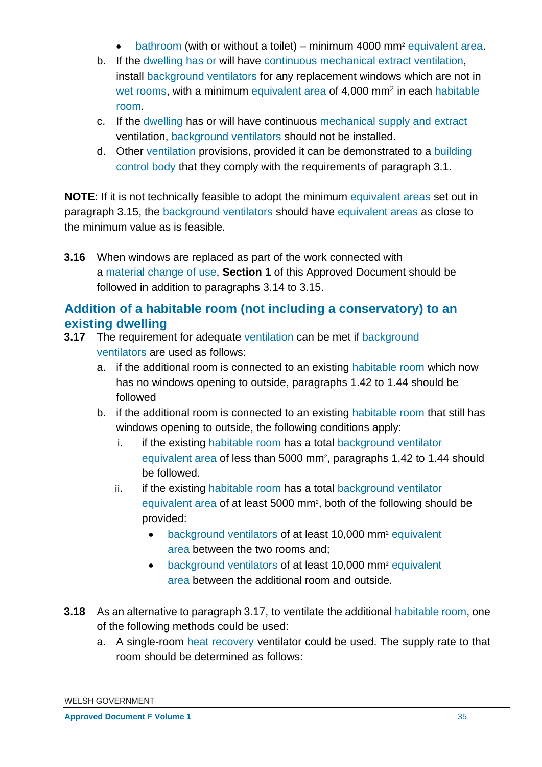- bathroom (with or without a toilet) – minimum 4000 $mm^2$ equivalent area.

b. If the dwelling has or will have continuous mechanical extract ventilation, install background ventilators for any replacement windows which are not in wet rooms, with a minimum equivalent area of 4,000 $mm^2$ in each habitable room.

c. If the dwelling has or will have continuous mechanical supply and extract ventilation, background ventilators should not be installed.

d. Other ventilation provisions, provided it can be demonstrated to a building control body that they comply with the requirements of paragraph 3.1.

**NOTE**: If it is not technically feasible to adopt the minimum equivalent areas set out in paragraph 3.15, the background ventilators should have equivalent areas as close to the minimum value as is feasible.

**3.16** When windows are replaced as part of the work connected with a material change of use, **Section 1** of this Approved Document should be followed in addition to paragraphs 3.14 to 3.15.

## Addition of a habitable room (not including a conservatory) to an existing dwelling

**3.17** The requirement for adequate ventilation can be met if background ventilators are used as follows:

a. if the additional room is connected to an existing habitable room which now has no windows opening to outside, paragraphs 1.42 to 1.44 should be followed

b. if the additional room is connected to an existing habitable room that still has windows opening to outside, the following conditions apply:

   i. if the existing habitable room has a total background ventilator equivalent area of less than 5000 $mm^2$, paragraphs 1.42 to 1.44 should be followed.

   ii. if the existing habitable room has a total background ventilator equivalent area of at least 5000 $mm^2$, both of the following should be provided:

   - background ventilators of at least 10,000 $mm^2$ equivalent area between the two rooms and;
   - background ventilators of at least 10,000 $mm^2$ equivalent area between the additional room and outside.

**3.18** As an alternative to paragraph 3.17, to ventilate the additional habitable room, one of the following methods could be used:

a. A single-room heat recovery ventilator could be used. The supply rate to that room should be determined as follows: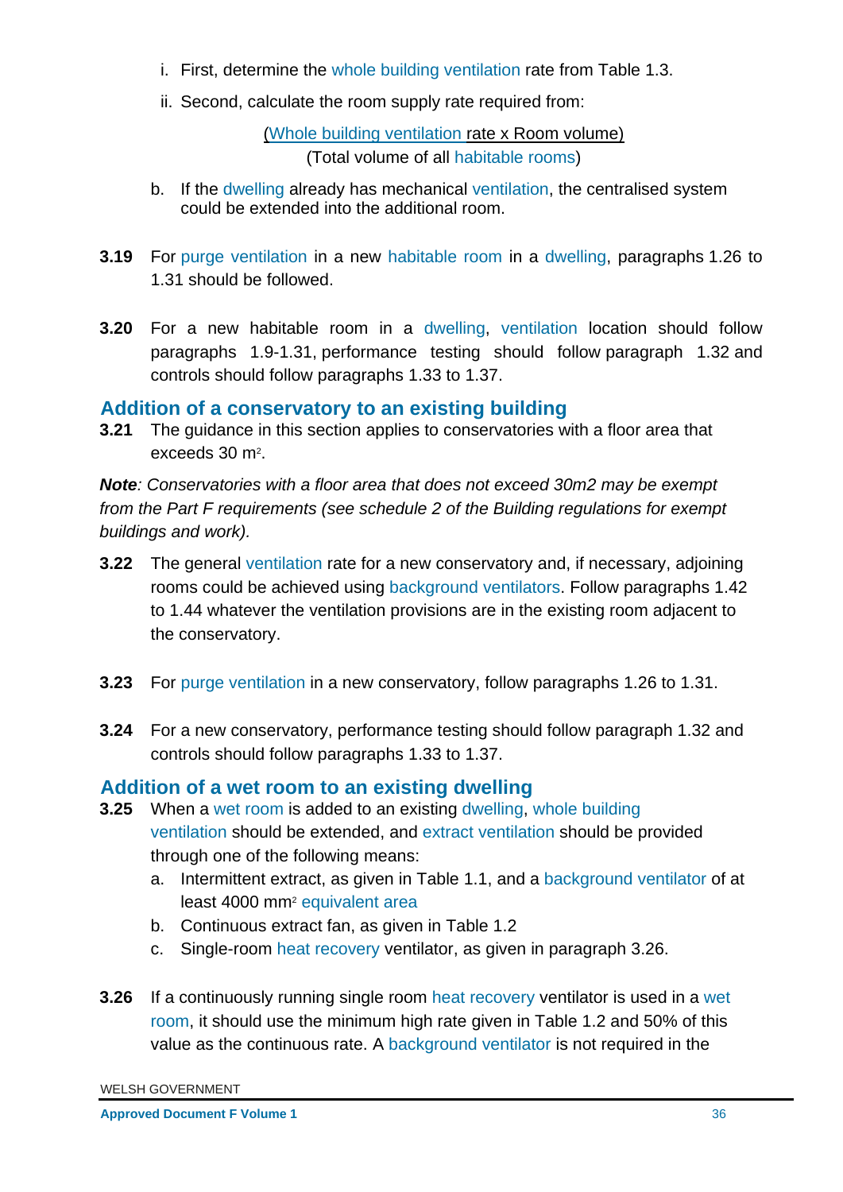i. First, determine the whole building ventilation rate from Table 1.3.

ii. Second, calculate the room supply rate required from:

$$\frac{\text{(Whole building ventilation rate x Room volume)}}{\text{(Total volume of all habitable rooms)}}$$

b. If the dwelling already has mechanical ventilation, the centralised system could be extended into the additional room.

**3.19** For purge ventilation in a new habitable room in a dwelling, paragraphs 1.26 to 1.31 should be followed.

**3.20** For a new habitable room in a dwelling, ventilation location should follow paragraphs 1.9-1.31, performance testing should follow paragraph 1.32 and controls should follow paragraphs 1.33 to 1.37.

## Addition of a conservatory to an existing building

**3.21** The guidance in this section applies to conservatories with a floor area that exceeds 30 m².

***Note**: Conservatories with a floor area that does not exceed 30m2 may be exempt from the Part F requirements (see schedule 2 of the Building regulations for exempt buildings and work).*

**3.22** The general ventilation rate for a new conservatory and, if necessary, adjoining rooms could be achieved using background ventilators. Follow paragraphs 1.42 to 1.44 whatever the ventilation provisions are in the existing room adjacent to the conservatory.

**3.23** For purge ventilation in a new conservatory, follow paragraphs 1.26 to 1.31.

**3.24** For a new conservatory, performance testing should follow paragraph 1.32 and controls should follow paragraphs 1.33 to 1.37.

## Addition of a wet room to an existing dwelling

**3.25** When a wet room is added to an existing dwelling, whole building ventilation should be extended, and extract ventilation should be provided through one of the following means:

a. Intermittent extract, as given in Table 1.1, and a background ventilator of at least 4000 mm² equivalent area

b. Continuous extract fan, as given in Table 1.2

c. Single-room heat recovery ventilator, as given in paragraph 3.26.

**3.26** If a continuously running single room heat recovery ventilator is used in a wet room, it should use the minimum high rate given in Table 1.2 and 50% of this value as the continuous rate. A background ventilator is not required in the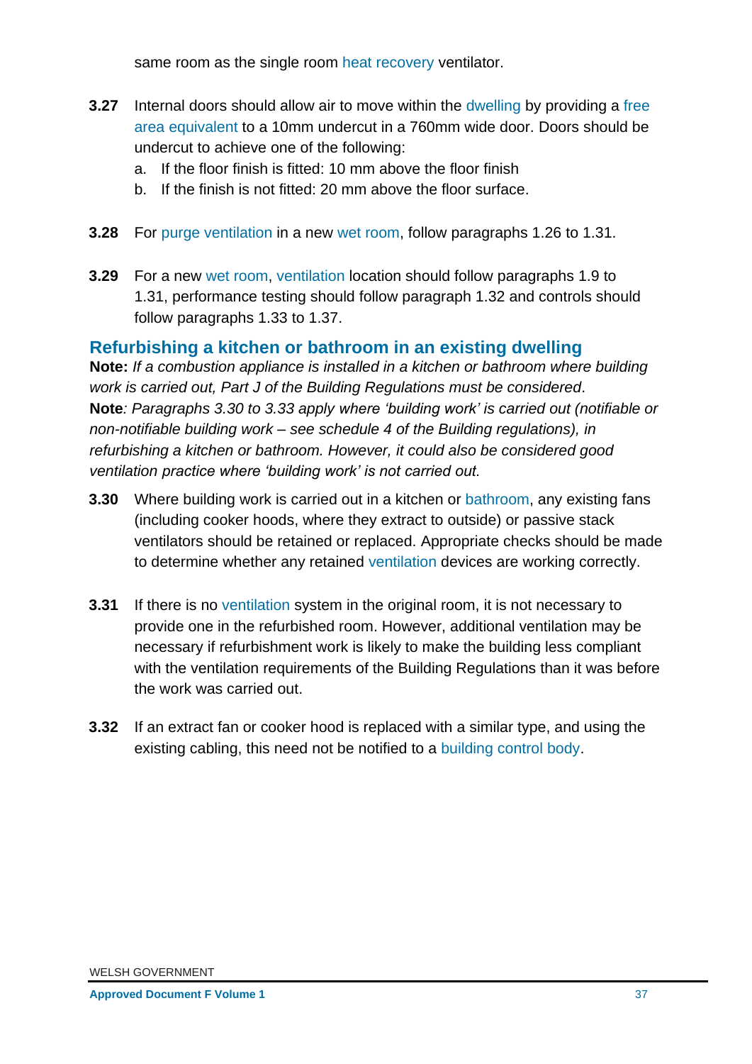same room as the single room heat recovery ventilator.

**3.27** Internal doors should allow air to move within the dwelling by providing a free area equivalent to a 10mm undercut in a 760mm wide door. Doors should be undercut to achieve one of the following:

a. If the floor finish is fitted: 10 mm above the floor finish
b. If the finish is not fitted: 20 mm above the floor surface.

**3.28** For purge ventilation in a new wet room, follow paragraphs 1.26 to 1.31.

**3.29** For a new wet room, ventilation location should follow paragraphs 1.9 to 1.31, performance testing should follow paragraph 1.32 and controls should follow paragraphs 1.33 to 1.37.

## Refurbishing a kitchen or bathroom in an existing dwelling

**Note:** *If a combustion appliance is installed in a kitchen or bathroom where building work is carried out, Part J of the Building Regulations must be considered*.

**Note***: Paragraphs 3.30 to 3.33 apply where 'building work' is carried out (notifiable or non-notifiable building work – see schedule 4 of the Building regulations), in refurbishing a kitchen or bathroom. However, it could also be considered good ventilation practice where 'building work' is not carried out.*

**3.30** Where building work is carried out in a kitchen or bathroom, any existing fans (including cooker hoods, where they extract to outside) or passive stack ventilators should be retained or replaced. Appropriate checks should be made to determine whether any retained ventilation devices are working correctly.

**3.31** If there is no ventilation system in the original room, it is not necessary to provide one in the refurbished room. However, additional ventilation may be necessary if refurbishment work is likely to make the building less compliant with the ventilation requirements of the Building Regulations than it was before the work was carried out.

**3.32** If an extract fan or cooker hood is replaced with a similar type, and using the existing cabling, this need not be notified to a building control body.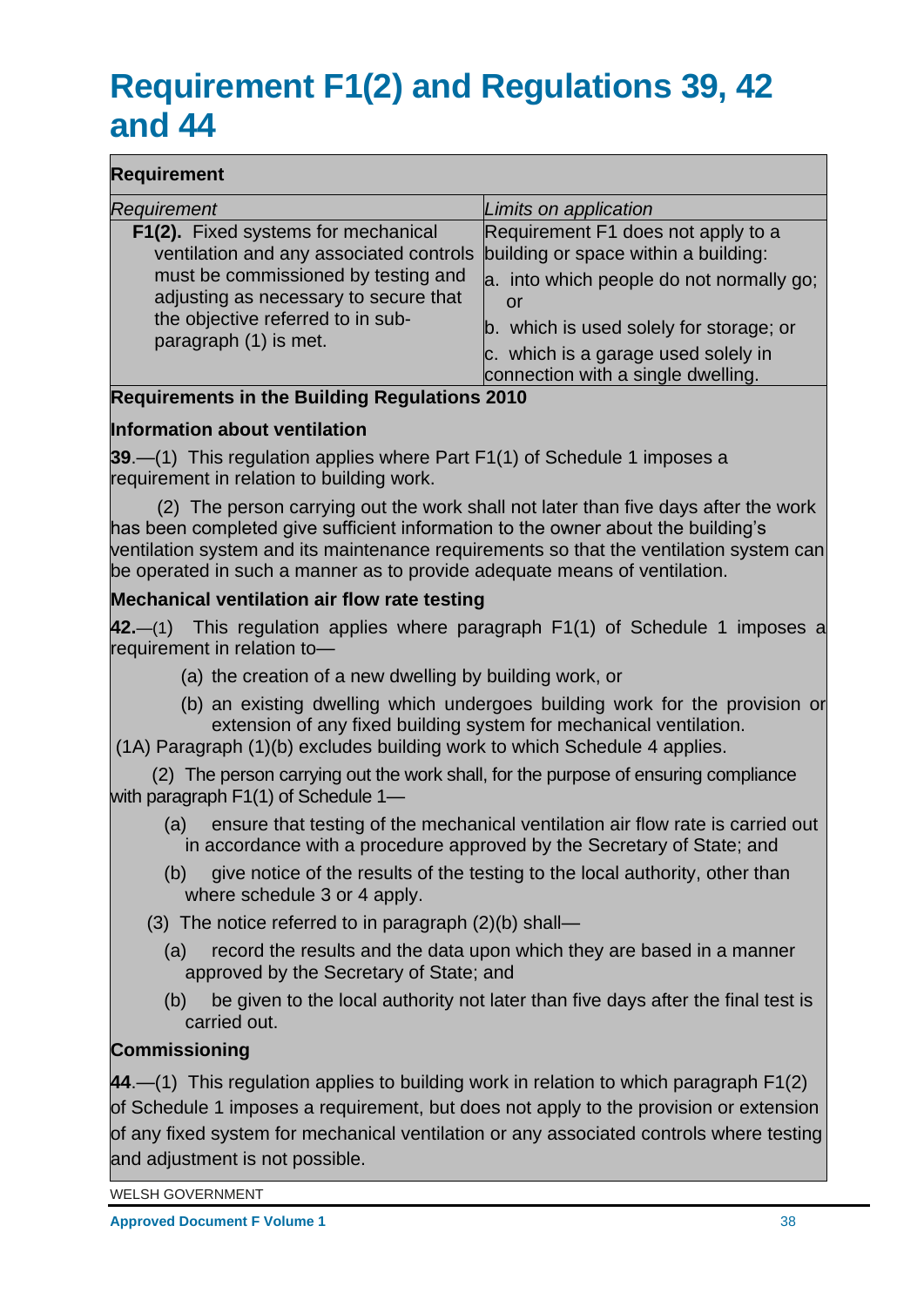# Requirement F1(2) and Regulations 39, 42 and 44

**Requirement**

| *Requirement* | *Limits on application* |
|---|---|
| **F1(2).** Fixed systems for mechanical ventilation and any associated controls must be commissioned by testing and adjusting as necessary to secure that the objective referred to in sub-paragraph (1) is met. | Requirement F1 does not apply to a building or space within a building:<br>a. into which people do not normally go; or<br>b. which is used solely for storage; or<br>c. which is a garage used solely in connection with a single dwelling. |

**Requirements in the Building Regulations 2010**

**Information about ventilation**

**39**.—(1) This regulation applies where Part F1(1) of Schedule 1 imposes a requirement in relation to building work.

(2) The person carrying out the work shall not later than five days after the work has been completed give sufficient information to the owner about the building's ventilation system and its maintenance requirements so that the ventilation system can be operated in such a manner as to provide adequate means of ventilation.

**Mechanical ventilation air flow rate testing**

**42.**—(1) This regulation applies where paragraph F1(1) of Schedule 1 imposes a requirement in relation to—

(a) the creation of a new dwelling by building work, or

(b) an existing dwelling which undergoes building work for the provision or extension of any fixed building system for mechanical ventilation.

(1A) Paragraph (1)(b) excludes building work to which Schedule 4 applies.

(2) The person carrying out the work shall, for the purpose of ensuring compliance with paragraph F1(1) of Schedule 1—

(a) ensure that testing of the mechanical ventilation air flow rate is carried out in accordance with a procedure approved by the Secretary of State; and

(b) give notice of the results of the testing to the local authority, other than where schedule 3 or 4 apply.

(3) The notice referred to in paragraph (2)(b) shall—

(a) record the results and the data upon which they are based in a manner approved by the Secretary of State; and

(b) be given to the local authority not later than five days after the final test is carried out.

**Commissioning**

**44**.—(1) This regulation applies to building work in relation to which paragraph F1(2) of Schedule 1 imposes a requirement, but does not apply to the provision or extension of any fixed system for mechanical ventilation or any associated controls where testing and adjustment is not possible.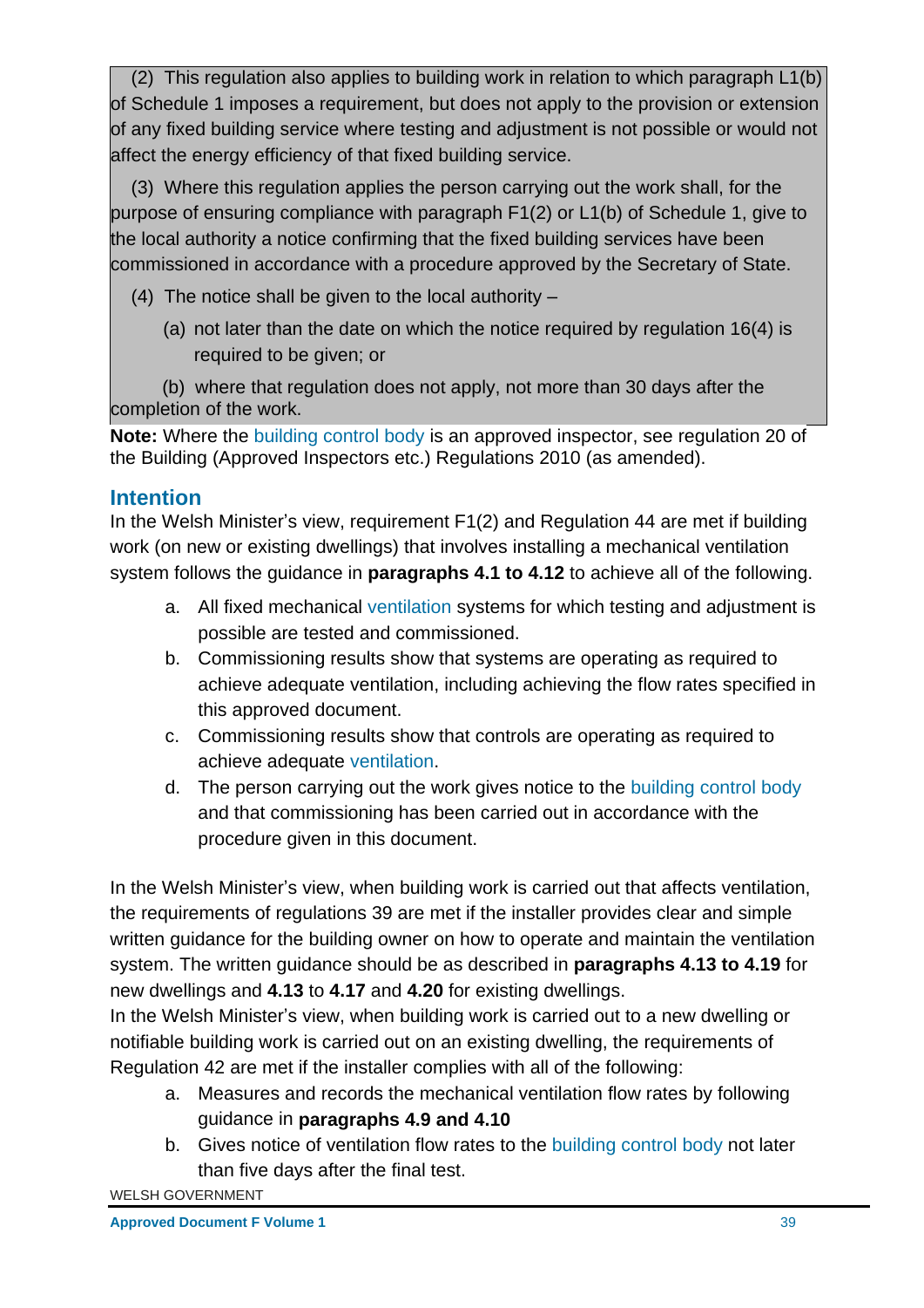(2) This regulation also applies to building work in relation to which paragraph L1(b) of Schedule 1 imposes a requirement, but does not apply to the provision or extension of any fixed building service where testing and adjustment is not possible or would not affect the energy efficiency of that fixed building service.

(3) Where this regulation applies the person carrying out the work shall, for the purpose of ensuring compliance with paragraph F1(2) or L1(b) of Schedule 1, give to the local authority a notice confirming that the fixed building services have been commissioned in accordance with a procedure approved by the Secretary of State.

(4) The notice shall be given to the local authority –

(a) not later than the date on which the notice required by regulation 16(4) is required to be given; or

(b) where that regulation does not apply, not more than 30 days after the completion of the work.

**Note:** Where the building control body is an approved inspector, see regulation 20 of the Building (Approved Inspectors etc.) Regulations 2010 (as amended).

## Intention

In the Welsh Minister's view, requirement F1(2) and Regulation 44 are met if building work (on new or existing dwellings) that involves installing a mechanical ventilation system follows the guidance in **paragraphs 4.1 to 4.12** to achieve all of the following.

a. All fixed mechanical ventilation systems for which testing and adjustment is possible are tested and commissioned.
b. Commissioning results show that systems are operating as required to achieve adequate ventilation, including achieving the flow rates specified in this approved document.
c. Commissioning results show that controls are operating as required to achieve adequate ventilation.
d. The person carrying out the work gives notice to the building control body and that commissioning has been carried out in accordance with the procedure given in this document.

In the Welsh Minister's view, when building work is carried out that affects ventilation, the requirements of regulations 39 are met if the installer provides clear and simple written guidance for the building owner on how to operate and maintain the ventilation system. The written guidance should be as described in **paragraphs 4.13 to 4.19** for new dwellings and **4.13** to **4.17** and **4.20** for existing dwellings.

In the Welsh Minister's view, when building work is carried out to a new dwelling or notifiable building work is carried out on an existing dwelling, the requirements of Regulation 42 are met if the installer complies with all of the following:

a. Measures and records the mechanical ventilation flow rates by following guidance in **paragraphs 4.9 and 4.10**
b. Gives notice of ventilation flow rates to the building control body not later than five days after the final test.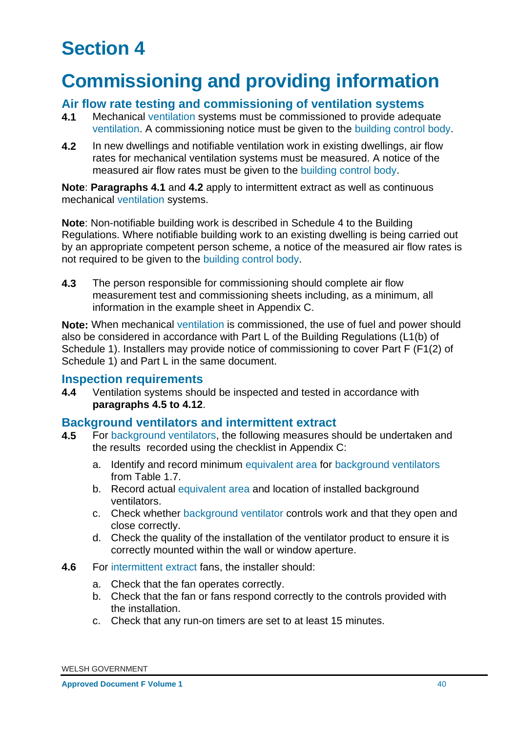# Section 4

# Commissioning and providing information

## Air flow rate testing and commissioning of ventilation systems

**4.1** Mechanical ventilation systems must be commissioned to provide adequate ventilation. A commissioning notice must be given to the building control body.

**4.2** In new dwellings and notifiable ventilation work in existing dwellings, air flow rates for mechanical ventilation systems must be measured. A notice of the measured air flow rates must be given to the building control body.

**Note**: **Paragraphs 4.1** and **4.2** apply to intermittent extract as well as continuous mechanical ventilation systems.

**Note**: Non-notifiable building work is described in Schedule 4 to the Building Regulations. Where notifiable building work to an existing dwelling is being carried out by an appropriate competent person scheme, a notice of the measured air flow rates is not required to be given to the building control body.

**4.3** The person responsible for commissioning should complete air flow measurement test and commissioning sheets including, as a minimum, all information in the example sheet in Appendix C.

**Note:** When mechanical ventilation is commissioned, the use of fuel and power should also be considered in accordance with Part L of the Building Regulations (L1(b) of Schedule 1). Installers may provide notice of commissioning to cover Part F (F1(2) of Schedule 1) and Part L in the same document.

## Inspection requirements

**4.4** Ventilation systems should be inspected and tested in accordance with **paragraphs 4.5 to 4.12**.

## Background ventilators and intermittent extract

**4.5** For background ventilators, the following measures should be undertaken and the results recorded using the checklist in Appendix C:

a. Identify and record minimum equivalent area for background ventilators from Table 1.7.
b. Record actual equivalent area and location of installed background ventilators.
c. Check whether background ventilator controls work and that they open and close correctly.
d. Check the quality of the installation of the ventilator product to ensure it is correctly mounted within the wall or window aperture.

**4.6** For intermittent extract fans, the installer should:

a. Check that the fan operates correctly.
b. Check that the fan or fans respond correctly to the controls provided with the installation.
c. Check that any run-on timers are set to at least 15 minutes.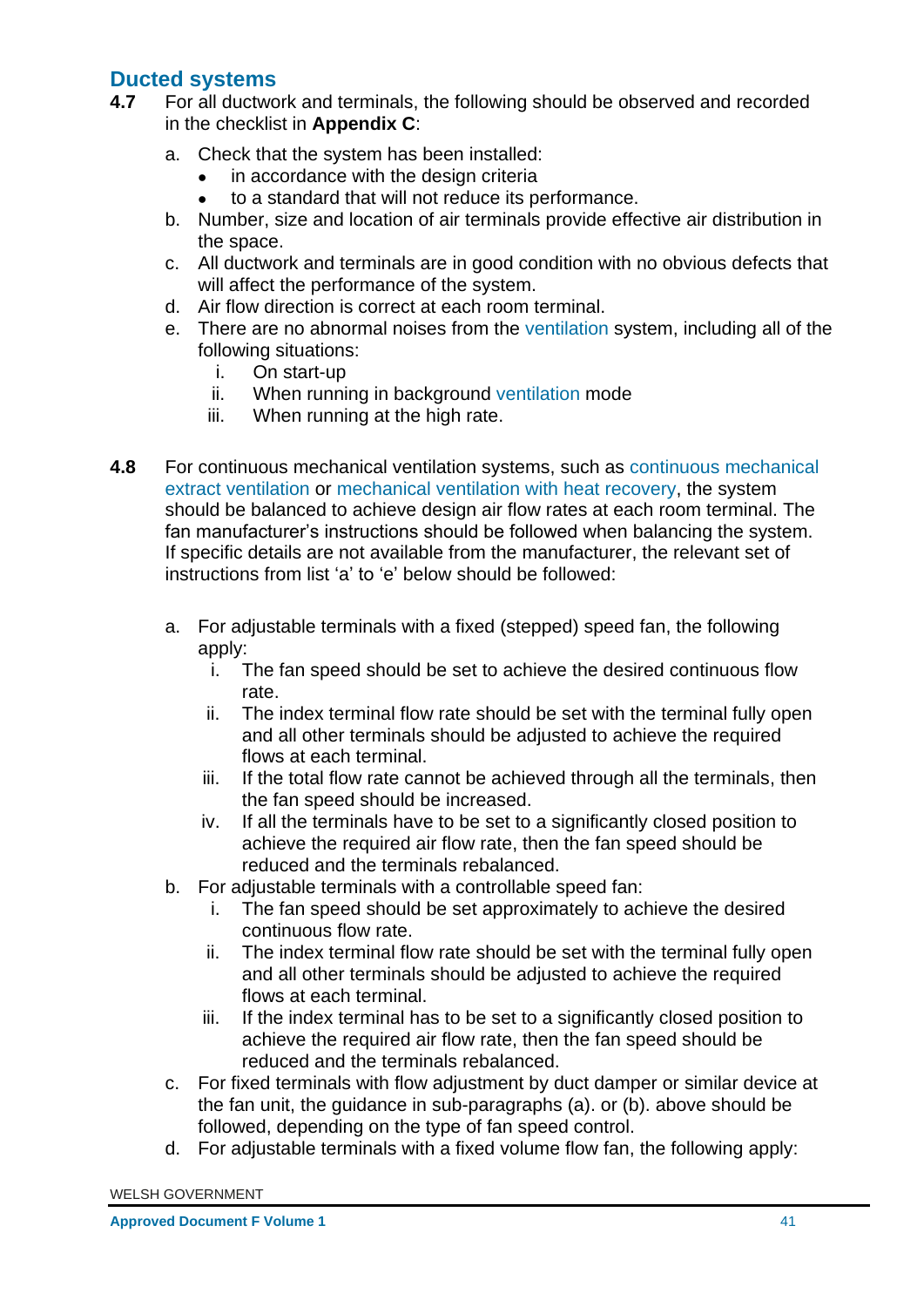## Ducted systems

**4.7** For all ductwork and terminals, the following should be observed and recorded in the checklist in **Appendix C**:

a. Check that the system has been installed:
   - in accordance with the design criteria
   - to a standard that will not reduce its performance.

b. Number, size and location of air terminals provide effective air distribution in the space.

c. All ductwork and terminals are in good condition with no obvious defects that will affect the performance of the system.

d. Air flow direction is correct at each room terminal.

e. There are no abnormal noises from the ventilation system, including all of the following situations:
   i. On start-up
   ii. When running in background ventilation mode
   iii. When running at the high rate.

**4.8** For continuous mechanical ventilation systems, such as continuous mechanical extract ventilation or mechanical ventilation with heat recovery, the system should be balanced to achieve design air flow rates at each room terminal. The fan manufacturer's instructions should be followed when balancing the system. If specific details are not available from the manufacturer, the relevant set of instructions from list 'a' to 'e' below should be followed:

a. For adjustable terminals with a fixed (stepped) speed fan, the following apply:
   i. The fan speed should be set to achieve the desired continuous flow rate.
   ii. The index terminal flow rate should be set with the terminal fully open and all other terminals should be adjusted to achieve the required flows at each terminal.
   iii. If the total flow rate cannot be achieved through all the terminals, then the fan speed should be increased.
   iv. If all the terminals have to be set to a significantly closed position to achieve the required air flow rate, then the fan speed should be reduced and the terminals rebalanced.

b. For adjustable terminals with a controllable speed fan:
   i. The fan speed should be set approximately to achieve the desired continuous flow rate.
   ii. The index terminal flow rate should be set with the terminal fully open and all other terminals should be adjusted to achieve the required flows at each terminal.
   iii. If the index terminal has to be set to a significantly closed position to achieve the required air flow rate, then the fan speed should be reduced and the terminals rebalanced.

c. For fixed terminals with flow adjustment by duct damper or similar device at the fan unit, the guidance in sub-paragraphs (a). or (b). above should be followed, depending on the type of fan speed control.

d. For adjustable terminals with a fixed volume flow fan, the following apply: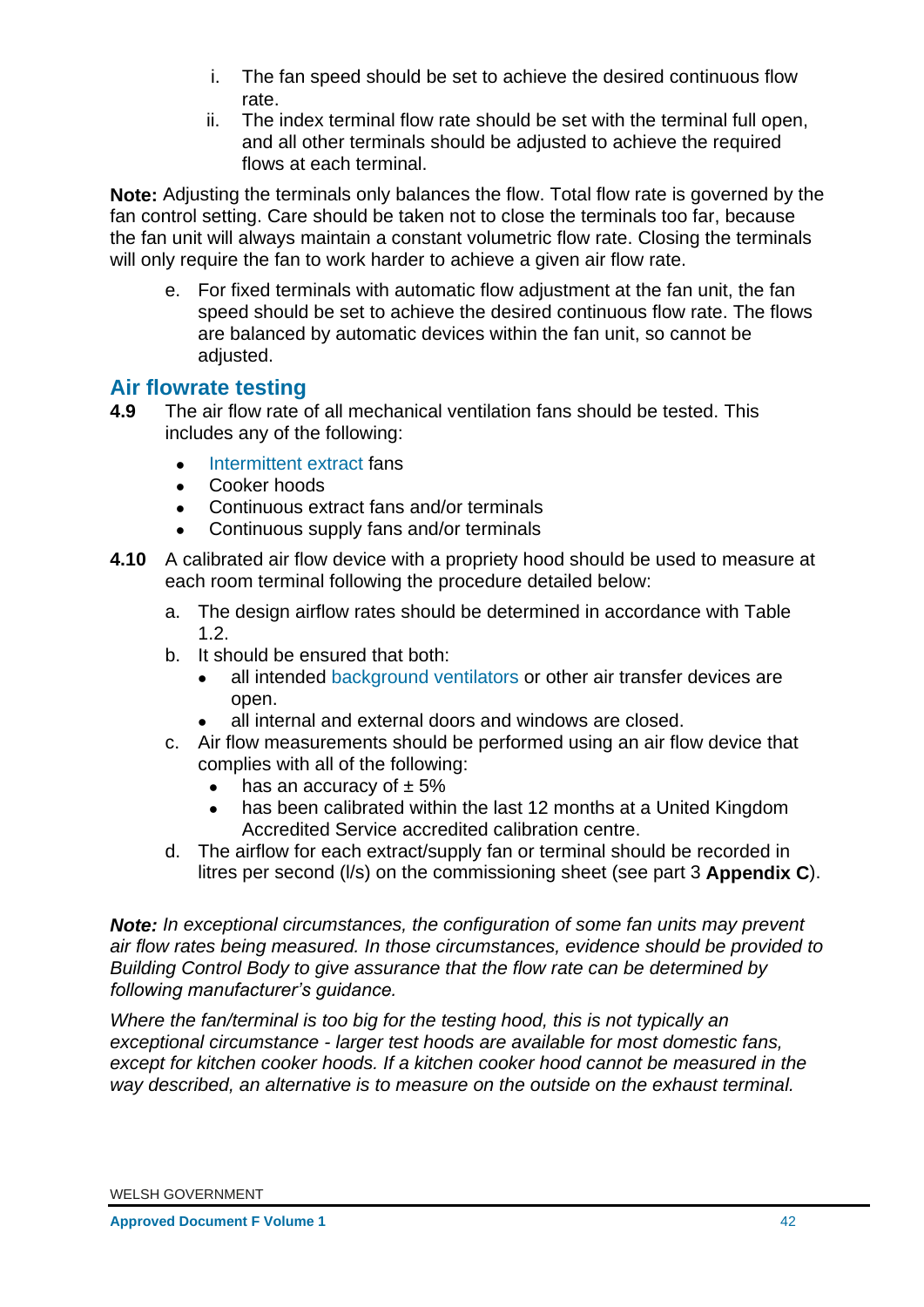i. The fan speed should be set to achieve the desired continuous flow rate.
ii. The index terminal flow rate should be set with the terminal full open, and all other terminals should be adjusted to achieve the required flows at each terminal.

**Note:** Adjusting the terminals only balances the flow. Total flow rate is governed by the fan control setting. Care should be taken not to close the terminals too far, because the fan unit will always maintain a constant volumetric flow rate. Closing the terminals will only require the fan to work harder to achieve a given air flow rate.

e. For fixed terminals with automatic flow adjustment at the fan unit, the fan speed should be set to achieve the desired continuous flow rate. The flows are balanced by automatic devices within the fan unit, so cannot be adjusted.

## Air flowrate testing

**4.9** The air flow rate of all mechanical ventilation fans should be tested. This includes any of the following:

- Intermittent extract fans
- Cooker hoods
- Continuous extract fans and/or terminals
- Continuous supply fans and/or terminals

**4.10** A calibrated air flow device with a propriety hood should be used to measure at each room terminal following the procedure detailed below:

a. The design airflow rates should be determined in accordance with Table 1.2.
b. It should be ensured that both:
   - all intended background ventilators or other air transfer devices are open.
   - all internal and external doors and windows are closed.
c. Air flow measurements should be performed using an air flow device that complies with all of the following:
   - has an accuracy of ± 5%
   - has been calibrated within the last 12 months at a United Kingdom Accredited Service accredited calibration centre.
d. The airflow for each extract/supply fan or terminal should be recorded in litres per second (l/s) on the commissioning sheet (see part 3 **Appendix C**).

***Note:*** *In exceptional circumstances, the configuration of some fan units may prevent air flow rates being measured. In those circumstances, evidence should be provided to Building Control Body to give assurance that the flow rate can be determined by following manufacturer's guidance.*

*Where the fan/terminal is too big for the testing hood, this is not typically an exceptional circumstance - larger test hoods are available for most domestic fans, except for kitchen cooker hoods. If a kitchen cooker hood cannot be measured in the way described, an alternative is to measure on the outside on the exhaust terminal.*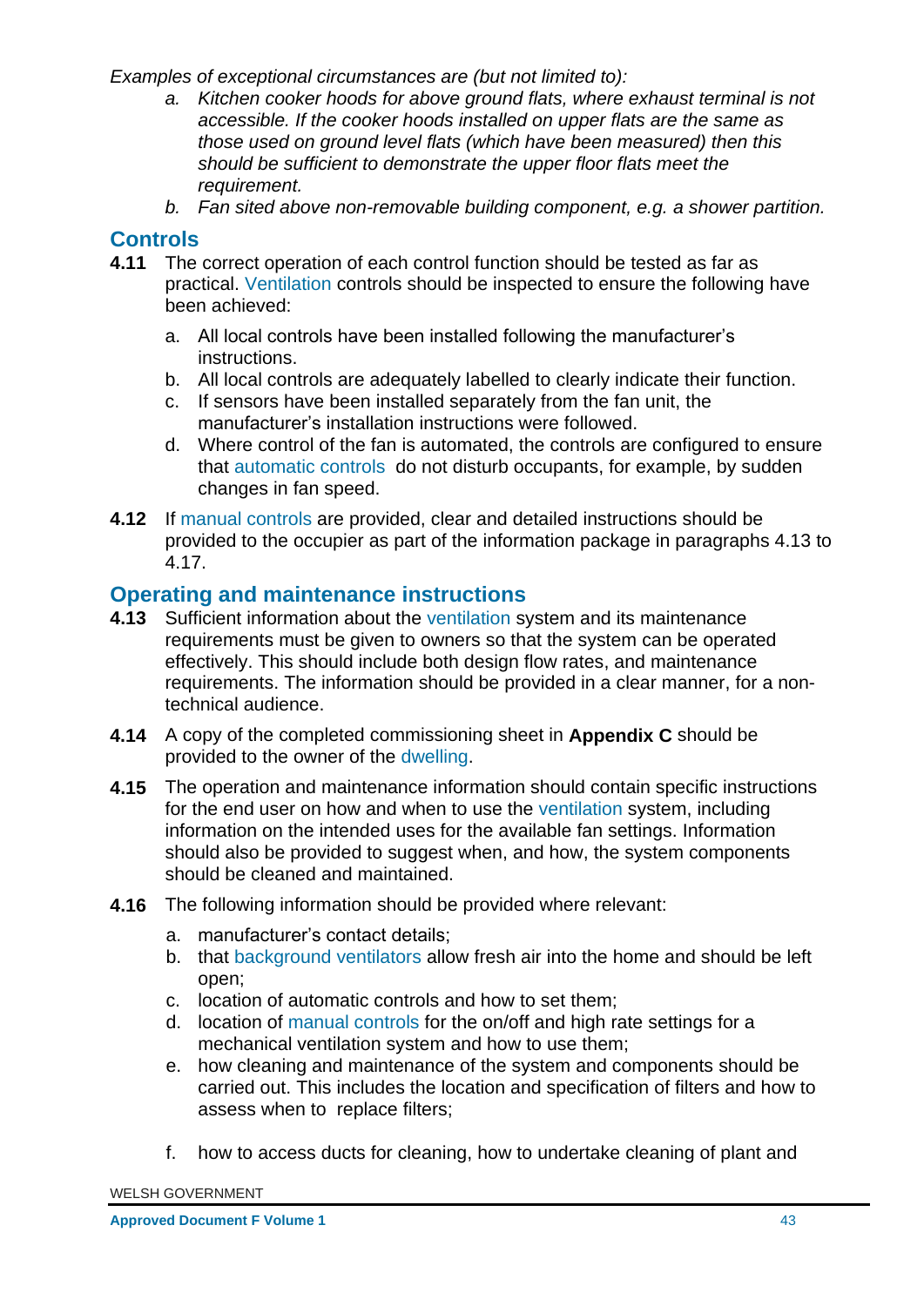*Examples of exceptional circumstances are (but not limited to):*

a. *Kitchen cooker hoods for above ground flats, where exhaust terminal is not accessible. If the cooker hoods installed on upper flats are the same as those used on ground level flats (which have been measured) then this should be sufficient to demonstrate the upper floor flats meet the requirement.*
b. *Fan sited above non-removable building component, e.g. a shower partition.*

## Controls

**4.11** The correct operation of each control function should be tested as far as practical. Ventilation controls should be inspected to ensure the following have been achieved:

a. All local controls have been installed following the manufacturer's instructions.
b. All local controls are adequately labelled to clearly indicate their function.
c. If sensors have been installed separately from the fan unit, the manufacturer's installation instructions were followed.
d. Where control of the fan is automated, the controls are configured to ensure that automatic controls do not disturb occupants, for example, by sudden changes in fan speed.

**4.12** If manual controls are provided, clear and detailed instructions should be provided to the occupier as part of the information package in paragraphs 4.13 to 4.17.

## Operating and maintenance instructions

**4.13** Sufficient information about the ventilation system and its maintenance requirements must be given to owners so that the system can be operated effectively. This should include both design flow rates, and maintenance requirements. The information should be provided in a clear manner, for a non-technical audience.

**4.14** A copy of the completed commissioning sheet in **Appendix C** should be provided to the owner of the dwelling.

**4.15** The operation and maintenance information should contain specific instructions for the end user on how and when to use the ventilation system, including information on the intended uses for the available fan settings. Information should also be provided to suggest when, and how, the system components should be cleaned and maintained.

**4.16** The following information should be provided where relevant:

a. manufacturer's contact details;
b. that background ventilators allow fresh air into the home and should be left open;
c. location of automatic controls and how to set them;
d. location of manual controls for the on/off and high rate settings for a mechanical ventilation system and how to use them;
e. how cleaning and maintenance of the system and components should be carried out. This includes the location and specification of filters and how to assess when to replace filters;
f. how to access ducts for cleaning, how to undertake cleaning of plant and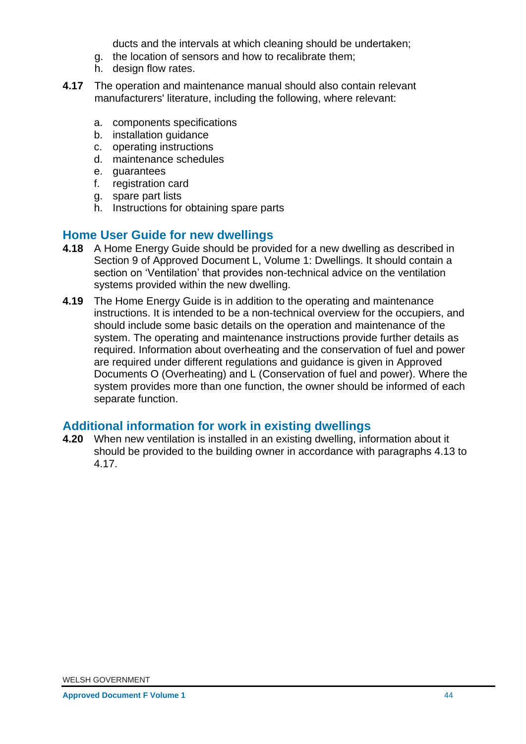ducts and the intervals at which cleaning should be undertaken;

g. the location of sensors and how to recalibrate them;
h. design flow rates.

**4.17** The operation and maintenance manual should also contain relevant manufacturers' literature, including the following, where relevant:

a. components specifications
b. installation guidance
c. operating instructions
d. maintenance schedules
e. guarantees
f. registration card
g. spare part lists
h. Instructions for obtaining spare parts

## Home User Guide for new dwellings

**4.18** A Home Energy Guide should be provided for a new dwelling as described in Section 9 of Approved Document L, Volume 1: Dwellings. It should contain a section on 'Ventilation' that provides non-technical advice on the ventilation systems provided within the new dwelling.

**4.19** The Home Energy Guide is in addition to the operating and maintenance instructions. It is intended to be a non-technical overview for the occupiers, and should include some basic details on the operation and maintenance of the system. The operating and maintenance instructions provide further details as required. Information about overheating and the conservation of fuel and power are required under different regulations and guidance is given in Approved Documents O (Overheating) and L (Conservation of fuel and power). Where the system provides more than one function, the owner should be informed of each separate function.

## Additional information for work in existing dwellings

**4.20** When new ventilation is installed in an existing dwelling, information about it should be provided to the building owner in accordance with paragraphs 4.13 to 4.17.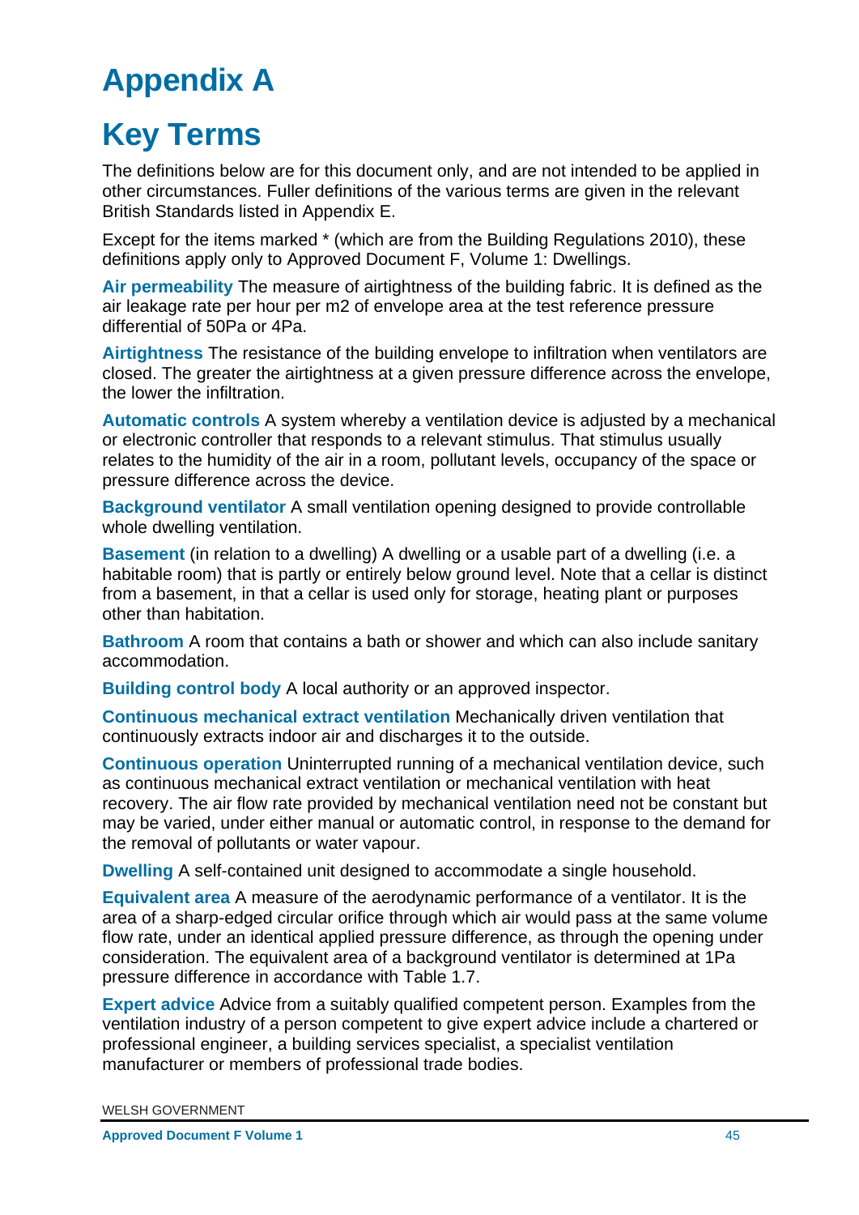# Appendix A

# Key Terms

The definitions below are for this document only, and are not intended to be applied in other circumstances. Fuller definitions of the various terms are given in the relevant British Standards listed in Appendix E.

Except for the items marked * (which are from the Building Regulations 2010), these definitions apply only to Approved Document F, Volume 1: Dwellings.

**Air permeability** The measure of airtightness of the building fabric. It is defined as the air leakage rate per hour per m2 of envelope area at the test reference pressure differential of 50Pa or 4Pa.

**Airtightness** The resistance of the building envelope to infiltration when ventilators are closed. The greater the airtightness at a given pressure difference across the envelope, the lower the infiltration.

**Automatic controls** A system whereby a ventilation device is adjusted by a mechanical or electronic controller that responds to a relevant stimulus. That stimulus usually relates to the humidity of the air in a room, pollutant levels, occupancy of the space or pressure difference across the device.

**Background ventilator** A small ventilation opening designed to provide controllable whole dwelling ventilation.

**Basement** (in relation to a dwelling) A dwelling or a usable part of a dwelling (i.e. a habitable room) that is partly or entirely below ground level. Note that a cellar is distinct from a basement, in that a cellar is used only for storage, heating plant or purposes other than habitation.

**Bathroom** A room that contains a bath or shower and which can also include sanitary accommodation.

**Building control body** A local authority or an approved inspector.

**Continuous mechanical extract ventilation** Mechanically driven ventilation that continuously extracts indoor air and discharges it to the outside.

**Continuous operation** Uninterrupted running of a mechanical ventilation device, such as continuous mechanical extract ventilation or mechanical ventilation with heat recovery. The air flow rate provided by mechanical ventilation need not be constant but may be varied, under either manual or automatic control, in response to the demand for the removal of pollutants or water vapour.

**Dwelling** A self-contained unit designed to accommodate a single household.

**Equivalent area** A measure of the aerodynamic performance of a ventilator. It is the area of a sharp-edged circular orifice through which air would pass at the same volume flow rate, under an identical applied pressure difference, as through the opening under consideration. The equivalent area of a background ventilator is determined at 1Pa pressure difference in accordance with Table 1.7.

**Expert advice** Advice from a suitably qualified competent person. Examples from the ventilation industry of a person competent to give expert advice include a chartered or professional engineer, a building services specialist, a specialist ventilation manufacturer or members of professional trade bodies.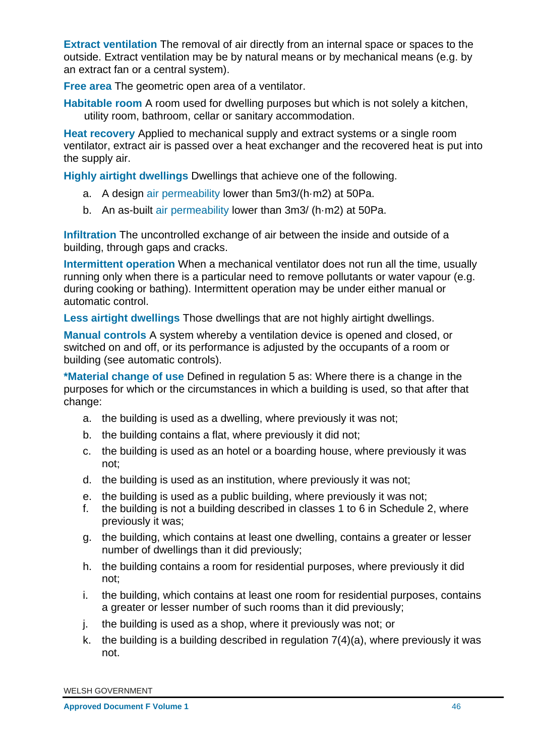**Extract ventilation** The removal of air directly from an internal space or spaces to the outside. Extract ventilation may be by natural means or by mechanical means (e.g. by an extract fan or a central system).

**Free area** The geometric open area of a ventilator.

**Habitable room** A room used for dwelling purposes but which is not solely a kitchen, utility room, bathroom, cellar or sanitary accommodation.

**Heat recovery** Applied to mechanical supply and extract systems or a single room ventilator, extract air is passed over a heat exchanger and the recovered heat is put into the supply air.

**Highly airtight dwellings** Dwellings that achieve one of the following.

a. A design air permeability lower than 5m3/(h·m2) at 50Pa.
b. An as-built air permeability lower than 3m3/ (h·m2) at 50Pa.

**Infiltration** The uncontrolled exchange of air between the inside and outside of a building, through gaps and cracks.

**Intermittent operation** When a mechanical ventilator does not run all the time, usually running only when there is a particular need to remove pollutants or water vapour (e.g. during cooking or bathing). Intermittent operation may be under either manual or automatic control.

**Less airtight dwellings** Those dwellings that are not highly airtight dwellings.

**Manual controls** A system whereby a ventilation device is opened and closed, or switched on and off, or its performance is adjusted by the occupants of a room or building (see automatic controls).

**\*Material change of use** Defined in regulation 5 as: Where there is a change in the purposes for which or the circumstances in which a building is used, so that after that change:

a. the building is used as a dwelling, where previously it was not;
b. the building contains a flat, where previously it did not;
c. the building is used as an hotel or a boarding house, where previously it was not;
d. the building is used as an institution, where previously it was not;
e. the building is used as a public building, where previously it was not;
f. the building is not a building described in classes 1 to 6 in Schedule 2, where previously it was;
g. the building, which contains at least one dwelling, contains a greater or lesser number of dwellings than it did previously;
h. the building contains a room for residential purposes, where previously it did not;
i. the building, which contains at least one room for residential purposes, contains a greater or lesser number of such rooms than it did previously;
j. the building is used as a shop, where it previously was not; or
k. the building is a building described in regulation 7(4)(a), where previously it was not.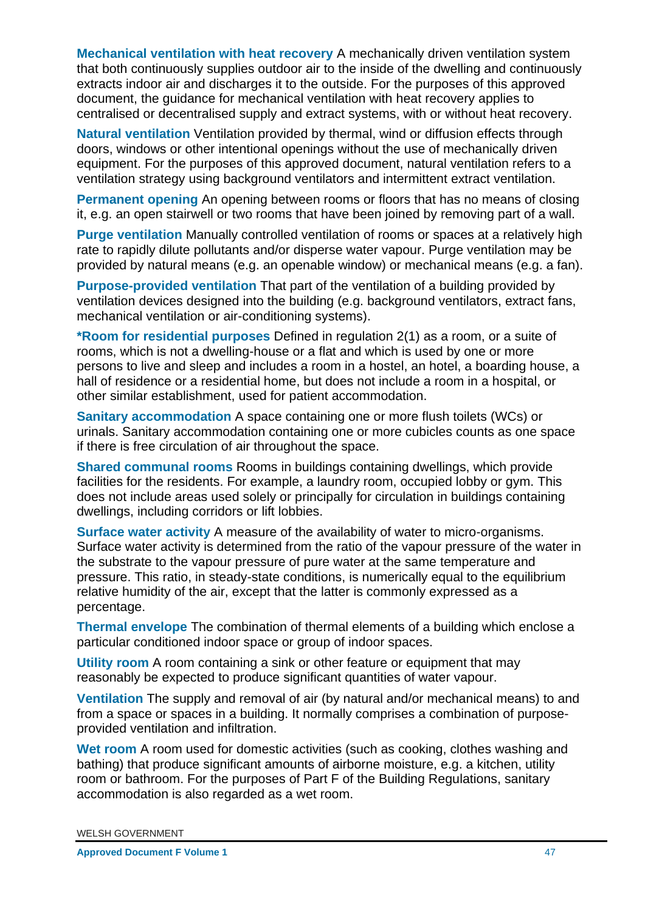**Mechanical ventilation with heat recovery** A mechanically driven ventilation system that both continuously supplies outdoor air to the inside of the dwelling and continuously extracts indoor air and discharges it to the outside. For the purposes of this approved document, the guidance for mechanical ventilation with heat recovery applies to centralised or decentralised supply and extract systems, with or without heat recovery.

**Natural ventilation** Ventilation provided by thermal, wind or diffusion effects through doors, windows or other intentional openings without the use of mechanically driven equipment. For the purposes of this approved document, natural ventilation refers to a ventilation strategy using background ventilators and intermittent extract ventilation.

**Permanent opening** An opening between rooms or floors that has no means of closing it, e.g. an open stairwell or two rooms that have been joined by removing part of a wall.

**Purge ventilation** Manually controlled ventilation of rooms or spaces at a relatively high rate to rapidly dilute pollutants and/or disperse water vapour. Purge ventilation may be provided by natural means (e.g. an openable window) or mechanical means (e.g. a fan).

**Purpose-provided ventilation** That part of the ventilation of a building provided by ventilation devices designed into the building (e.g. background ventilators, extract fans, mechanical ventilation or air-conditioning systems).

**\*Room for residential purposes** Defined in regulation 2(1) as a room, or a suite of rooms, which is not a dwelling-house or a flat and which is used by one or more persons to live and sleep and includes a room in a hostel, an hotel, a boarding house, a hall of residence or a residential home, but does not include a room in a hospital, or other similar establishment, used for patient accommodation.

**Sanitary accommodation** A space containing one or more flush toilets (WCs) or urinals. Sanitary accommodation containing one or more cubicles counts as one space if there is free circulation of air throughout the space.

**Shared communal rooms** Rooms in buildings containing dwellings, which provide facilities for the residents. For example, a laundry room, occupied lobby or gym. This does not include areas used solely or principally for circulation in buildings containing dwellings, including corridors or lift lobbies.

**Surface water activity** A measure of the availability of water to micro-organisms. Surface water activity is determined from the ratio of the vapour pressure of the water in the substrate to the vapour pressure of pure water at the same temperature and pressure. This ratio, in steady-state conditions, is numerically equal to the equilibrium relative humidity of the air, except that the latter is commonly expressed as a percentage.

**Thermal envelope** The combination of thermal elements of a building which enclose a particular conditioned indoor space or group of indoor spaces.

**Utility room** A room containing a sink or other feature or equipment that may reasonably be expected to produce significant quantities of water vapour.

**Ventilation** The supply and removal of air (by natural and/or mechanical means) to and from a space or spaces in a building. It normally comprises a combination of purpose-provided ventilation and infiltration.

**Wet room** A room used for domestic activities (such as cooking, clothes washing and bathing) that produce significant amounts of airborne moisture, e.g. a kitchen, utility room or bathroom. For the purposes of Part F of the Building Regulations, sanitary accommodation is also regarded as a wet room.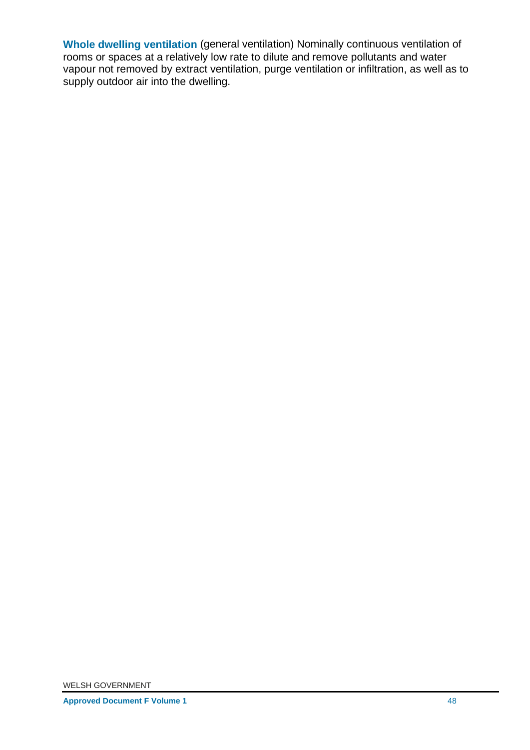**Whole dwelling ventilation** (general ventilation) Nominally continuous ventilation of rooms or spaces at a relatively low rate to dilute and remove pollutants and water vapour not removed by extract ventilation, purge ventilation or infiltration, as well as to supply outdoor air into the dwelling.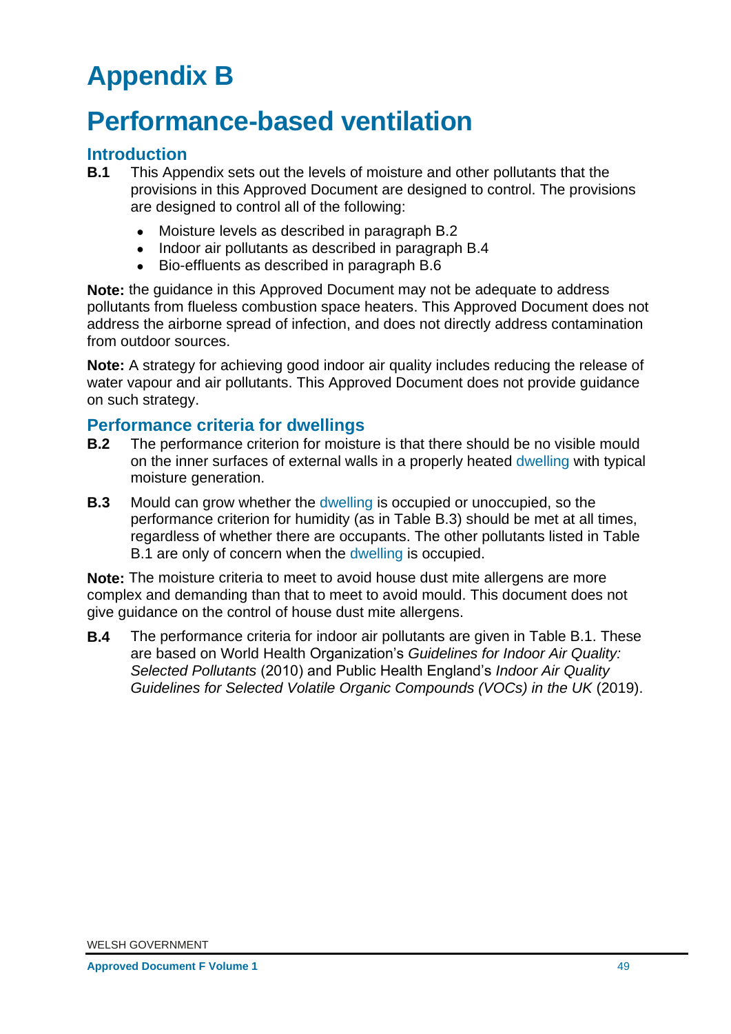# Appendix B

# Performance-based ventilation

## Introduction

**B.1** This Appendix sets out the levels of moisture and other pollutants that the provisions in this Approved Document are designed to control. The provisions are designed to control all of the following:

- Moisture levels as described in paragraph B.2
- Indoor air pollutants as described in paragraph B.4
- Bio-effluents as described in paragraph B.6

**Note:** the guidance in this Approved Document may not be adequate to address pollutants from flueless combustion space heaters. This Approved Document does not address the airborne spread of infection, and does not directly address contamination from outdoor sources.

**Note:** A strategy for achieving good indoor air quality includes reducing the release of water vapour and air pollutants. This Approved Document does not provide guidance on such strategy.

## Performance criteria for dwellings

**B.2** The performance criterion for moisture is that there should be no visible mould on the inner surfaces of external walls in a properly heated dwelling with typical moisture generation.

**B.3** Mould can grow whether the dwelling is occupied or unoccupied, so the performance criterion for humidity (as in Table B.3) should be met at all times, regardless of whether there are occupants. The other pollutants listed in Table B.1 are only of concern when the dwelling is occupied.

**Note:** The moisture criteria to meet to avoid house dust mite allergens are more complex and demanding than that to meet to avoid mould. This document does not give guidance on the control of house dust mite allergens.

**B.4** The performance criteria for indoor air pollutants are given in Table B.1. These are based on World Health Organization's *Guidelines for Indoor Air Quality: Selected Pollutants* (2010) and Public Health England's *Indoor Air Quality Guidelines for Selected Volatile Organic Compounds (VOCs) in the UK* (2019).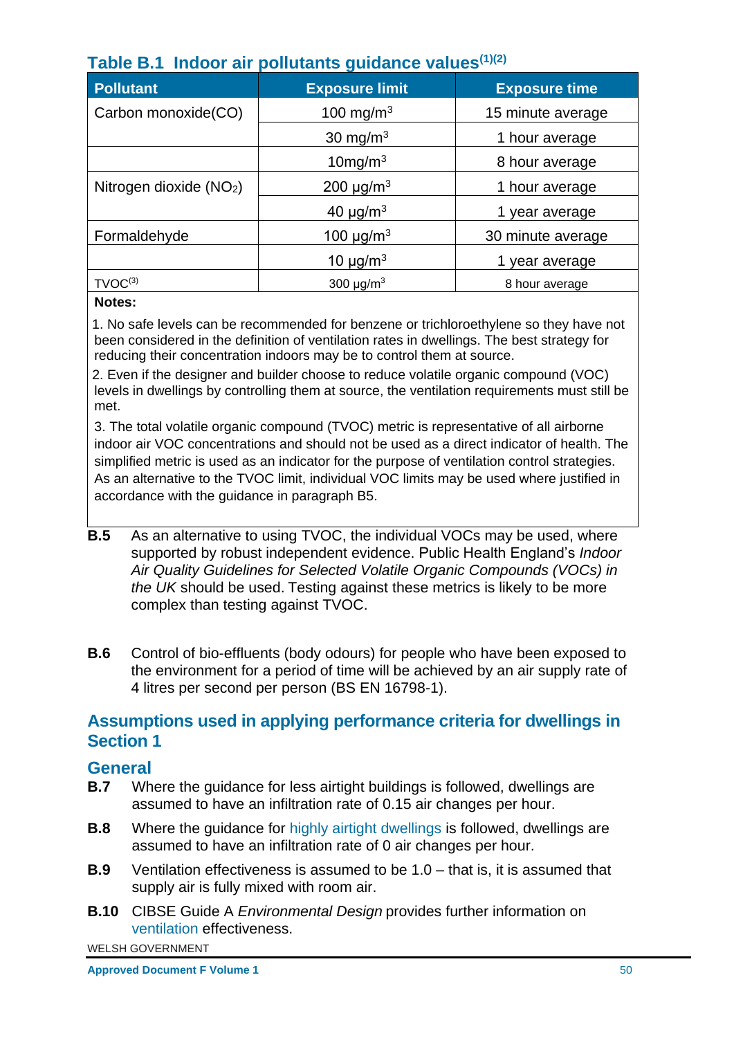### Table B.1 Indoor air pollutants guidance values[1][2]

| Pollutant | Exposure limit | Exposure time |
|---|---|---|
| Carbon monoxide(CO) | 100 mg/m$^3$ | 15 minute average |
| | 30 mg/m$^3$ | 1 hour average |
| | 10mg/m$^3$ | 8 hour average |
| Nitrogen dioxide ($NO_2$) | 200 μg/m$^3$ | 1 hour average |
| | 40 μg/m$^3$ | 1 year average |
| Formaldehyde | 100 μg/m$^3$ | 30 minute average |
| | 10 μg/m$^3$ | 1 year average |
| TVOC[3] | 300 μg/m$^3$ | 8 hour average |

**Notes:**

1. No safe levels can be recommended for benzene or trichloroethylene so they have not been considered in the definition of ventilation rates in dwellings. The best strategy for reducing their concentration indoors may be to control them at source.

2. Even if the designer and builder choose to reduce volatile organic compound (VOC) levels in dwellings by controlling them at source, the ventilation requirements must still be met.

3. The total volatile organic compound (TVOC) metric is representative of all airborne indoor air VOC concentrations and should not be used as a direct indicator of health. The simplified metric is used as an indicator for the purpose of ventilation control strategies. As an alternative to the TVOC limit, individual VOC limits may be used where justified in accordance with the guidance in paragraph B5.

**B.5** As an alternative to using TVOC, the individual VOCs may be used, where supported by robust independent evidence. Public Health England's *Indoor Air Quality Guidelines for Selected Volatile Organic Compounds (VOCs) in the UK* should be used. Testing against these metrics is likely to be more complex than testing against TVOC.

**B.6** Control of bio-effluents (body odours) for people who have been exposed to the environment for a period of time will be achieved by an air supply rate of 4 litres per second per person (BS EN 16798-1).

## Assumptions used in applying performance criteria for dwellings in Section 1

### General

**B.7** Where the guidance for less airtight buildings is followed, dwellings are assumed to have an infiltration rate of 0.15 air changes per hour.

**B.8** Where the guidance for highly airtight dwellings is followed, dwellings are assumed to have an infiltration rate of 0 air changes per hour.

**B.9** Ventilation effectiveness is assumed to be 1.0 – that is, it is assumed that supply air is fully mixed with room air.

**B.10** CIBSE Guide A *Environmental Design* provides further information on ventilation effectiveness.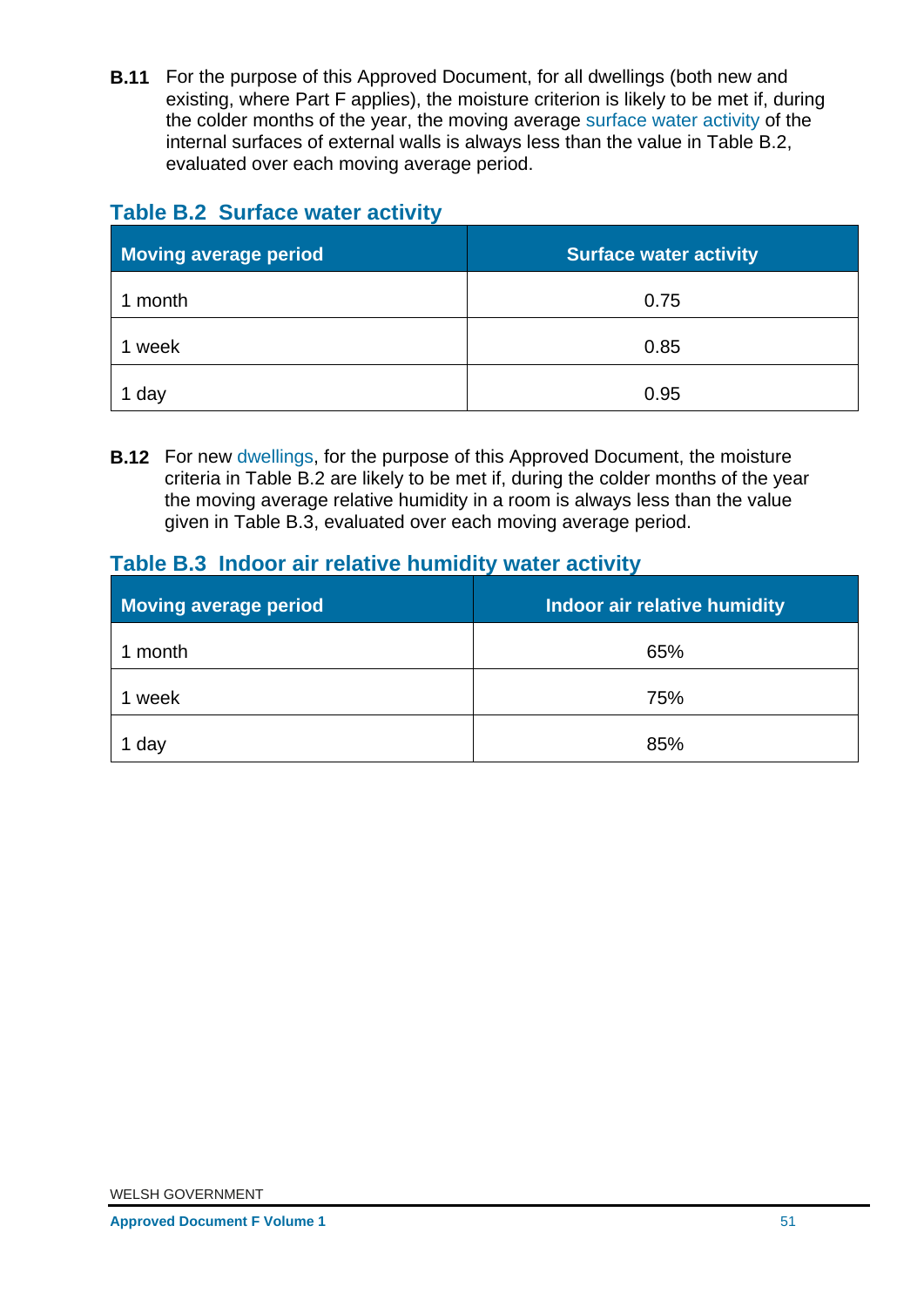**B.11** For the purpose of this Approved Document, for all dwellings (both new and existing, where Part F applies), the moisture criterion is likely to be met if, during the colder months of the year, the moving average surface water activity of the internal surfaces of external walls is always less than the value in Table B.2, evaluated over each moving average period.

### Table B.2 Surface water activity

| Moving average period | Surface water activity |
| --- | --- |
| 1 month | 0.75 |
| 1 week | 0.85 |
| 1 day | 0.95 |

**B.12** For new dwellings, for the purpose of this Approved Document, the moisture criteria in Table B.2 are likely to be met if, during the colder months of the year the moving average relative humidity in a room is always less than the value given in Table B.3, evaluated over each moving average period.

### Table B.3 Indoor air relative humidity water activity

| Moving average period | Indoor air relative humidity |
| --- | --- |
| 1 month | 65% |
| 1 week | 75% |
| 1 day | 85% |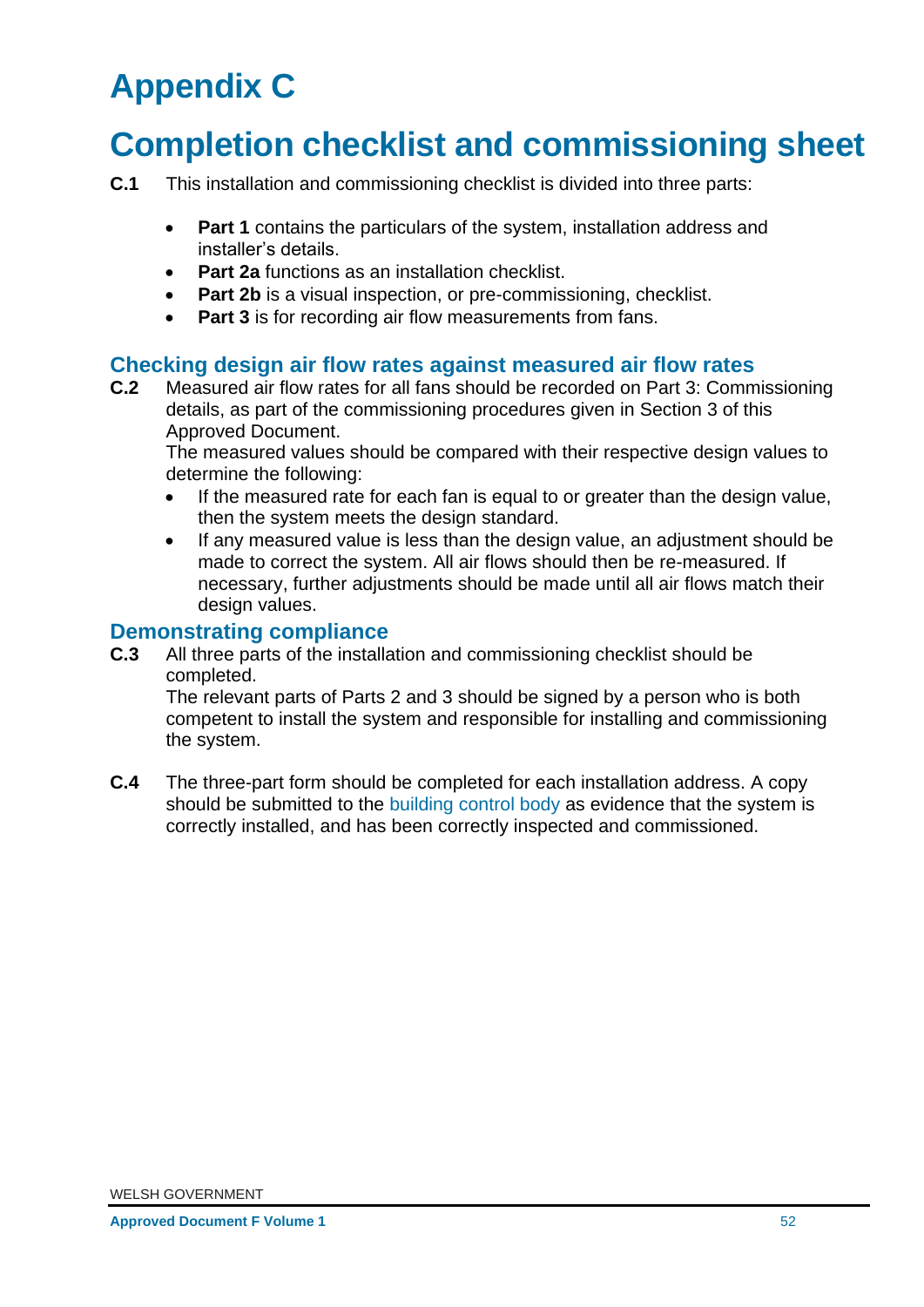# Appendix C

# Completion checklist and commissioning sheet

**C.1** This installation and commissioning checklist is divided into three parts:

- **Part 1** contains the particulars of the system, installation address and installer's details.
- **Part 2a** functions as an installation checklist.
- **Part 2b** is a visual inspection, or pre-commissioning, checklist.
- **Part 3** is for recording air flow measurements from fans.

## Checking design air flow rates against measured air flow rates

**C.2** Measured air flow rates for all fans should be recorded on Part 3: Commissioning details, as part of the commissioning procedures given in Section 3 of this Approved Document.

The measured values should be compared with their respective design values to determine the following:

- If the measured rate for each fan is equal to or greater than the design value, then the system meets the design standard.
- If any measured value is less than the design value, an adjustment should be made to correct the system. All air flows should then be re-measured. If necessary, further adjustments should be made until all air flows match their design values.

## Demonstrating compliance

**C.3** All three parts of the installation and commissioning checklist should be completed.

The relevant parts of Parts 2 and 3 should be signed by a person who is both competent to install the system and responsible for installing and commissioning the system.

**C.4** The three-part form should be completed for each installation address. A copy should be submitted to the building control body as evidence that the system is correctly installed, and has been correctly inspected and commissioned.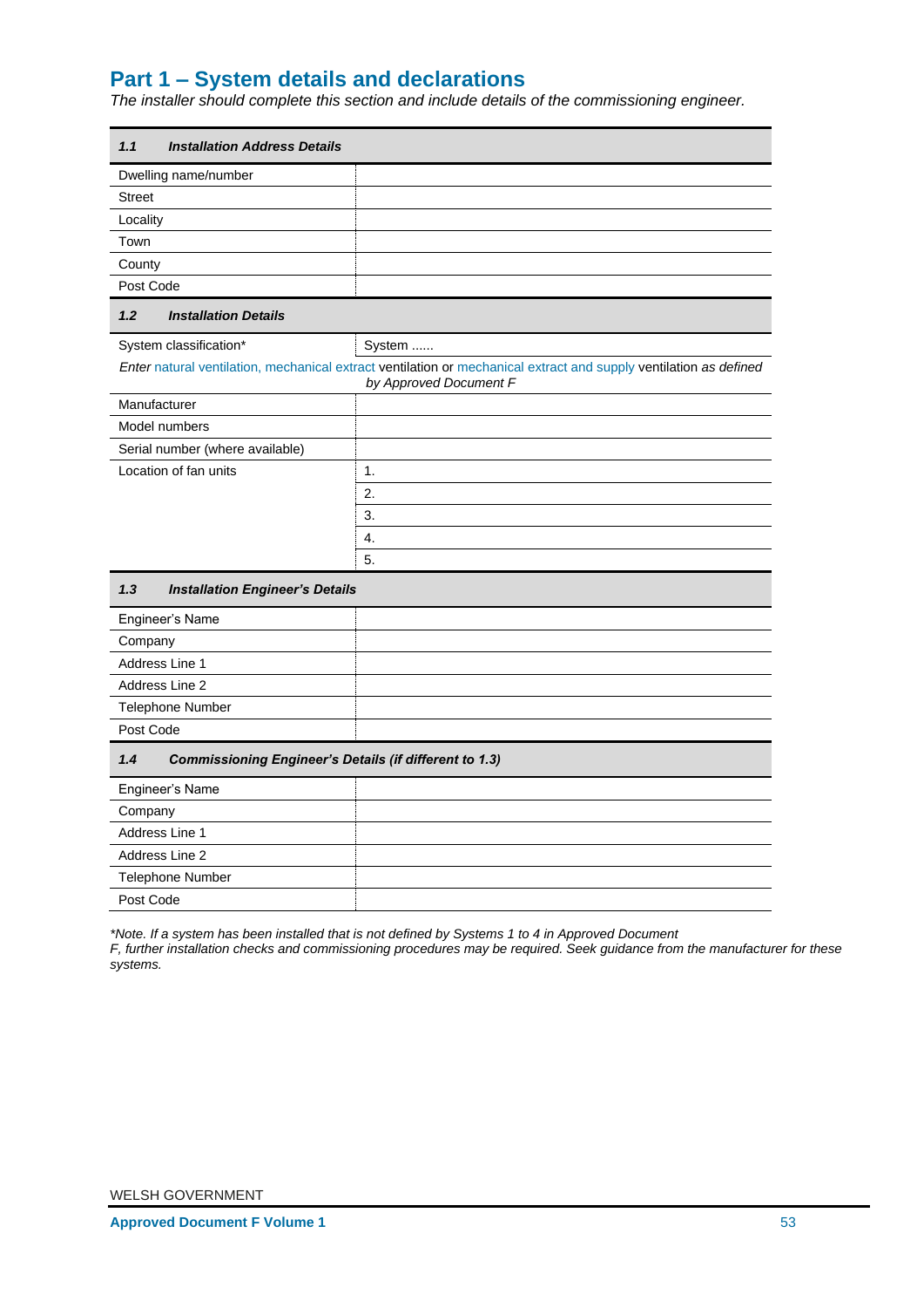## Part 1 – System details and declarations

*The installer should complete this section and include details of the commissioning engineer.*

| ***1.1 Installation Address Details*** | |
|---|---|
| Dwelling name/number | |
| Street | |
| Locality | |
| Town | |
| County | |
| Post Code | |
| ***1.2 Installation Details*** | |
| System classification* | System ...... |
| *Enter* natural ventilation, mechanical extract ventilation or mechanical extract and supply ventilation *as defined by Approved Document F* | |
| Manufacturer | |
| Model numbers | |
| Serial number (where available) | |
| Location of fan units | 1. |
| | 2. |
| | 3. |
| | 4. |
| | 5. |
| ***1.3 Installation Engineer's Details*** | |
| Engineer's Name | |
| Company | |
| Address Line 1 | |
| Address Line 2 | |
| Telephone Number | |
| Post Code | |
| ***1.4 Commissioning Engineer's Details (if different to 1.3)*** | |
| Engineer's Name | |
| Company | |
| Address Line 1 | |
| Address Line 2 | |
| Telephone Number | |
| Post Code | |

**Note. If a system has been installed that is not defined by Systems 1 to 4 in Approved Document F, further installation checks and commissioning procedures may be required. Seek guidance from the manufacturer for these systems.*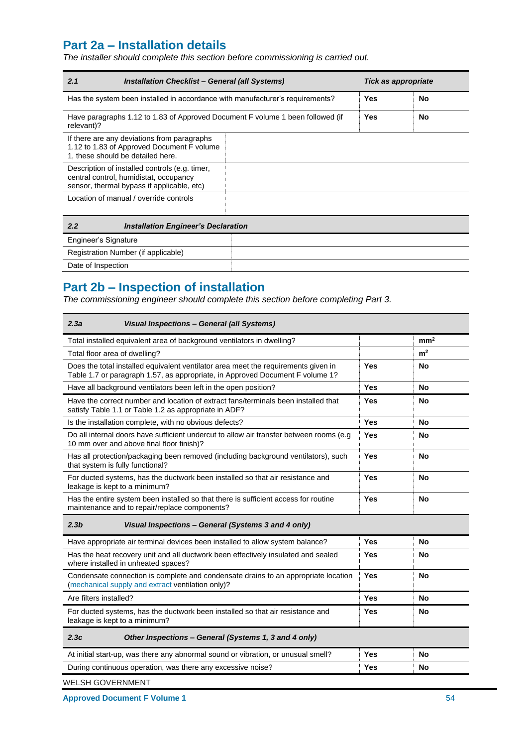## Part 2a – Installation details

*The installer should complete this section before commissioning is carried out.*

| *2.1* | *Installation Checklist – General (all Systems)* | *Tick as appropriate* | |
|---|---|---|---|
| Has the system been installed in accordance with manufacturer's requirements? | | **Yes** | **No** |
| Have paragraphs 1.12 to 1.83 of Approved Document F volume 1 been followed (if relevant)? | | **Yes** | **No** |
| If there are any deviations from paragraphs 1.12 to 1.83 of Approved Document F volume 1, these should be detailed here. | | | |
| Description of installed controls (e.g. timer, central control, humidistat, occupancy sensor, thermal bypass if applicable, etc) | | | |
| Location of manual / override controls | | | |

| *2.2* | *Installation Engineer's Declaration* |
|---|---|
| Engineer's Signature | |
| Registration Number (if applicable) | |
| Date of Inspection | |

## Part 2b – Inspection of installation

*The commissioning engineer should complete this section before completing Part 3.*

| *2.3a* *Visual Inspections – General (all Systems)* | | |
|---|---|---|
| Total installed equivalent area of background ventilators in dwelling? | | **mm$^2$** |
| Total floor area of dwelling? | | **m$^2$** |
| Does the total installed equivalent ventilator area meet the requirements given in Table 1.7 or paragraph 1.57, as appropriate, in Approved Document F volume 1? | **Yes** | **No** |
| Have all background ventilators been left in the open position? | **Yes** | **No** |
| Have the correct number and location of extract fans/terminals been installed that satisfy Table 1.1 or Table 1.2 as appropriate in ADF? | **Yes** | **No** |
| Is the installation complete, with no obvious defects? | **Yes** | **No** |
| Do all internal doors have sufficient undercut to allow air transfer between rooms (e.g 10 mm over and above final floor finish)? | **Yes** | **No** |
| Has all protection/packaging been removed (including background ventilators), such that system is fully functional? | **Yes** | **No** |
| For ducted systems, has the ductwork been installed so that air resistance and leakage is kept to a minimum? | **Yes** | **No** |
| Has the entire system been installed so that there is sufficient access for routine maintenance and to repair/replace components? | **Yes** | **No** |
| ***2.3b*** ***Visual Inspections – General (Systems 3 and 4 only)*** | | |
| Have appropriate air terminal devices been installed to allow system balance? | **Yes** | **No** |
| Has the heat recovery unit and all ductwork been effectively insulated and sealed where installed in unheated spaces? | **Yes** | **No** |
| Condensate connection is complete and condensate drains to an appropriate location (mechanical supply and extract ventilation only)? | **Yes** | **No** |
| Are filters installed? | **Yes** | **No** |
| For ducted systems, has the ductwork been installed so that air resistance and leakage is kept to a minimum? | **Yes** | **No** |
| ***2.3c*** ***Other Inspections – General (Systems 1, 3 and 4 only)*** | | |
| At initial start-up, was there any abnormal sound or vibration, or unusual smell? | **Yes** | **No** |
| During continuous operation, was there any excessive noise? | **Yes** | **No** |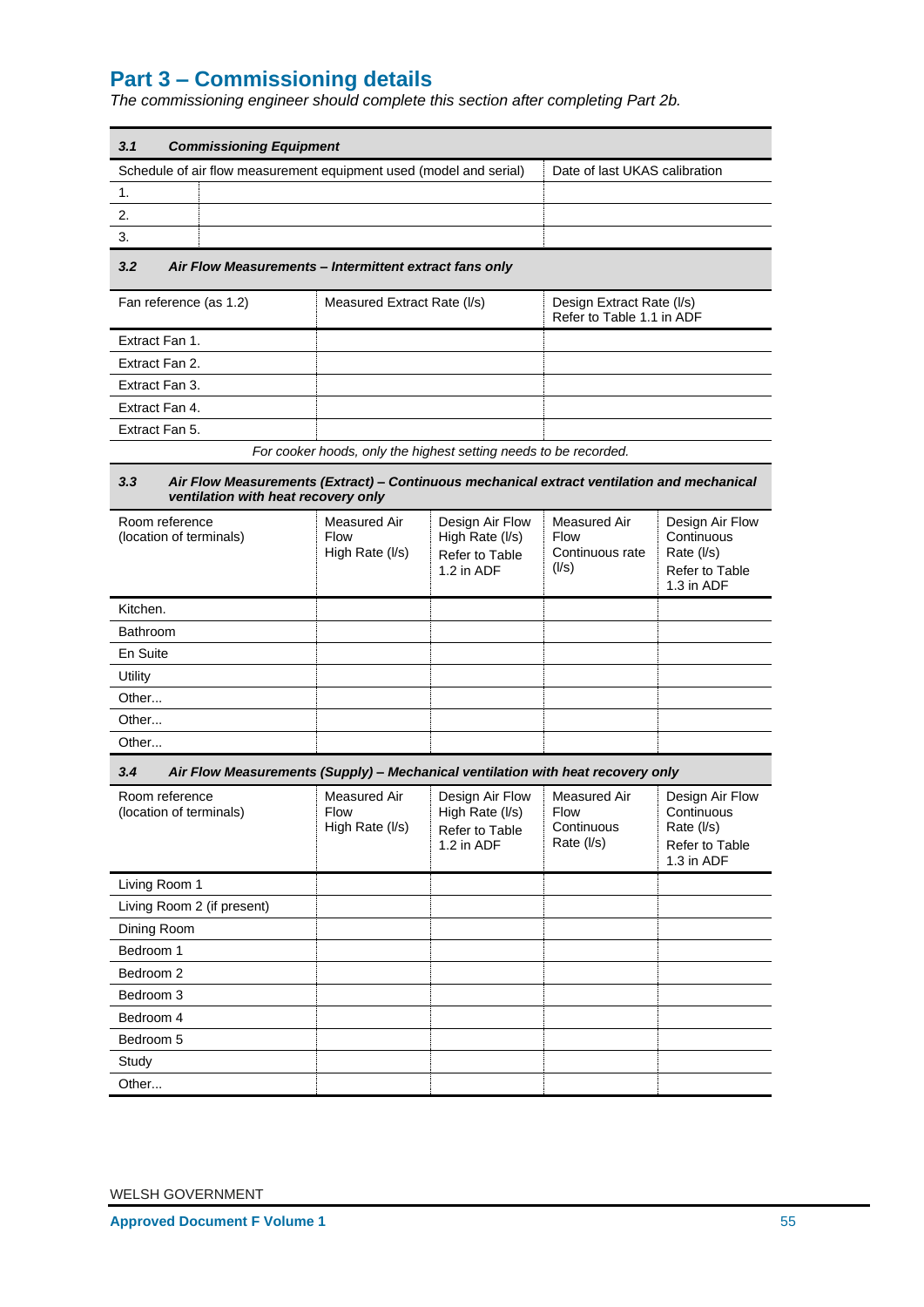## Part 3 – Commissioning details

*The commissioning engineer should complete this section after completing Part 2b.*

| **3.1 Commissioning Equipment** | | |
|---|---|---|
| Schedule of air flow measurement equipment used (model and serial) | | Date of last UKAS calibration |
| 1. | | |
| 2. | | |
| 3. | | |

| **3.2 Air Flow Measurements – Intermittent extract fans only** | | |
|---|---|---|
| Fan reference (as 1.2) | Measured Extract Rate (l/s) | Design Extract Rate (l/s) Refer to Table 1.1 in ADF |
| Extract Fan 1. | | |
| Extract Fan 2. | | |
| Extract Fan 3. | | |
| Extract Fan 4. | | |
| Extract Fan 5. | | |

*For cooker hoods, only the highest setting needs to be recorded.*

| **3.3 Air Flow Measurements (Extract) – Continuous mechanical extract ventilation and mechanical ventilation with heat recovery only** | | | | |
|---|---|---|---|---|
| Room reference (location of terminals) | Measured Air Flow High Rate (l/s) | Design Air Flow High Rate (l/s) Refer to Table 1.2 in ADF | Measured Air Flow Continuous rate (l/s) | Design Air Flow Continuous Rate (l/s) Refer to Table 1.3 in ADF |
| Kitchen. | | | | |
| Bathroom | | | | |
| En Suite | | | | |
| Utility | | | | |
| Other... | | | | |
| Other... | | | | |
| Other... | | | | |

| **3.4 Air Flow Measurements (Supply) – Mechanical ventilation with heat recovery only** | | | | |
|---|---|---|---|---|
| Room reference (location of terminals) | Measured Air Flow High Rate (l/s) | Design Air Flow High Rate (l/s) Refer to Table 1.2 in ADF | Measured Air Flow Continuous Rate (l/s) | Design Air Flow Continuous Rate (l/s) Refer to Table 1.3 in ADF |
| Living Room 1 | | | | |
| Living Room 2 (if present) | | | | |
| Dining Room | | | | |
| Bedroom 1 | | | | |
| Bedroom 2 | | | | |
| Bedroom 3 | | | | |
| Bedroom 4 | | | | |
| Bedroom 5 | | | | |
| Study | | | | |
| Other... | | | | |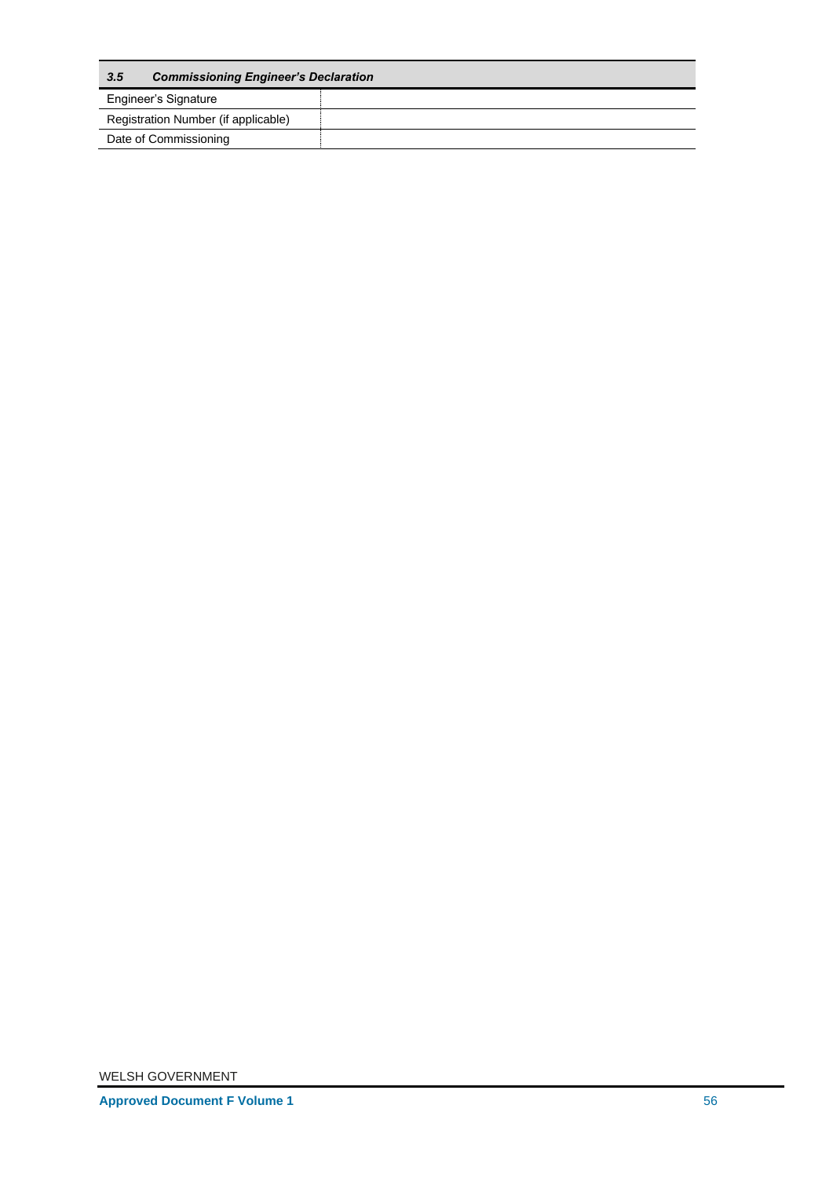| 3.5 | *Commissioning Engineer's Declaration* |
| --- | --- |
| Engineer's Signature | |
| Registration Number (if applicable) | |
| Date of Commissioning | |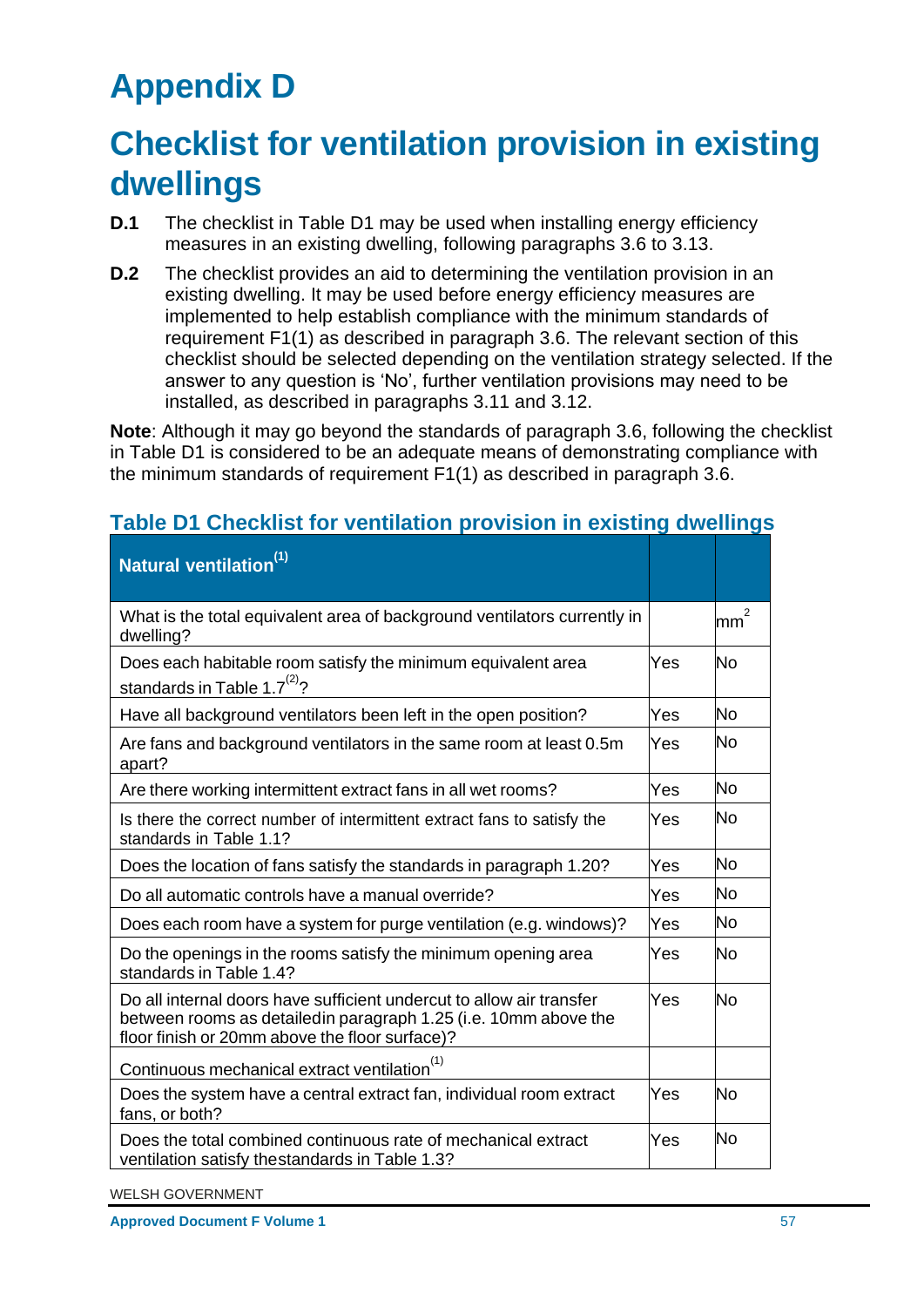# Appendix D

# Checklist for ventilation provision in existing dwellings

**D.1** The checklist in Table D1 may be used when installing energy efficiency measures in an existing dwelling, following paragraphs 3.6 to 3.13.

**D.2** The checklist provides an aid to determining the ventilation provision in an existing dwelling. It may be used before energy efficiency measures are implemented to help establish compliance with the minimum standards of requirement F1(1) as described in paragraph 3.6. The relevant section of this checklist should be selected depending on the ventilation strategy selected. If the answer to any question is 'No', further ventilation provisions may need to be installed, as described in paragraphs 3.11 and 3.12.

**Note**: Although it may go beyond the standards of paragraph 3.6, following the checklist in Table D1 is considered to be an adequate means of demonstrating compliance with the minimum standards of requirement F1(1) as described in paragraph 3.6.

## Table D1 Checklist for ventilation provision in existing dwellings

| Natural ventilation[1] | | |
|---|---|---|
| What is the total equivalent area of background ventilators currently in dwelling? | | $mm^2$ |
| Does each habitable room satisfy the minimum equivalent area standards in Table 1.7[2]? | Yes | No |
| Have all background ventilators been left in the open position? | Yes | No |
| Are fans and background ventilators in the same room at least 0.5m apart? | Yes | No |
| Are there working intermittent extract fans in all wet rooms? | Yes | No |
| Is there the correct number of intermittent extract fans to satisfy the standards in Table 1.1? | Yes | No |
| Does the location of fans satisfy the standards in paragraph 1.20? | Yes | No |
| Do all automatic controls have a manual override? | Yes | No |
| Does each room have a system for purge ventilation (e.g. windows)? | Yes | No |
| Do the openings in the rooms satisfy the minimum opening area standards in Table 1.4? | Yes | No |
| Do all internal doors have sufficient undercut to allow air transfer between rooms as detailedin paragraph 1.25 (i.e. 10mm above the floor finish or 20mm above the floor surface)? | Yes | No |
| Continuous mechanical extract ventilation[1] | | |
| Does the system have a central extract fan, individual room extract fans, or both? | Yes | No |
| Does the total combined continuous rate of mechanical extract ventilation satisfy thestandards in Table 1.3? | Yes | No |

WELSH GOVERNMENT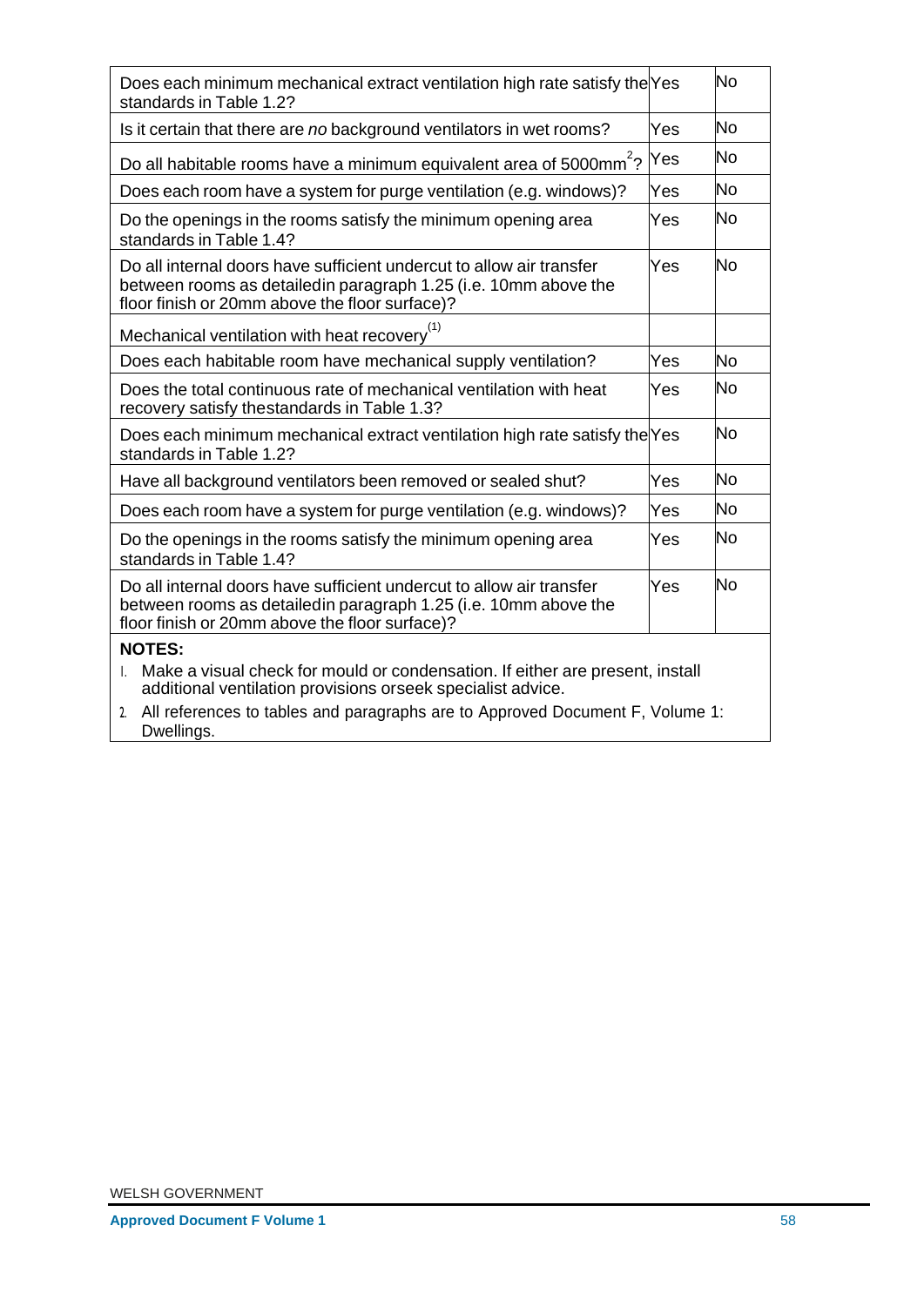| | | |
|---|---|---|
| Does each minimum mechanical extract ventilation high rate satisfy the standards in Table 1.2? | Yes | No |
| Is it certain that there are *no* background ventilators in wet rooms? | Yes | No |
| Do all habitable rooms have a minimum equivalent area of 5000mm$^2$? | Yes | No |
| Does each room have a system for purge ventilation (e.g. windows)? | Yes | No |
| Do the openings in the rooms satisfy the minimum opening area standards in Table 1.4? | Yes | No |
| Do all internal doors have sufficient undercut to allow air transfer between rooms as detailedin paragraph 1.25 (i.e. 10mm above the floor finish or 20mm above the floor surface)? | Yes | No |
| Mechanical ventilation with heat recovery(1) | | |
| Does each habitable room have mechanical supply ventilation? | Yes | No |
| Does the total continuous rate of mechanical ventilation with heat recovery satisfy thestandards in Table 1.3? | Yes | No |
| Does each minimum mechanical extract ventilation high rate satisfy the standards in Table 1.2? | Yes | No |
| Have all background ventilators been removed or sealed shut? | Yes | No |
| Does each room have a system for purge ventilation (e.g. windows)? | Yes | No |
| Do the openings in the rooms satisfy the minimum opening area standards in Table 1.4? | Yes | No |
| Do all internal doors have sufficient undercut to allow air transfer between rooms as detailedin paragraph 1.25 (i.e. 10mm above the floor finish or 20mm above the floor surface)? | Yes | No |

**NOTES:**

1. Make a visual check for mould or condensation. If either are present, install additional ventilation provisions orseek specialist advice.
2. All references to tables and paragraphs are to Approved Document F, Volume 1: Dwellings.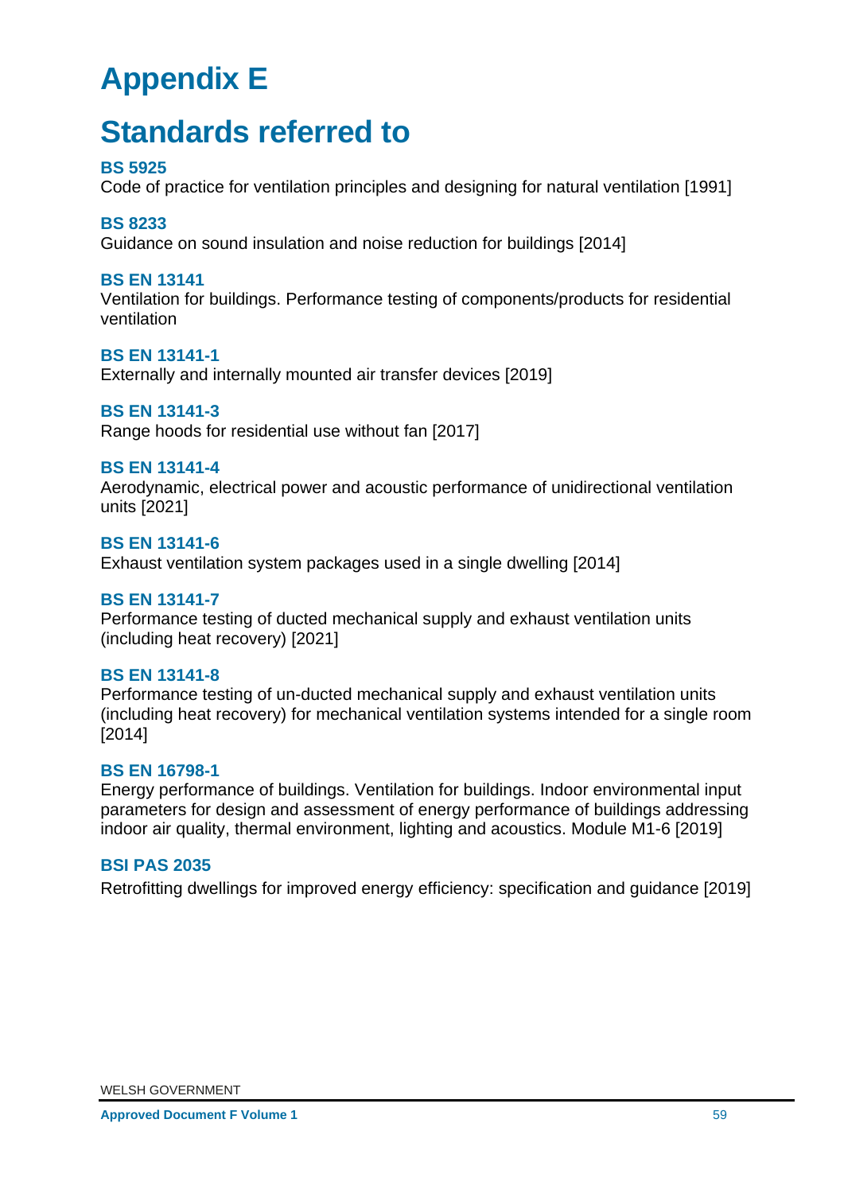# Appendix E

# Standards referred to

**BS 5925**
Code of practice for ventilation principles and designing for natural ventilation [1991]

**BS 8233**
Guidance on sound insulation and noise reduction for buildings [2014]

**BS EN 13141**
Ventilation for buildings. Performance testing of components/products for residential ventilation

**BS EN 13141-1**
Externally and internally mounted air transfer devices [2019]

**BS EN 13141-3**
Range hoods for residential use without fan [2017]

**BS EN 13141-4**
Aerodynamic, electrical power and acoustic performance of unidirectional ventilation units [2021]

**BS EN 13141-6**
Exhaust ventilation system packages used in a single dwelling [2014]

**BS EN 13141-7**
Performance testing of ducted mechanical supply and exhaust ventilation units (including heat recovery) [2021]

**BS EN 13141-8**
Performance testing of un-ducted mechanical supply and exhaust ventilation units (including heat recovery) for mechanical ventilation systems intended for a single room [2014]

**BS EN 16798-1**
Energy performance of buildings. Ventilation for buildings. Indoor environmental input parameters for design and assessment of energy performance of buildings addressing indoor air quality, thermal environment, lighting and acoustics. Module M1-6 [2019]

**BSI PAS 2035**
Retrofitting dwellings for improved energy efficiency: specification and guidance [2019]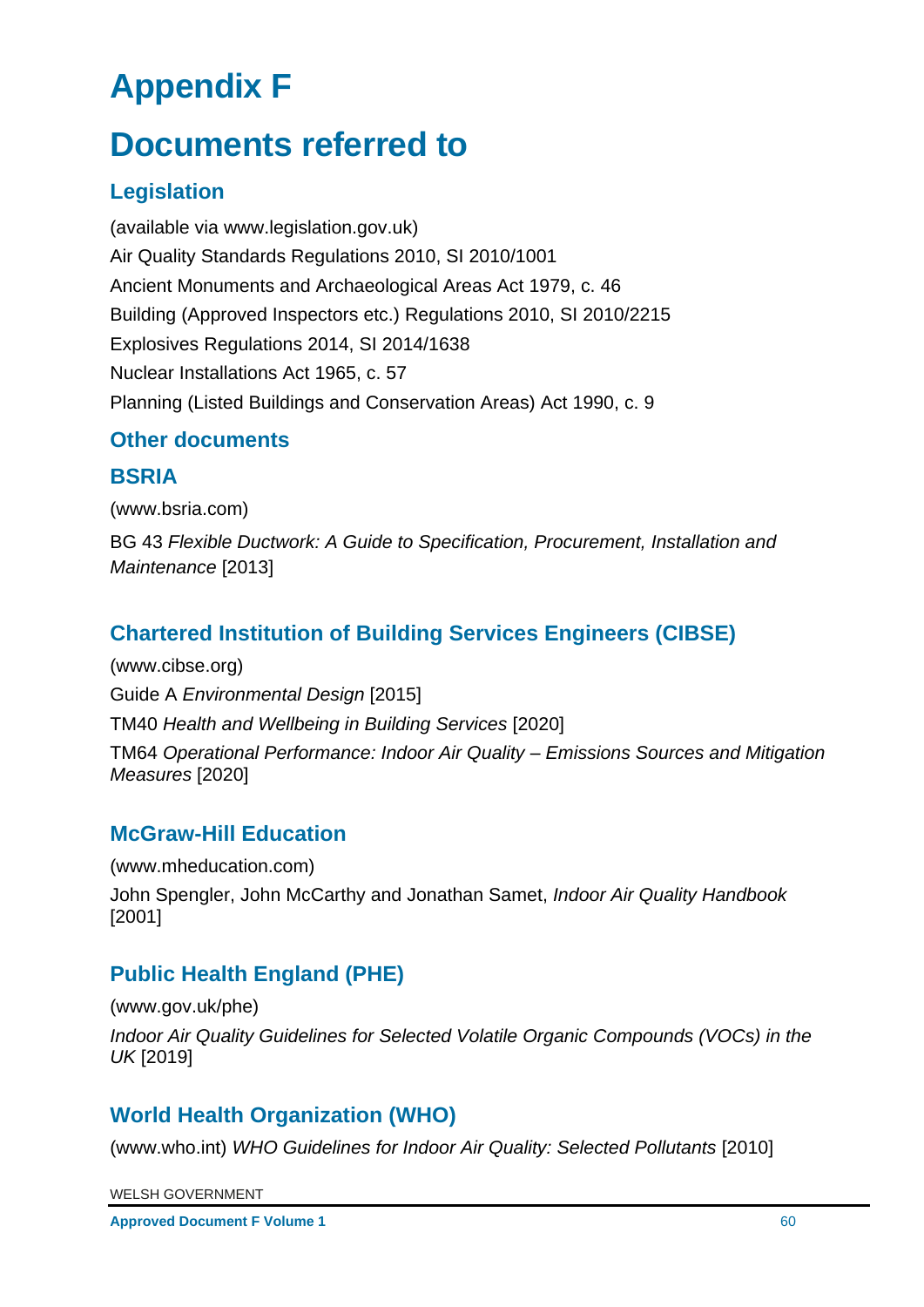# Appendix F

# Documents referred to

## Legislation

(available via www.legislation.gov.uk)

Air Quality Standards Regulations 2010, SI 2010/1001

Ancient Monuments and Archaeological Areas Act 1979, c. 46

Building (Approved Inspectors etc.) Regulations 2010, SI 2010/2215

Explosives Regulations 2014, SI 2014/1638

Nuclear Installations Act 1965, c. 57

Planning (Listed Buildings and Conservation Areas) Act 1990, c. 9

## Other documents

### BSRIA

(www.bsria.com)

BG 43 *Flexible Ductwork: A Guide to Specification, Procurement, Installation and Maintenance* [2013]

### Chartered Institution of Building Services Engineers (CIBSE)

(www.cibse.org)

Guide A *Environmental Design* [2015]

TM40 *Health and Wellbeing in Building Services* [2020]

TM64 *Operational Performance: Indoor Air Quality – Emissions Sources and Mitigation Measures* [2020]

### McGraw-Hill Education

(www.mheducation.com)

John Spengler, John McCarthy and Jonathan Samet, *Indoor Air Quality Handbook* [2001]

### Public Health England (PHE)

(www.gov.uk/phe)

*Indoor Air Quality Guidelines for Selected Volatile Organic Compounds (VOCs) in the UK* [2019]

### World Health Organization (WHO)

(www.who.int) *WHO Guidelines for Indoor Air Quality: Selected Pollutants* [2010]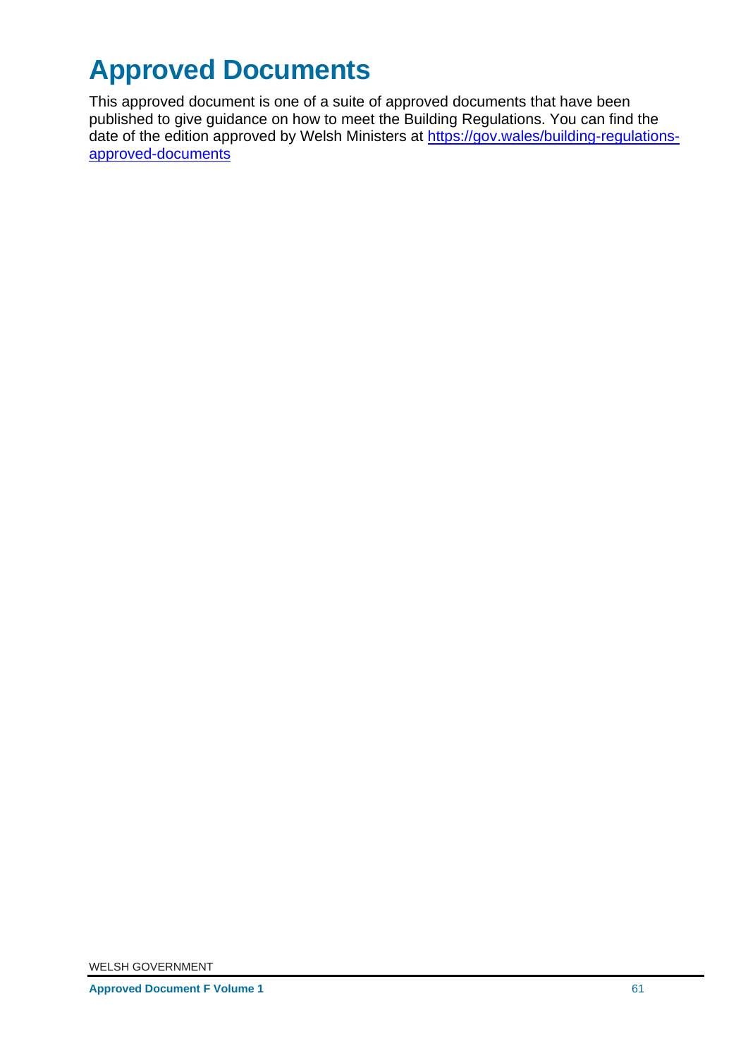# Approved Documents

This approved document is one of a suite of approved documents that have been published to give guidance on how to meet the Building Regulations. You can find the date of the edition approved by Welsh Ministers at [https://gov.wales/building-regulations-approved-documents](https://gov.wales/building-regulations-approved-documents)